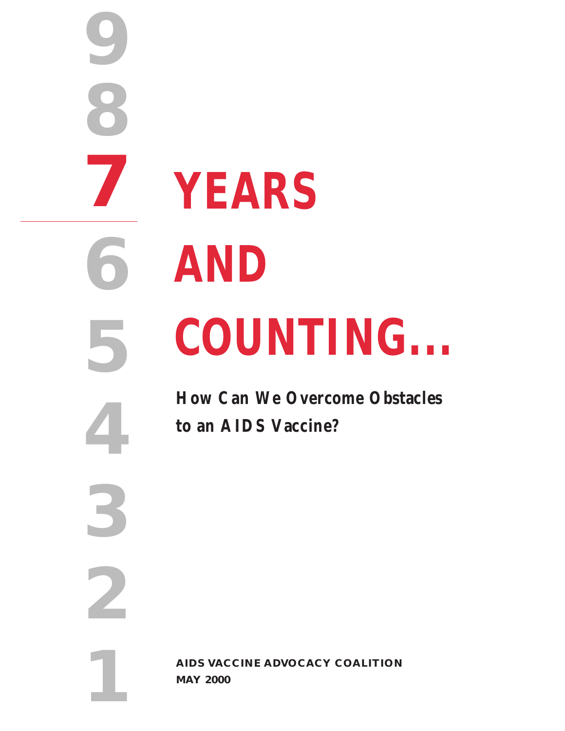# 7 YEARS AND COUNTING...

## How Can We Overcome Obstacles to an AIDS Vaccine?

**AIDS VACCINE ADVOCACY COALITION**
**MAY 2000**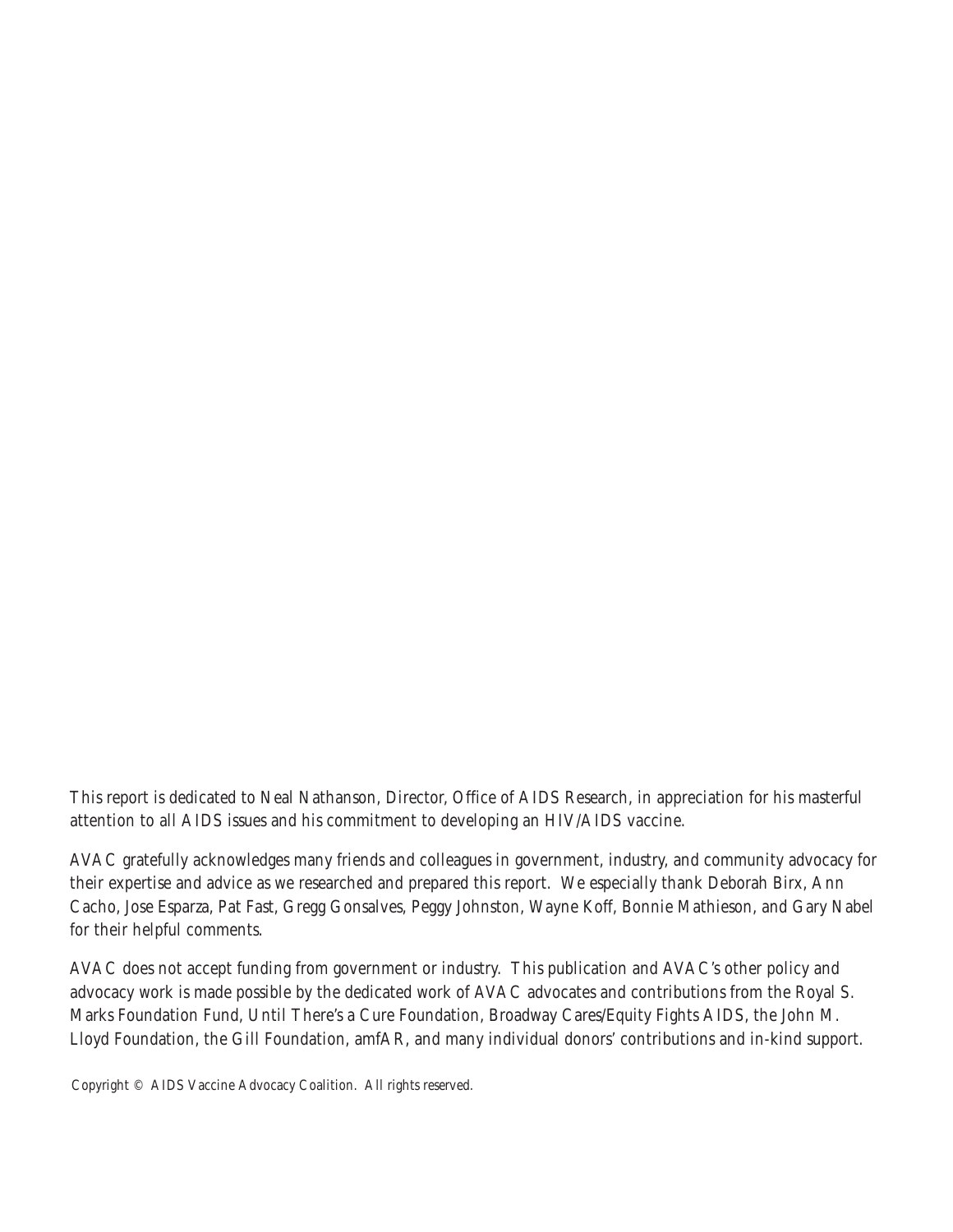This report is dedicated to Neal Nathanson, Director, Office of AIDS Research, in appreciation for his masterful attention to all AIDS issues and his commitment to developing an HIV/AIDS vaccine.

AVAC gratefully acknowledges many friends and colleagues in government, industry, and community advocacy for their expertise and advice as we researched and prepared this report. We especially thank Deborah Birx, Ann Cacho, Jose Esparza, Pat Fast, Gregg Gonsalves, Peggy Johnston, Wayne Koff, Bonnie Mathieson, and Gary Nabel for their helpful comments.

AVAC does not accept funding from government or industry. This publication and AVAC's other policy and advocacy work is made possible by the dedicated work of AVAC advocates and contributions from the Royal S. Marks Foundation Fund, Until There's a Cure Foundation, Broadway Cares/Equity Fights AIDS, the John M. Lloyd Foundation, the Gill Foundation, amfAR, and many individual donors' contributions and in-kind support.

Copyright © AIDS Vaccine Advocacy Coalition. All rights reserved.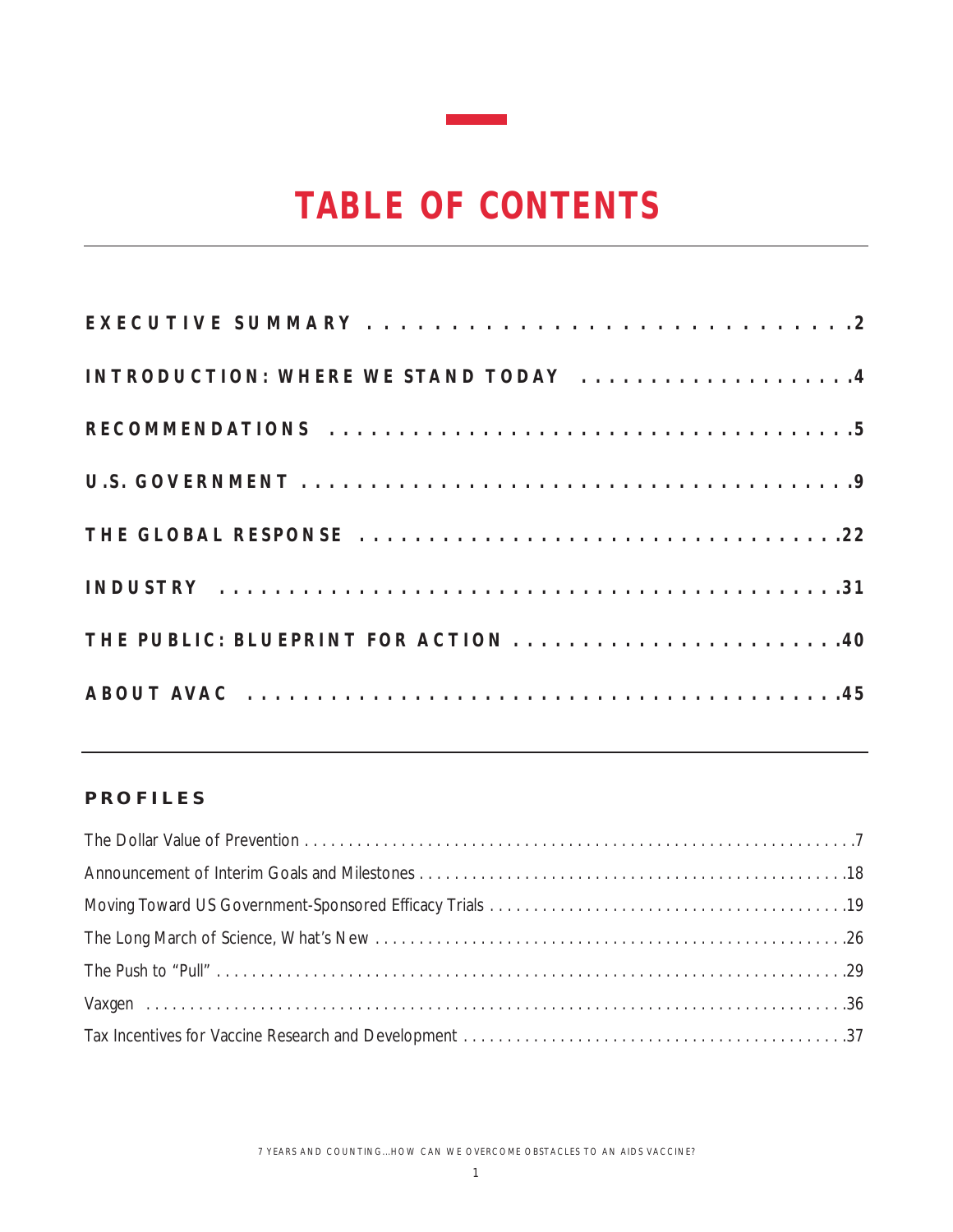# TABLE OF CONTENTS

**EXECUTIVE SUMMARY** . . . . . . . . . . . . . . . . . . . . . . . . . . . . .2

**INTRODUCTION: WHERE WE STAND TODAY** . . . . . . . . . . . . . . . . . . . .4

**RECOMMENDATIONS** . . . . . . . . . . . . . . . . . . . . . . . . . . . . . . . . . .5

**U.S. GOVERNMENT** . . . . . . . . . . . . . . . . . . . . . . . . . . . . . . . . . . .9

**THE GLOBAL RESPONSE** . . . . . . . . . . . . . . . . . . . . . . . . . . . . . . .22

**INDUSTRY** . . . . . . . . . . . . . . . . . . . . . . . . . . . . . . . . . . . . . . . .31

**THE PUBLIC: BLUEPRINT FOR ACTION** . . . . . . . . . . . . . . . . . . . . . . .40

**ABOUT AVAC** . . . . . . . . . . . . . . . . . . . . . . . . . . . . . . . . . . . . . .45

## PROFILES

The Dollar Value of Prevention . . . . . . . . . . . . . . . . . . . . . . . . . . . . . . . . . . . . . . . . . . . . . . . . . . . . . . .7

Announcement of Interim Goals and Milestones . . . . . . . . . . . . . . . . . . . . . . . . . . . . . . . . . . . . . . . . .18

Moving Toward US Government-Sponsored Efficacy Trials . . . . . . . . . . . . . . . . . . . . . . . . . . . . . . . . .19

The Long March of Science, What's New . . . . . . . . . . . . . . . . . . . . . . . . . . . . . . . . . . . . . . . . . . . . . .26

The Push to "Pull" . . . . . . . . . . . . . . . . . . . . . . . . . . . . . . . . . . . . . . . . . . . . . . . . . . . . . . . . . . . . . . . . .29

Vaxgen . . . . . . . . . . . . . . . . . . . . . . . . . . . . . . . . . . . . . . . . . . . . . . . . . . . . . . . . . . . . . . . . . . . . . . . . .36

Tax Incentives for Vaccine Research and Development . . . . . . . . . . . . . . . . . . . . . . . . . . . . . . . . . . . .37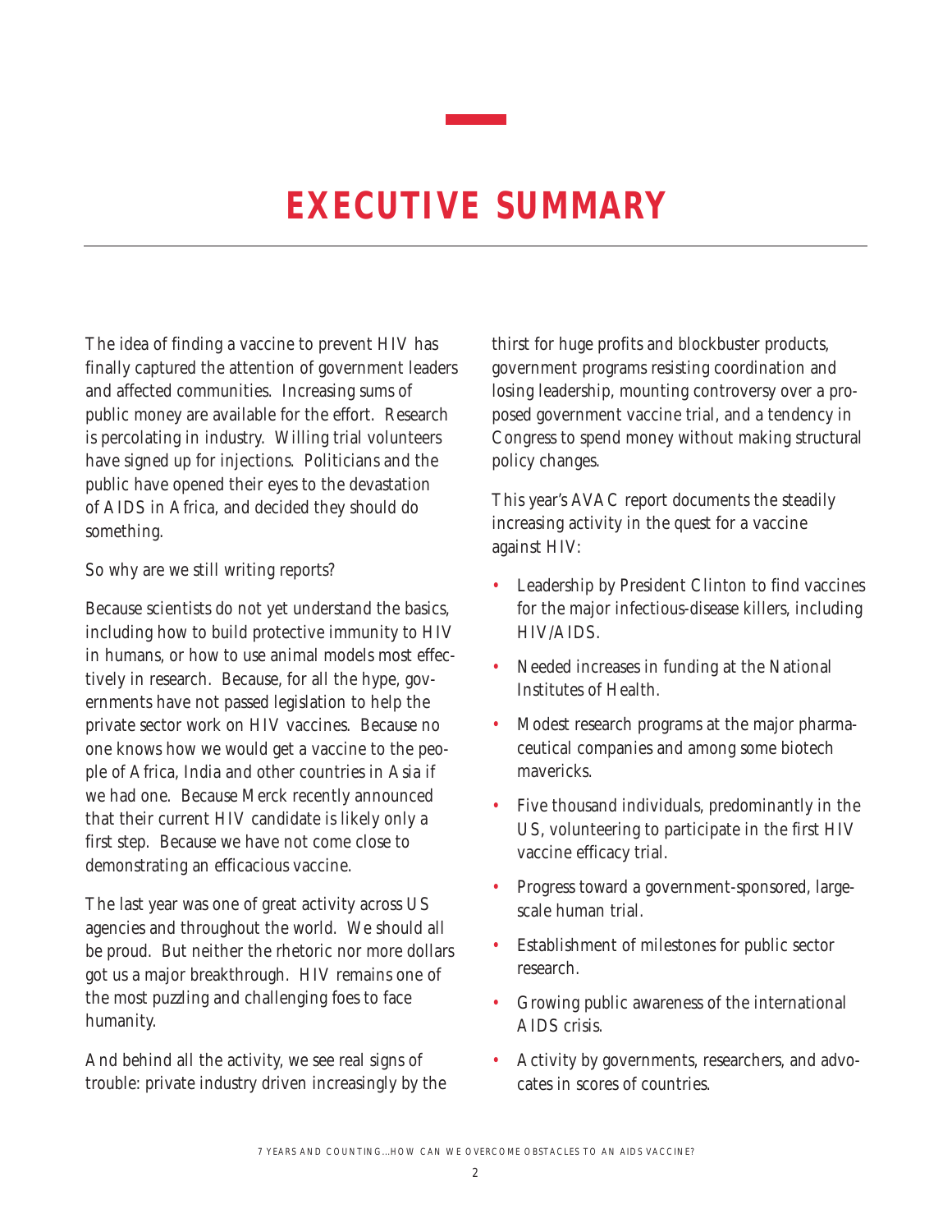# EXECUTIVE SUMMARY

The idea of finding a vaccine to prevent HIV has finally captured the attention of government leaders and affected communities. Increasing sums of public money are available for the effort. Research is percolating in industry. Willing trial volunteers have signed up for injections. Politicians and the public have opened their eyes to the devastation of AIDS in Africa, and decided they should do something.

So why are we still writing reports?

Because scientists do not yet understand the basics, including how to build protective immunity to HIV in humans, or how to use animal models most effectively in research. Because, for all the hype, governments have not passed legislation to help the private sector work on HIV vaccines. Because no one knows how we would get a vaccine to the people of Africa, India and other countries in Asia if we had one. Because Merck recently announced that their current HIV candidate is likely only a first step. Because we have not come close to demonstrating an efficacious vaccine.

The last year was one of great activity across US agencies and throughout the world. We should all be proud. But neither the rhetoric nor more dollars got us a major breakthrough. HIV remains one of the most puzzling and challenging foes to face humanity.

And behind all the activity, we see real signs of trouble: private industry driven increasingly by the thirst for huge profits and blockbuster products, government programs resisting coordination and losing leadership, mounting controversy over a proposed government vaccine trial, and a tendency in Congress to spend money without making structural policy changes.

This year's AVAC report documents the steadily increasing activity in the quest for a vaccine against HIV:

- Leadership by President Clinton to find vaccines for the major infectious-disease killers, including HIV/AIDS.
- Needed increases in funding at the National Institutes of Health.
- Modest research programs at the major pharmaceutical companies and among some biotech mavericks.
- Five thousand individuals, predominantly in the US, volunteering to participate in the first HIV vaccine efficacy trial.
- Progress toward a government-sponsored, large-scale human trial.
- Establishment of milestones for public sector research.
- Growing public awareness of the international AIDS crisis.
- Activity by governments, researchers, and advocates in scores of countries.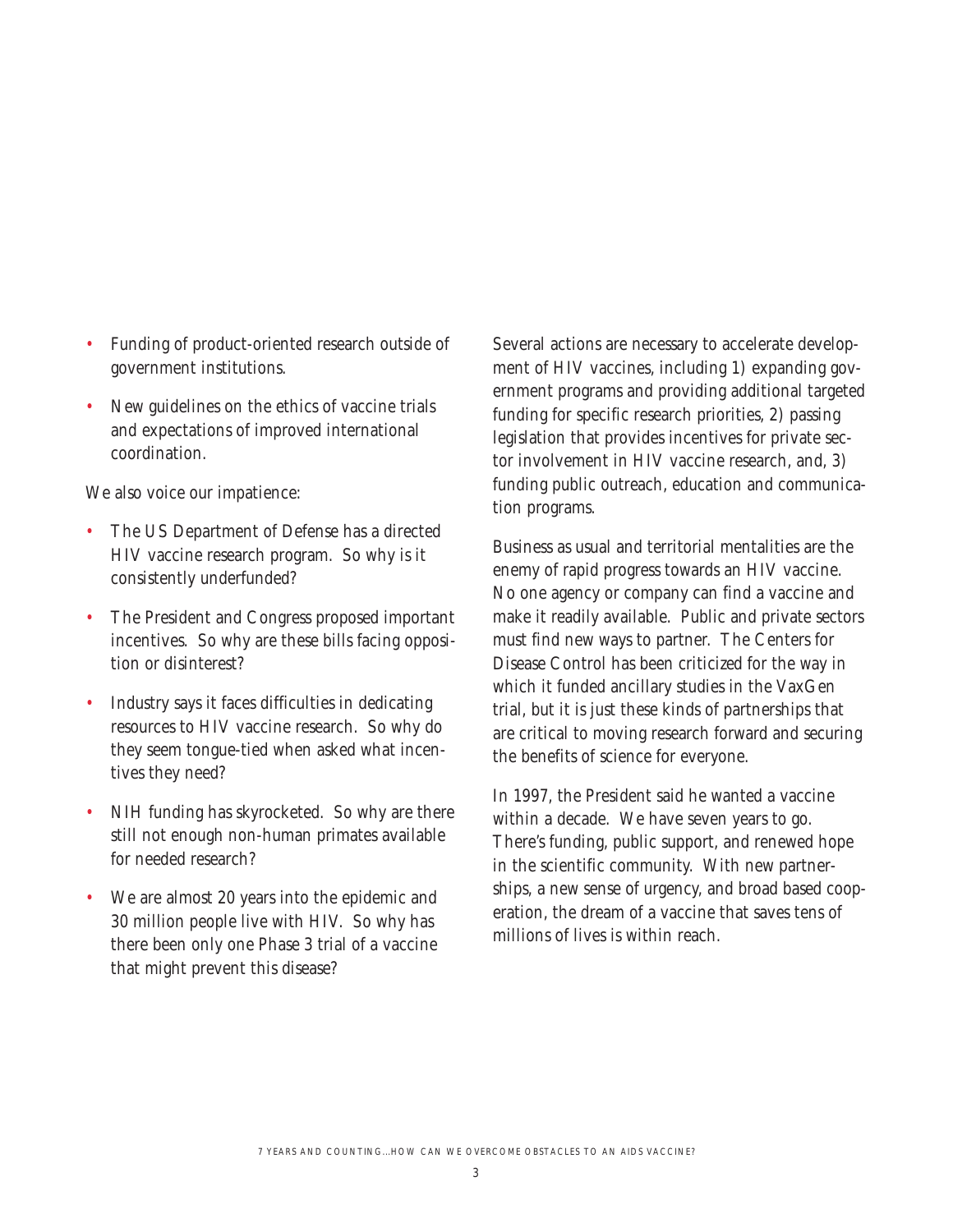- Funding of product-oriented research outside of government institutions.
- New guidelines on the ethics of vaccine trials and expectations of improved international coordination.

We also voice our impatience:

- The US Department of Defense has a directed HIV vaccine research program. So why is it consistently underfunded?
- The President and Congress proposed important incentives. So why are these bills facing opposition or disinterest?
- Industry says it faces difficulties in dedicating resources to HIV vaccine research. So why do they seem tongue-tied when asked what incentives they need?
- NIH funding has skyrocketed. So why are there still not enough non-human primates available for needed research?
- We are almost 20 years into the epidemic and 30 million people live with HIV. So why has there been only one Phase 3 trial of a vaccine that might prevent this disease?

Several actions are necessary to accelerate development of HIV vaccines, including 1) expanding government programs and providing additional targeted funding for specific research priorities, 2) passing legislation that provides incentives for private sector involvement in HIV vaccine research, and, 3) funding public outreach, education and communication programs.

Business as usual and territorial mentalities are the enemy of rapid progress towards an HIV vaccine. No one agency or company can find a vaccine and make it readily available. Public and private sectors must find new ways to partner. The Centers for Disease Control has been criticized for the way in which it funded ancillary studies in the VaxGen trial, but it is just these kinds of partnerships that are critical to moving research forward and securing the benefits of science for everyone.

In 1997, the President said he wanted a vaccine within a decade. We have seven years to go. There's funding, public support, and renewed hope in the scientific community. With new partnerships, a new sense of urgency, and broad based cooperation, the dream of a vaccine that saves tens of millions of lives is within reach.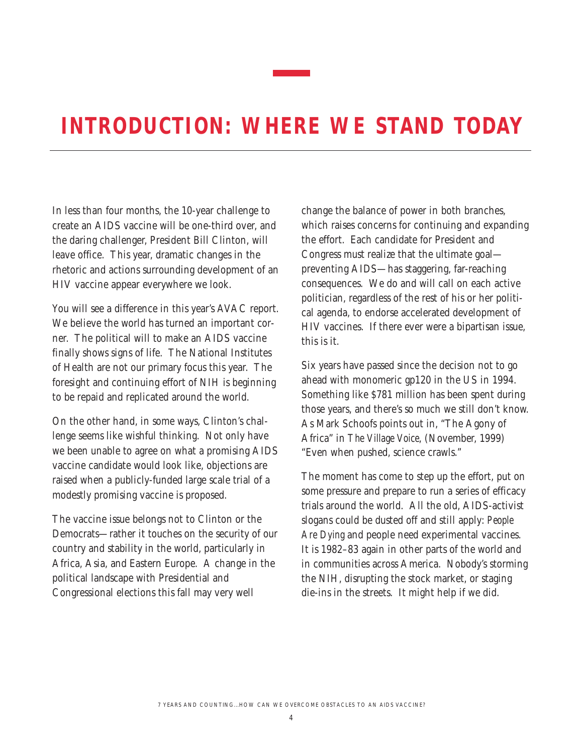# INTRODUCTION: WHERE WE STAND TODAY

In less than four months, the 10-year challenge to create an AIDS vaccine will be one-third over, and the daring challenger, President Bill Clinton, will leave office. This year, dramatic changes in the rhetoric and actions surrounding development of an HIV vaccine appear everywhere we look.

You will see a difference in this year's AVAC report. We believe the world has turned an important corner. The political will to make an AIDS vaccine finally shows signs of life. The National Institutes of Health are not our primary focus this year. The foresight and continuing effort of NIH is beginning to be repaid and replicated around the world.

On the other hand, in some ways, Clinton's challenge seems like wishful thinking. Not only have we been unable to agree on what a promising AIDS vaccine candidate would look like, objections are raised when a publicly-funded large scale trial of a modestly promising vaccine is proposed.

The vaccine issue belongs not to Clinton or the Democrats—rather it touches on the security of our country and stability in the world, particularly in Africa, Asia, and Eastern Europe. A change in the political landscape with Presidential and Congressional elections this fall may very well change the balance of power in both branches, which raises concerns for continuing and expanding the effort. Each candidate for President and Congress must realize that the ultimate goal—preventing AIDS—has staggering, far-reaching consequences. We do and will call on each active politician, regardless of the rest of his or her political agenda, to endorse accelerated development of HIV vaccines. If there ever were a bipartisan issue, this is it.

Six years have passed since the decision not to go ahead with monomeric gp120 in the US in 1994. Something like $781 million has been spent during those years, and there's so much we still don't know. As Mark Schoofs points out in, "The Agony of Africa" in *The Village Voice*, (November, 1999) "Even when pushed, science crawls."

The moment has come to step up the effort, put on some pressure and prepare to run a series of efficacy trials around the world. All the old, AIDS-activist slogans could be dusted off and still apply: *People Are Dying* and people need experimental vaccines. It is 1982–83 again in other parts of the world and in communities across America. Nobody's storming the NIH, disrupting the stock market, or staging die-ins in the streets. It might help if we did.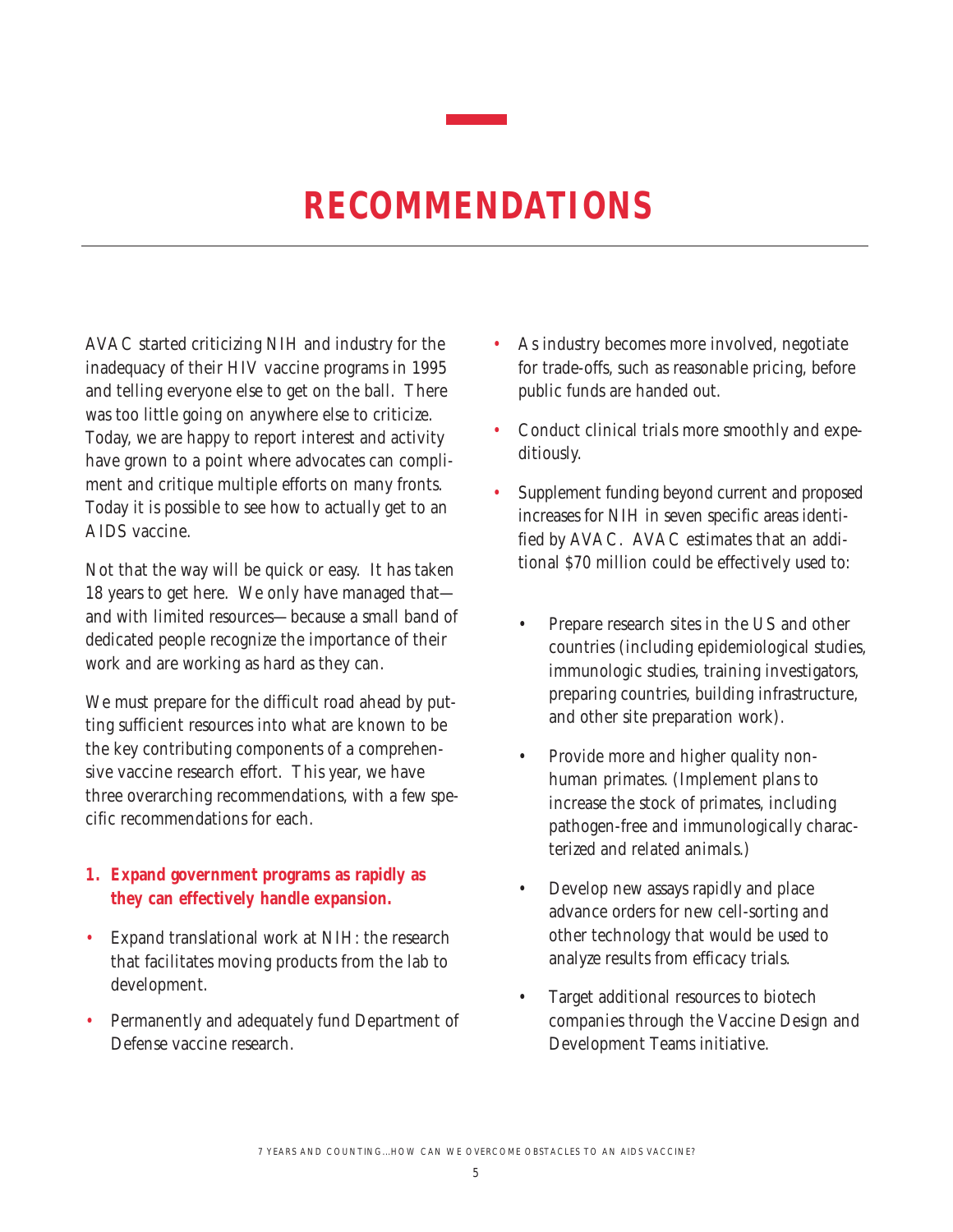# RECOMMENDATIONS

AVAC started criticizing NIH and industry for the inadequacy of their HIV vaccine programs in 1995 and telling everyone else to get on the ball. There was too little going on anywhere else to criticize. Today, we are happy to report interest and activity have grown to a point where advocates can compliment and critique multiple efforts on many fronts. Today it is possible to see how to actually get to an AIDS vaccine.

Not that the way will be quick or easy. It has taken 18 years to get here. We only have managed that—and with limited resources—because a small band of dedicated people recognize the importance of their work and are working as hard as they can.

We must prepare for the difficult road ahead by putting sufficient resources into what are known to be the key contributing components of a comprehensive vaccine research effort. This year, we have three overarching recommendations, with a few specific recommendations for each.

**1. Expand government programs as rapidly as they can effectively handle expansion.**

- Expand translational work at NIH: the research that facilitates moving products from the lab to development.
- Permanently and adequately fund Department of Defense vaccine research.
- As industry becomes more involved, negotiate for trade-offs, such as reasonable pricing, before public funds are handed out.
- Conduct clinical trials more smoothly and expeditiously.
- Supplement funding beyond current and proposed increases for NIH in seven specific areas identified by AVAC. AVAC estimates that an additional $70 million could be effectively used to:
    - Prepare research sites in the US and other countries (including epidemiological studies, immunologic studies, training investigators, preparing countries, building infrastructure, and other site preparation work).
    - Provide more and higher quality non-human primates. (Implement plans to increase the stock of primates, including pathogen-free and immunologically characterized and related animals.)
    - Develop new assays rapidly and place advance orders for new cell-sorting and other technology that would be used to analyze results from efficacy trials.
    - Target additional resources to biotech companies through the Vaccine Design and Development Teams initiative.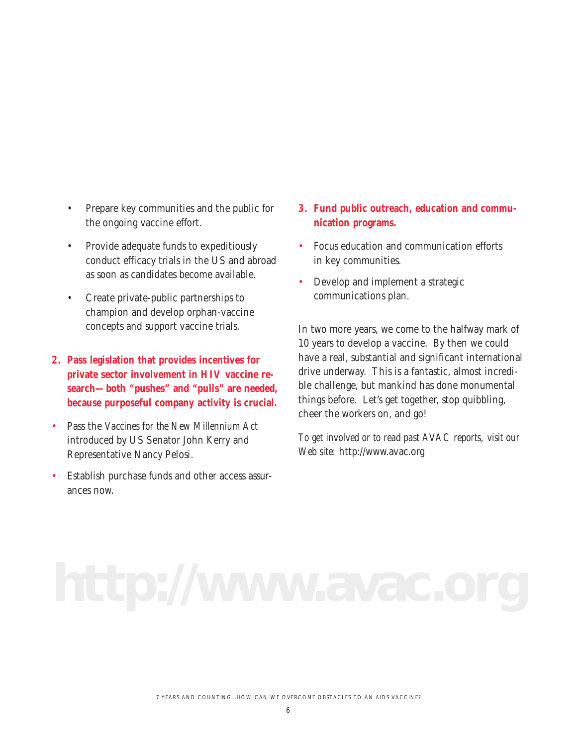- Prepare key communities and the public for the ongoing vaccine effort.
- Provide adequate funds to expeditiously conduct efficacy trials in the US and abroad as soon as candidates become available.
- Create private-public partnerships to champion and develop orphan-vaccine concepts and support vaccine trials.

**2. Pass legislation that provides incentives for private sector involvement in HIV vaccine research—both "pushes" and "pulls" are needed, because purposeful company activity is crucial.**

- Pass the *Vaccines for the New Millennium Act* introduced by US Senator John Kerry and Representative Nancy Pelosi.
- Establish purchase funds and other access assurances now.

**3. Fund public outreach, education and communication programs.**

- Focus education and communication efforts in key communities.
- Develop and implement a strategic communications plan.

In two more years, we come to the halfway mark of 10 years to develop a vaccine. By then we could have a real, substantial and significant international drive underway. This is a fantastic, almost incredible challenge, but mankind has done monumental things before. Let's get together, stop quibbling, cheer the workers on, and go!

*To get involved or to read past AVAC reports, visit our Web site:* http://www.avac.org

http://www.avac.org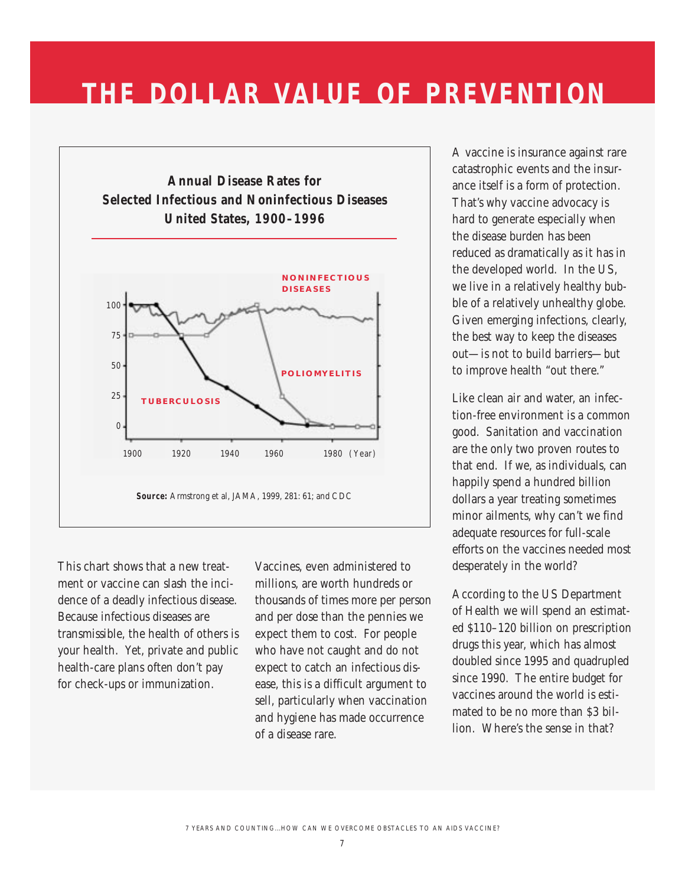# THE DOLLAR VALUE OF PREVENTION

**Annual Disease Rates for Selected Infectious and Noninfectious Diseases United States, 1900–1996**

NONINFECTIOUS DISEASES

POLIOMYELITIS

TUBERCULOSIS

100
75
50
25
0

1900 1920 1940 1960 1980 (Year)

**Source:** Armstrong et al, JAMA, 1999, 281: 61; and CDC

This chart shows that a new treatment or vaccine can slash the incidence of a deadly infectious disease. Because infectious diseases are transmissible, the health of others is your health. Yet, private and public health-care plans often don't pay for check-ups or immunization.

Vaccines, even administered to millions, are worth hundreds or thousands of times more per person and per dose than the pennies we expect them to cost. For people who have not caught and do not expect to catch an infectious disease, this is a difficult argument to sell, particularly when vaccination and hygiene has made occurrence of a disease rare.

A vaccine is insurance against rare catastrophic events and the insurance itself is a form of protection. That's why vaccine advocacy is hard to generate especially when the disease burden has been reduced as dramatically as it has in the developed world. In the US, we live in a relatively healthy bubble of a relatively unhealthy globe. Given emerging infections, clearly, the best way to keep the diseases out—is not to build barriers—but to improve health "out there."

Like clean air and water, an infection-free environment is a common good. Sanitation and vaccination are the only two proven routes to that end. If we, as individuals, can happily spend a hundred billion dollars a year treating sometimes minor ailments, why can't we find adequate resources for full-scale efforts on the vaccines needed most desperately in the world?

According to the US Department of Health we will spend an estimated $110–120 billion on prescription drugs this year, which has almost doubled since 1995 and quadrupled since 1990. The entire budget for vaccines around the world is estimated to be no more than $3 billion. Where's the sense in that?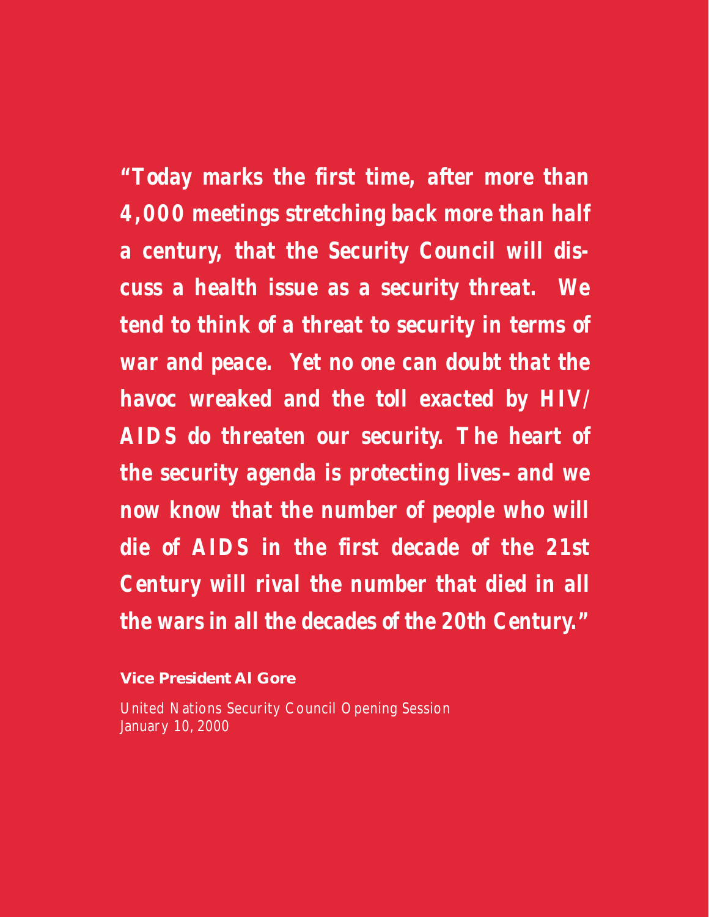***"Today marks the first time, after more than 4,000 meetings stretching back more than half a century, that the Security Council will discuss a health issue as a security threat. We tend to think of a threat to security in terms of war and peace. Yet no one can doubt that the havoc wreaked and the toll exacted by HIV/AIDS do threaten our security. The heart of the security agenda is protecting lives–and we now know that the number of people who will die of AIDS in the first decade of the 21st Century will rival the number that died in all the wars in all the decades of the 20th Century."***

**Vice President Al Gore**

*United Nations Security Council Opening Session*
*January 10, 2000*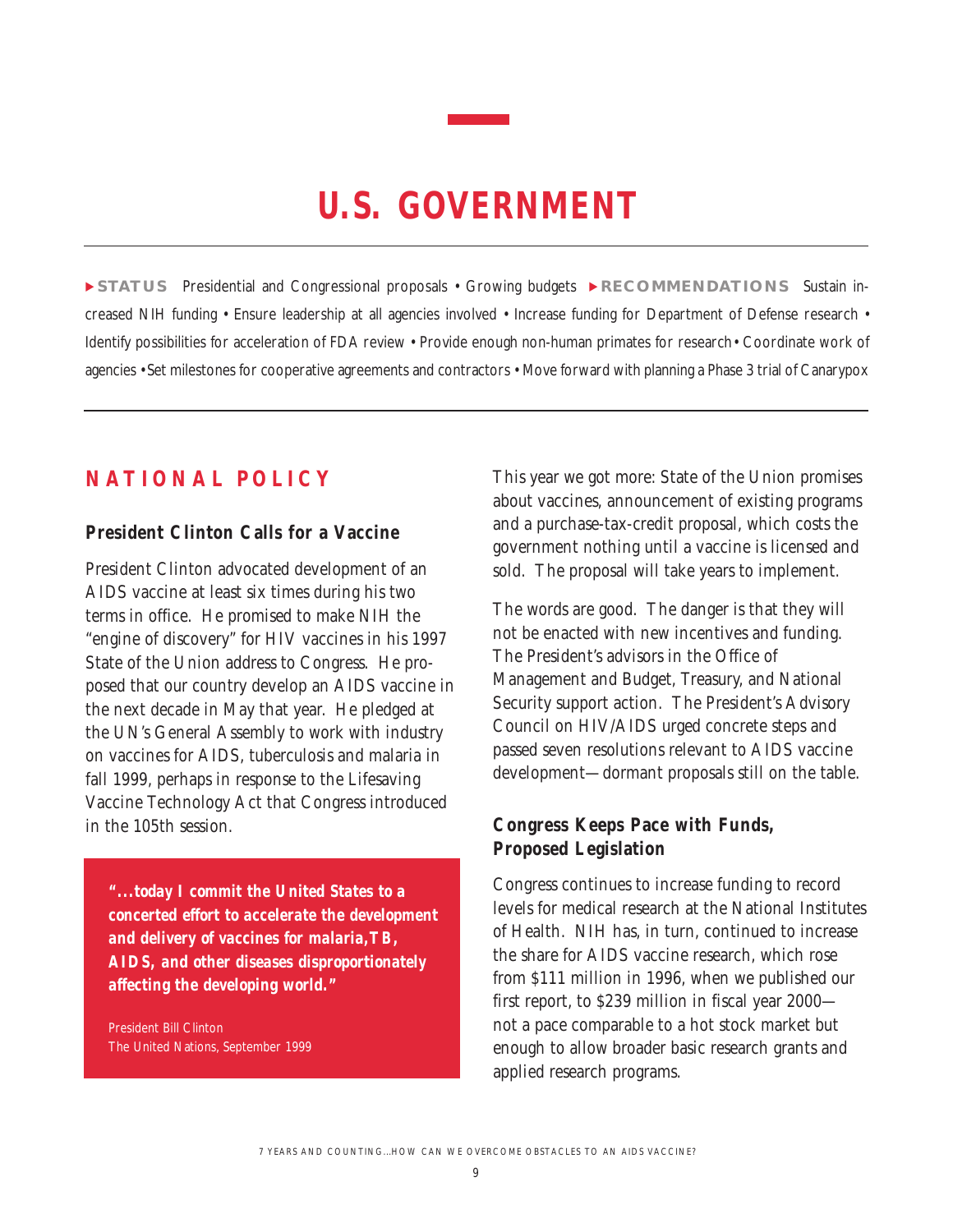# U.S. GOVERNMENT

**▶STATUS** Presidential and Congressional proposals • Growing budgets **▶RECOMMENDATIONS** Sustain increased NIH funding • Ensure leadership at all agencies involved • Increase funding for Department of Defense research • Identify possibilities for acceleration of FDA review • Provide enough non-human primates for research • Coordinate work of agencies • Set milestones for cooperative agreements and contractors • Move forward with planning a Phase 3 trial of Canarypox

## NATIONAL POLICY

### President Clinton Calls for a Vaccine

President Clinton advocated development of an AIDS vaccine at least six times during his two terms in office. He promised to make NIH the "engine of discovery" for HIV vaccines in his 1997 State of the Union address to Congress. He proposed that our country develop an AIDS vaccine in the next decade in May that year. He pledged at the UN's General Assembly to work with industry on vaccines for AIDS, tuberculosis and malaria in fall 1999, perhaps in response to the Lifesaving Vaccine Technology Act that Congress introduced in the 105th session.

> **"...today I commit the United States to a concerted effort to accelerate the development and delivery of vaccines for malaria, TB, AIDS, and other diseases disproportionately affecting the developing world."**
>
> President Bill Clinton
> The United Nations, September 1999

This year we got more: State of the Union promises about vaccines, announcement of existing programs and a purchase-tax-credit proposal, which costs the government nothing until a vaccine is licensed and sold. The proposal will take years to implement.

The words are good. The danger is that they will not be enacted with new incentives and funding. The President's advisors in the Office of Management and Budget, Treasury, and National Security support action. The President's Advisory Council on HIV/AIDS urged concrete steps and passed seven resolutions relevant to AIDS vaccine development—dormant proposals still on the table.

### Congress Keeps Pace with Funds, Proposed Legislation

Congress continues to increase funding to record levels for medical research at the National Institutes of Health. NIH has, in turn, continued to increase the share for AIDS vaccine research, which rose from $111 million in 1996, when we published our first report, to $239 million in fiscal year 2000—not a pace comparable to a hot stock market but enough to allow broader basic research grants and applied research programs.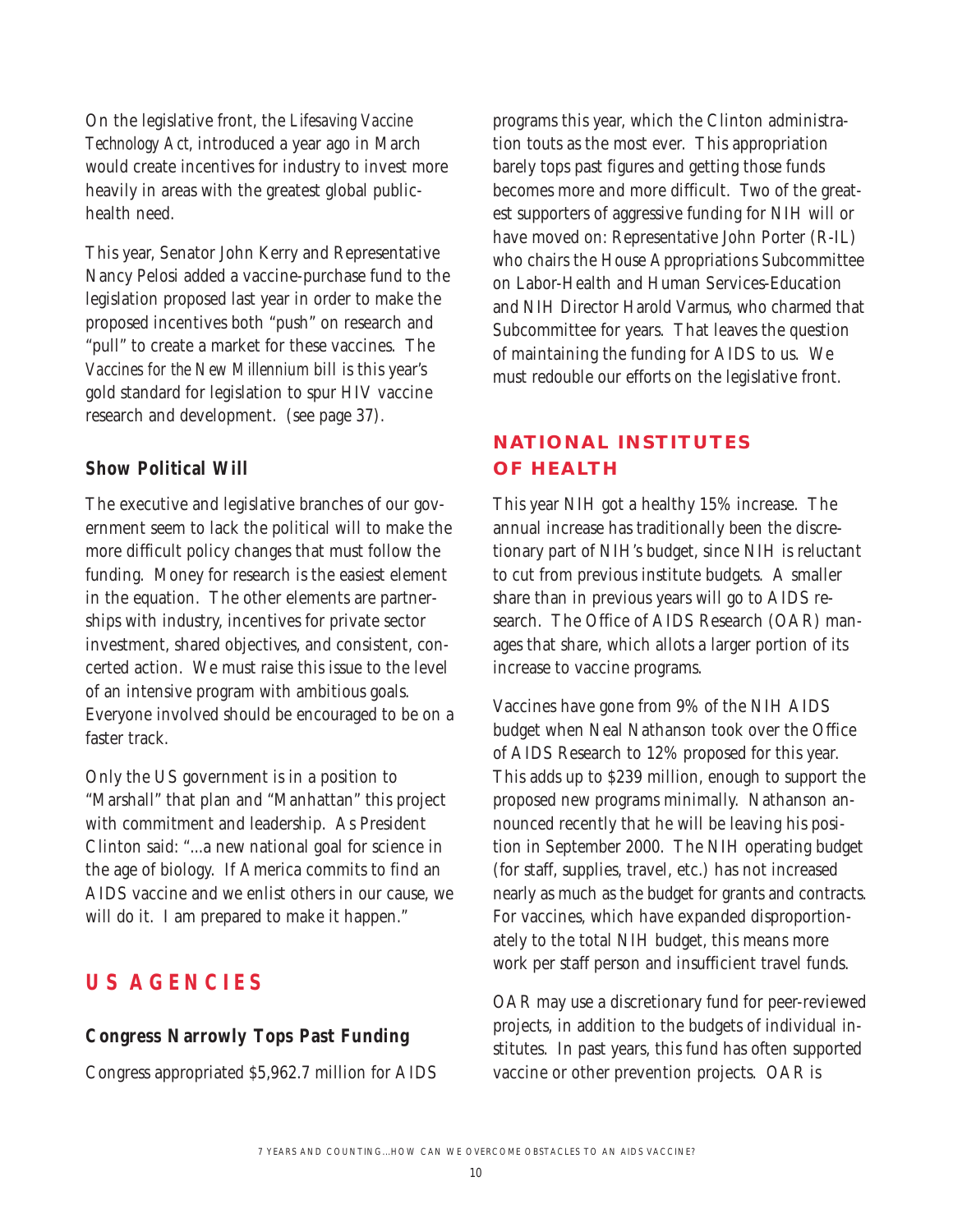On the legislative front, the *Lifesaving Vaccine Technology Act*, introduced a year ago in March would create incentives for industry to invest more heavily in areas with the greatest global public-health need.

This year, Senator John Kerry and Representative Nancy Pelosi added a vaccine-purchase fund to the legislation proposed last year in order to make the proposed incentives both "push" on research and "pull" to create a market for these vaccines. The *Vaccines for the New Millennium* bill is this year's gold standard for legislation to spur HIV vaccine research and development. (see page 37).

### Show Political Will

The executive and legislative branches of our government seem to lack the political will to make the more difficult policy changes that must follow the funding. Money for research is the easiest element in the equation. The other elements are partnerships with industry, incentives for private sector investment, shared objectives, and consistent, concerted action. We must raise this issue to the level of an intensive program with ambitious goals. Everyone involved should be encouraged to be on a faster track.

Only the US government is in a position to "Marshall" that plan and "Manhattan" this project with commitment and leadership. As President Clinton said: "...a new national goal for science in the age of biology. If America commits to find an AIDS vaccine and we enlist others in our cause, we will do it. I am prepared to make it happen."

## US AGENCIES

### Congress Narrowly Tops Past Funding

Congress appropriated $5,962.7 million for AIDS programs this year, which the Clinton administration touts as the most ever. This appropriation barely tops past figures and getting those funds becomes more and more difficult. Two of the greatest supporters of aggressive funding for NIH will or have moved on: Representative John Porter (R-IL) who chairs the House Appropriations Subcommittee on Labor-Health and Human Services-Education and NIH Director Harold Varmus, who charmed that Subcommittee for years. That leaves the question of maintaining the funding for AIDS to us. We must redouble our efforts on the legislative front.

## NATIONAL INSTITUTES OF HEALTH

This year NIH got a healthy 15% increase. The annual increase has traditionally been the discretionary part of NIH's budget, since NIH is reluctant to cut from previous institute budgets. A smaller share than in previous years will go to AIDS research. The Office of AIDS Research (OAR) manages that share, which allots a larger portion of its increase to vaccine programs.

Vaccines have gone from 9% of the NIH AIDS budget when Neal Nathanson took over the Office of AIDS Research to 12% proposed for this year. This adds up to $239 million, enough to support the proposed new programs minimally. Nathanson announced recently that he will be leaving his position in September 2000. The NIH operating budget (for staff, supplies, travel, etc.) has not increased nearly as much as the budget for grants and contracts. For vaccines, which have expanded disproportionately to the total NIH budget, this means more work per staff person and insufficient travel funds.

OAR may use a discretionary fund for peer-reviewed projects, in addition to the budgets of individual institutes. In past years, this fund has often supported vaccine or other prevention projects. OAR is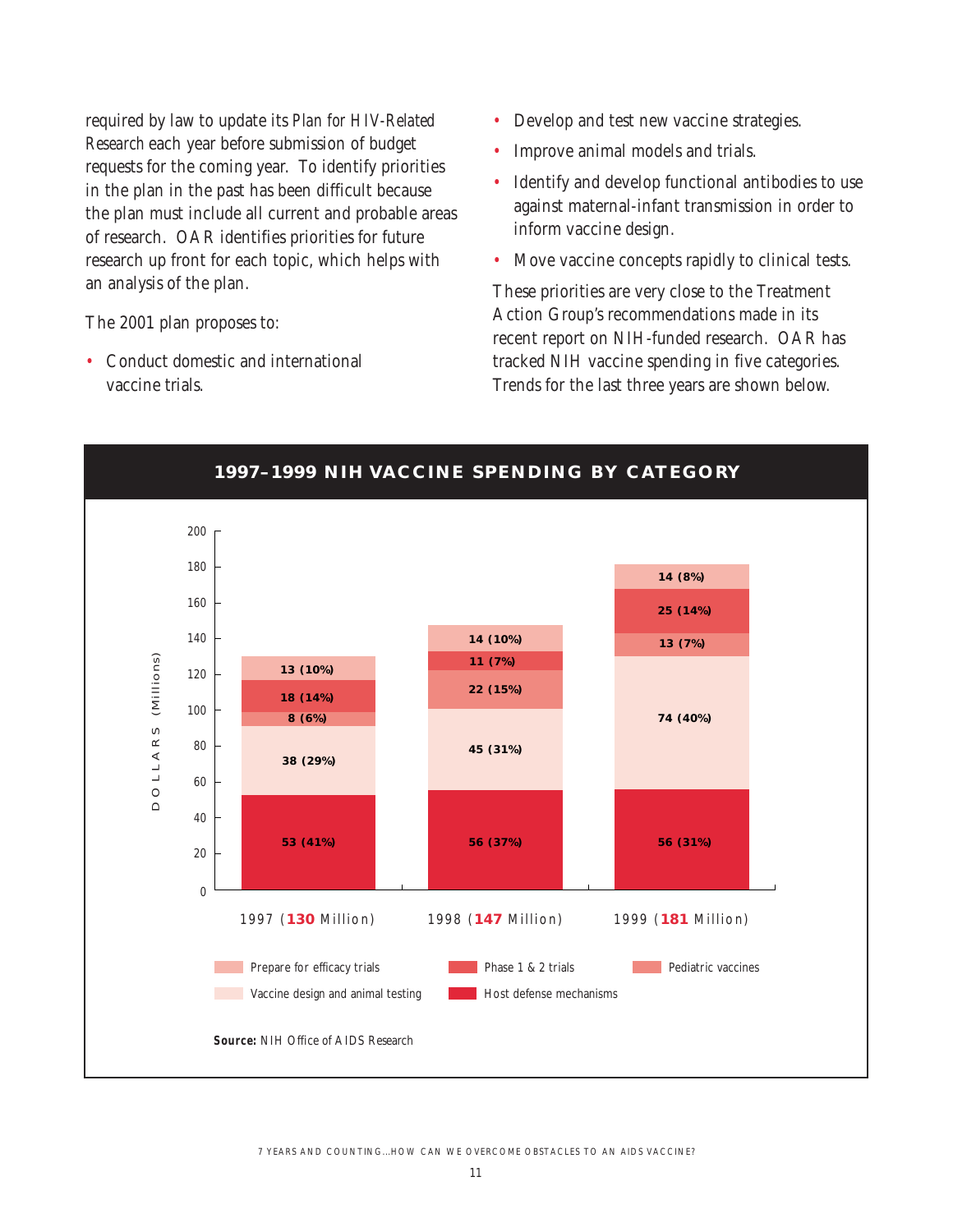required by law to update its *Plan for HIV-Related Research* each year before submission of budget requests for the coming year. To identify priorities in the plan in the past has been difficult because the plan must include all current and probable areas of research. OAR identifies priorities for future research up front for each topic, which helps with an analysis of the plan.

The 2001 plan proposes to:

- Conduct domestic and international vaccine trials.
- Develop and test new vaccine strategies.
- Improve animal models and trials.
- Identify and develop functional antibodies to use against maternal-infant transmission in order to inform vaccine design.
- Move vaccine concepts rapidly to clinical tests.

These priorities are very close to the Treatment Action Group's recommendations made in its recent report on NIH-funded research. OAR has tracked NIH vaccine spending in five categories. Trends for the last three years are shown below.

## 1997–1999 NIH VACCINE SPENDING BY CATEGORY

DOLLARS (Millions)

| Category | 1997 (130 Million) | 1998 (147 Million) | 1999 (181 Million) |
|---|---|---|---|
| Prepare for efficacy trials | 13 (10%) | 14 (10%) | 14 (8%) |
| Phase 1 & 2 trials | 18 (14%) | 11 (7%) | 25 (14%) |
| Pediatric vaccines | 8 (6%) | 22 (15%) | 13 (7%) |
| Vaccine design and animal testing | 38 (29%) | 45 (31%) | 74 (40%) |
| Host defense mechanisms | 53 (41%) | 56 (37%) | 56 (31%) |

**Source:** NIH Office of AIDS Research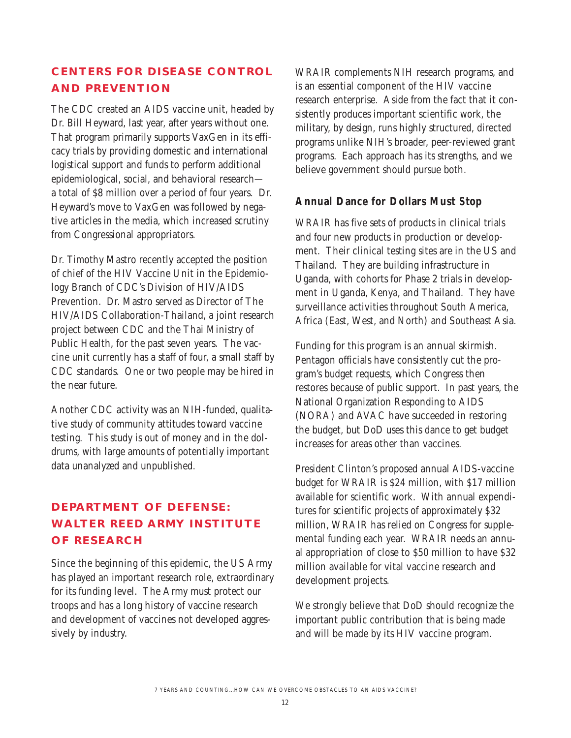## CENTERS FOR DISEASE CONTROL AND PREVENTION

The CDC created an AIDS vaccine unit, headed by Dr. Bill Heyward, last year, after years without one. That program primarily supports VaxGen in its efficacy trials by providing domestic and international logistical support and funds to perform additional epidemiological, social, and behavioral research—a total of $8 million over a period of four years. Dr. Heyward's move to VaxGen was followed by negative articles in the media, which increased scrutiny from Congressional appropriators.

Dr. Timothy Mastro recently accepted the position of chief of the HIV Vaccine Unit in the Epidemiology Branch of CDC's Division of HIV/AIDS Prevention. Dr. Mastro served as Director of The HIV/AIDS Collaboration-Thailand, a joint research project between CDC and the Thai Ministry of Public Health, for the past seven years. The vaccine unit currently has a staff of four, a small staff by CDC standards. One or two people may be hired in the near future.

Another CDC activity was an NIH-funded, qualitative study of community attitudes toward vaccine testing. This study is out of money and in the doldrums, with large amounts of potentially important data unanalyzed and unpublished.

## DEPARTMENT OF DEFENSE: WALTER REED ARMY INSTITUTE OF RESEARCH

Since the beginning of this epidemic, the US Army has played an important research role, extraordinary for its funding level. The Army must protect our troops and has a long history of vaccine research and development of vaccines not developed aggressively by industry.

WRAIR complements NIH research programs, and is an essential component of the HIV vaccine research enterprise. Aside from the fact that it consistently produces important scientific work, the military, by design, runs highly structured, directed programs unlike NIH's broader, peer-reviewed grant programs. Each approach has its strengths, and we believe government should pursue both.

### Annual Dance for Dollars Must Stop

WRAIR has five sets of products in clinical trials and four new products in production or development. Their clinical testing sites are in the US and Thailand. They are building infrastructure in Uganda, with cohorts for Phase 2 trials in development in Uganda, Kenya, and Thailand. They have surveillance activities throughout South America, Africa (East, West, and North) and Southeast Asia.

Funding for this program is an annual skirmish. Pentagon officials have consistently cut the program's budget requests, which Congress then restores because of public support. In past years, the National Organization Responding to AIDS (NORA) and AVAC have succeeded in restoring the budget, but DoD uses this dance to get budget increases for areas other than vaccines.

President Clinton's proposed annual AIDS-vaccine budget for WRAIR is $24 million, with $17 million available for scientific work. With annual expenditures for scientific projects of approximately $32 million, WRAIR has relied on Congress for supplemental funding each year. WRAIR needs an annual appropriation of close to $50 million to have $32 million available for vital vaccine research and development projects.

We strongly believe that DoD should recognize the important public contribution that is being made and will be made by its HIV vaccine program.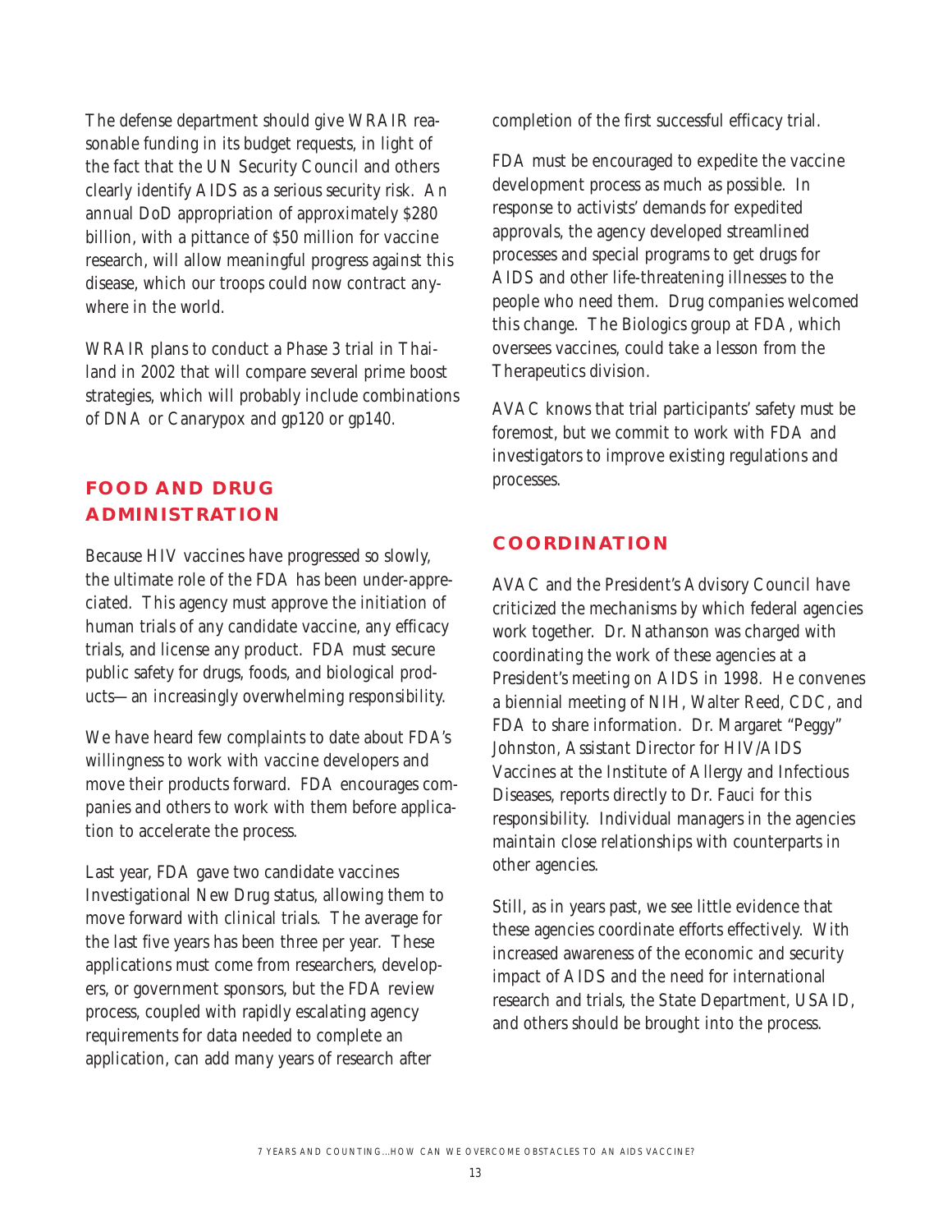The defense department should give WRAIR reasonable funding in its budget requests, in light of the fact that the UN Security Council and others clearly identify AIDS as a serious security risk. An annual DoD appropriation of approximately $280 billion, with a pittance of $50 million for vaccine research, will allow meaningful progress against this disease, which our troops could now contract anywhere in the world.

WRAIR plans to conduct a Phase 3 trial in Thailand in 2002 that will compare several prime boost strategies, which will probably include combinations of DNA or Canarypox and gp120 or gp140.

## FOOD AND DRUG ADMINISTRATION

Because HIV vaccines have progressed so slowly, the ultimate role of the FDA has been under-appreciated. This agency must approve the initiation of human trials of any candidate vaccine, any efficacy trials, and license any product. FDA must secure public safety for drugs, foods, and biological products—an increasingly overwhelming responsibility.

We have heard few complaints to date about FDA's willingness to work with vaccine developers and move their products forward. FDA encourages companies and others to work with them before application to accelerate the process.

Last year, FDA gave two candidate vaccines Investigational New Drug status, allowing them to move forward with clinical trials. The average for the last five years has been three per year. These applications must come from researchers, developers, or government sponsors, but the FDA review process, coupled with rapidly escalating agency requirements for data needed to complete an application, can add many years of research after completion of the first successful efficacy trial.

FDA must be encouraged to expedite the vaccine development process as much as possible. In response to activists' demands for expedited approvals, the agency developed streamlined processes and special programs to get drugs for AIDS and other life-threatening illnesses to the people who need them. Drug companies welcomed this change. The Biologics group at FDA, which oversees vaccines, could take a lesson from the Therapeutics division.

AVAC knows that trial participants' safety must be foremost, but we commit to work with FDA and investigators to improve existing regulations and processes.

## COORDINATION

AVAC and the President's Advisory Council have criticized the mechanisms by which federal agencies work together. Dr. Nathanson was charged with coordinating the work of these agencies at a President's meeting on AIDS in 1998. He convenes a biennial meeting of NIH, Walter Reed, CDC, and FDA to share information. Dr. Margaret "Peggy" Johnston, Assistant Director for HIV/AIDS Vaccines at the Institute of Allergy and Infectious Diseases, reports directly to Dr. Fauci for this responsibility. Individual managers in the agencies maintain close relationships with counterparts in other agencies.

Still, as in years past, we see little evidence that these agencies coordinate efforts effectively. With increased awareness of the economic and security impact of AIDS and the need for international research and trials, the State Department, USAID, and others should be brought into the process.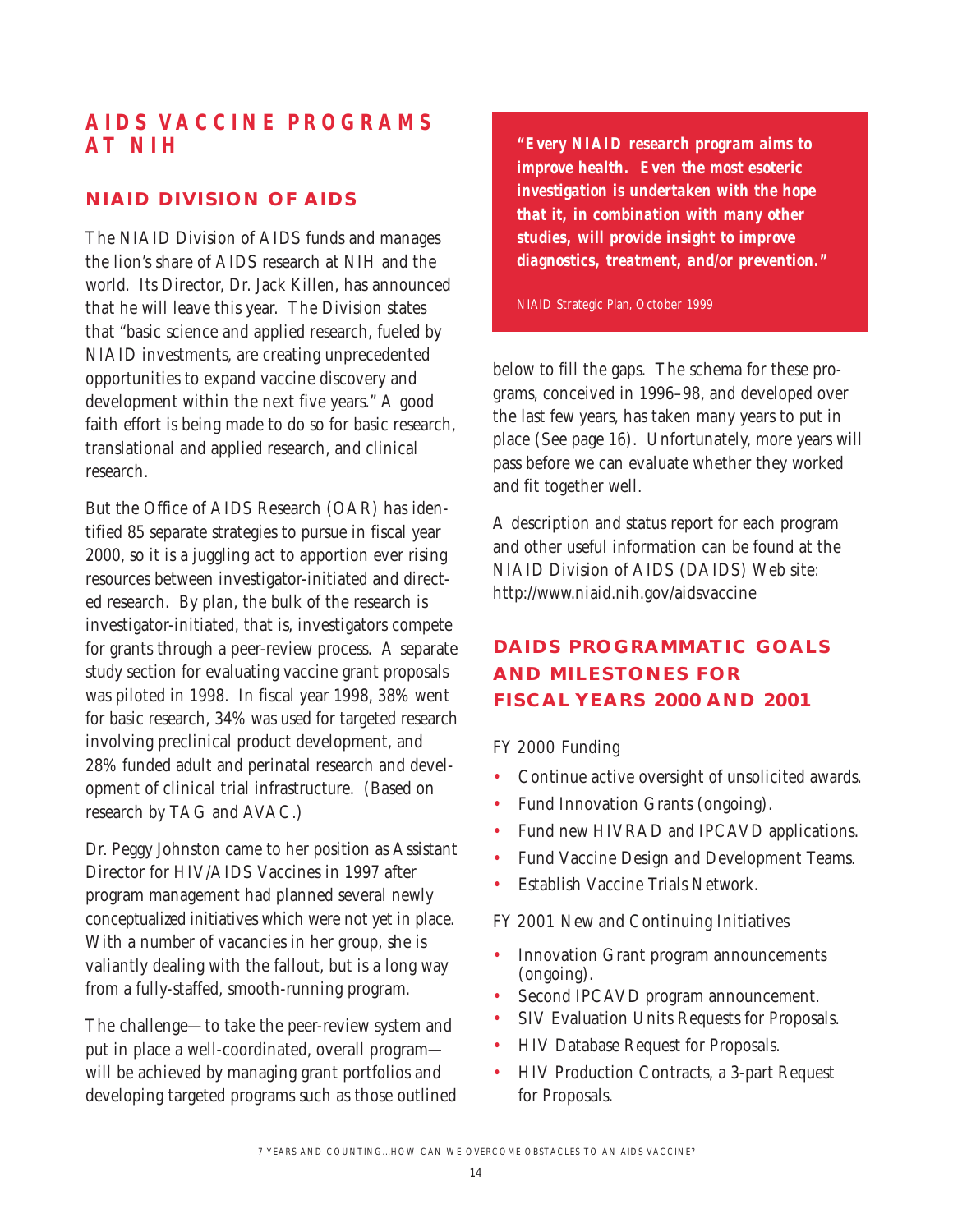# AIDS VACCINE PROGRAMS AT NIH

## NIAID DIVISION OF AIDS

The NIAID Division of AIDS funds and manages the lion's share of AIDS research at NIH and the world. Its Director, Dr. Jack Killen, has announced that he will leave this year. The Division states that "basic science and applied research, fueled by NIAID investments, are creating unprecedented opportunities to expand vaccine discovery and development within the next five years." A good faith effort is being made to do so for basic research, translational and applied research, and clinical research.

But the Office of AIDS Research (OAR) has identified 85 separate strategies to pursue in fiscal year 2000, so it is a juggling act to apportion ever rising resources between investigator-initiated and directed research. By plan, the bulk of the research is investigator-initiated, that is, investigators compete for grants through a peer-review process. A separate study section for evaluating vaccine grant proposals was piloted in 1998. In fiscal year 1998, 38% went for basic research, 34% was used for targeted research involving preclinical product development, and 28% funded adult and perinatal research and development of clinical trial infrastructure. (Based on research by TAG and AVAC.)

Dr. Peggy Johnston came to her position as Assistant Director for HIV/AIDS Vaccines in 1997 after program management had planned several newly conceptualized initiatives which were not yet in place. With a number of vacancies in her group, she is valiantly dealing with the fallout, but is a long way from a fully-staffed, smooth-running program.

The challenge—to take the peer-review system and put in place a well-coordinated, overall program—will be achieved by managing grant portfolios and developing targeted programs such as those outlined below to fill the gaps. The schema for these programs, conceived in 1996–98, and developed over the last few years, has taken many years to put in place (See page 16). Unfortunately, more years will pass before we can evaluate whether they worked and fit together well.

> ***"Every NIAID research program aims to improve health. Even the most esoteric investigation is undertaken with the hope that it, in combination with many other studies, will provide insight to improve diagnostics, treatment, and/or prevention."***
>
> NIAID Strategic Plan, October 1999

A description and status report for each program and other useful information can be found at the NIAID Division of AIDS (DAIDS) Web site: http://www.niaid.nih.gov/aidsvaccine

## DAIDS PROGRAMMATIC GOALS AND MILESTONES FOR FISCAL YEARS 2000 AND 2001

FY 2000 Funding

- Continue active oversight of unsolicited awards.
- Fund Innovation Grants (ongoing).
- Fund new HIVRAD and IPCAVD applications.
- Fund Vaccine Design and Development Teams.
- Establish Vaccine Trials Network.

FY 2001 New and Continuing Initiatives

- Innovation Grant program announcements (ongoing).
- Second IPCAVD program announcement.
- SIV Evaluation Units Requests for Proposals.
- HIV Database Request for Proposals.
- HIV Production Contracts, a 3-part Request for Proposals.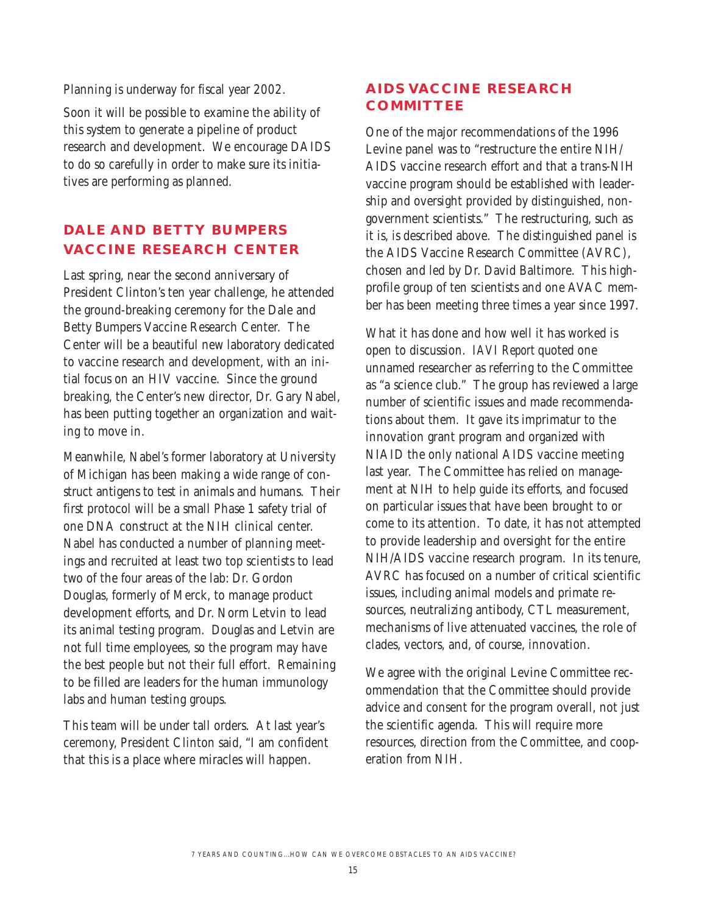Planning is underway for fiscal year 2002.

Soon it will be possible to examine the ability of this system to generate a pipeline of product research and development. We encourage DAIDS to do so carefully in order to make sure its initiatives are performing as planned.

## DALE AND BETTY BUMPERS VACCINE RESEARCH CENTER

Last spring, near the second anniversary of President Clinton's ten year challenge, he attended the ground-breaking ceremony for the Dale and Betty Bumpers Vaccine Research Center. The Center will be a beautiful new laboratory dedicated to vaccine research and development, with an initial focus on an HIV vaccine. Since the ground breaking, the Center's new director, Dr. Gary Nabel, has been putting together an organization and waiting to move in.

Meanwhile, Nabel's former laboratory at University of Michigan has been making a wide range of construct antigens to test in animals and humans. Their first protocol will be a small Phase 1 safety trial of one DNA construct at the NIH clinical center. Nabel has conducted a number of planning meetings and recruited at least two top scientists to lead two of the four areas of the lab: Dr. Gordon Douglas, formerly of Merck, to manage product development efforts, and Dr. Norm Letvin to lead its animal testing program. Douglas and Letvin are not full time employees, so the program may have the best people but not their full effort. Remaining to be filled are leaders for the human immunology labs and human testing groups.

This team will be under tall orders. At last year's ceremony, President Clinton said, "I am confident that this is a place where miracles will happen.

## AIDS VACCINE RESEARCH COMMITTEE

One of the major recommendations of the 1996 Levine panel was to "restructure the entire NIH/AIDS vaccine research effort and that a trans-NIH vaccine program should be established with leadership and oversight provided by distinguished, non-government scientists." The restructuring, such as it is, is described above. The distinguished panel is the AIDS Vaccine Research Committee (AVRC), chosen and led by Dr. David Baltimore. This high-profile group of ten scientists and one AVAC member has been meeting three times a year since 1997.

What it has done and how well it has worked is open to discussion. *IAVI Report* quoted one unnamed researcher as referring to the Committee as "a science club." The group has reviewed a large number of scientific issues and made recommendations about them. It gave its imprimatur to the innovation grant program and organized with NIAID the only national AIDS vaccine meeting last year. The Committee has relied on management at NIH to help guide its efforts, and focused on particular issues that have been brought to or come to its attention. To date, it has not attempted to provide leadership and oversight for the entire NIH/AIDS vaccine research program. In its tenure, AVRC has focused on a number of critical scientific issues, including animal models and primate resources, neutralizing antibody, CTL measurement, mechanisms of live attenuated vaccines, the role of clades, vectors, and, of course, innovation.

We agree with the original Levine Committee recommendation that the Committee should provide advice and consent for the program overall, not just the scientific agenda. This will require more resources, direction from the Committee, and cooperation from NIH.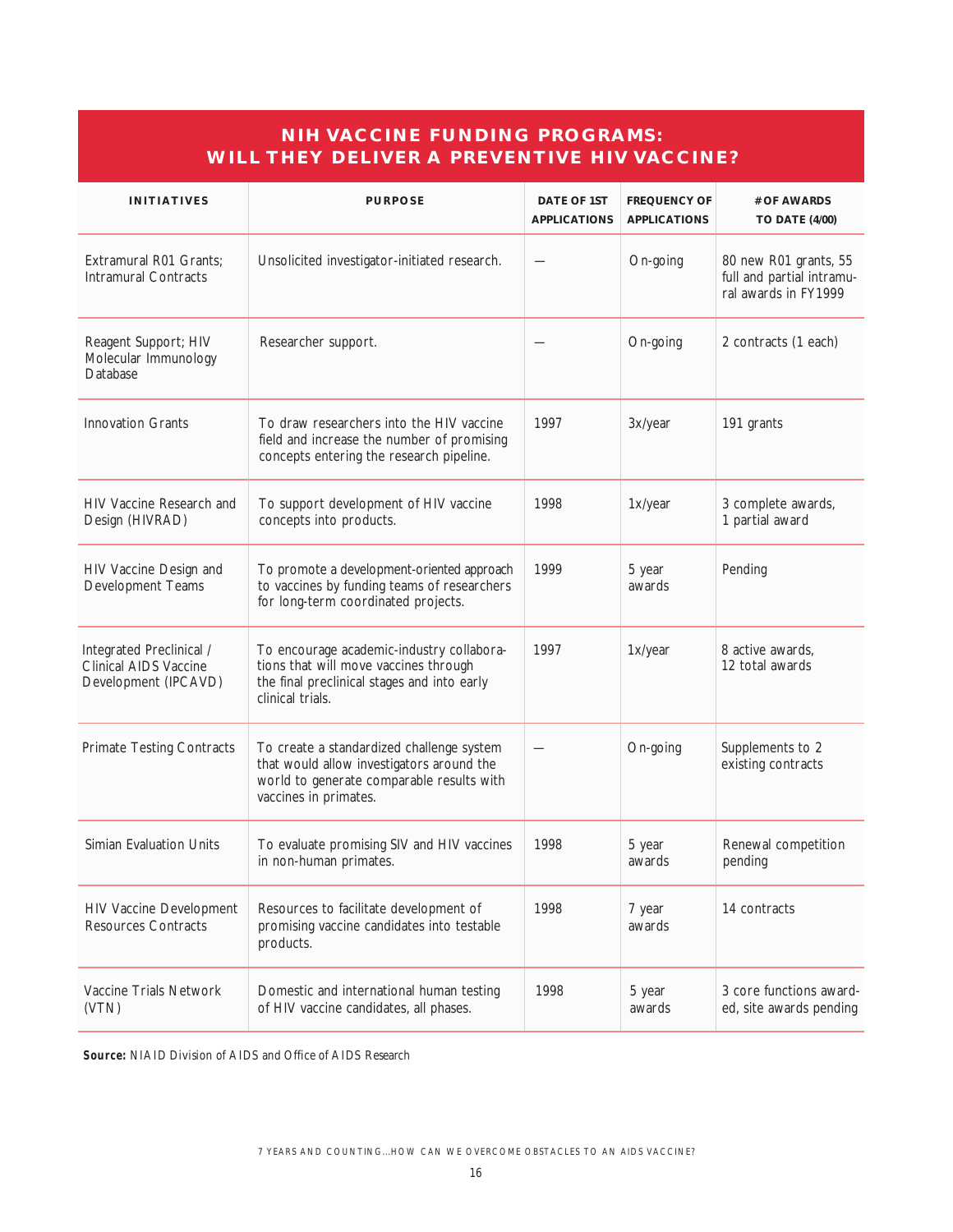## NIH VACCINE FUNDING PROGRAMS: WILL THEY DELIVER A PREVENTIVE HIV VACCINE?

| INITIATIVES | PURPOSE | DATE OF 1ST APPLICATIONS | FREQUENCY OF APPLICATIONS | # OF AWARDS TO DATE (4/00) |
|---|---|---|---|---|
| Extramural R01 Grants; Intramural Contracts | Unsolicited investigator-initiated research. | — | On-going | 80 new R01 grants, 55 full and partial intramural awards in FY1999 |
| Reagent Support; HIV Molecular Immunology Database | Researcher support. | — | On-going | 2 contracts (1 each) |
| Innovation Grants | To draw researchers into the HIV vaccine field and increase the number of promising concepts entering the research pipeline. | 1997 | 3x/year | 191 grants |
| HIV Vaccine Research and Design (HIVRAD) | To support development of HIV vaccine concepts into products. | 1998 | 1x/year | 3 complete awards, 1 partial award |
| HIV Vaccine Design and Development Teams | To promote a development-oriented approach to vaccines by funding teams of researchers for long-term coordinated projects. | 1999 | 5 year awards | Pending |
| Integrated Preclinical / Clinical AIDS Vaccine Development (IPCAVD) | To encourage academic-industry collaborations that will move vaccines through the final preclinical stages and into early clinical trials. | 1997 | 1x/year | 8 active awards, 12 total awards |
| Primate Testing Contracts | To create a standardized challenge system that would allow investigators around the world to generate comparable results with vaccines in primates. | — | On-going | Supplements to 2 existing contracts |
| Simian Evaluation Units | To evaluate promising SIV and HIV vaccines in non-human primates. | 1998 | 5 year awards | Renewal competition pending |
| HIV Vaccine Development Resources Contracts | Resources to facilitate development of promising vaccine candidates into testable products. | 1998 | 7 year awards | 14 contracts |
| Vaccine Trials Network (VTN) | Domestic and international human testing of HIV vaccine candidates, all phases. | 1998 | 5 year awards | 3 core functions awarded, site awards pending |

**Source:** NIAID Division of AIDS and Office of AIDS Research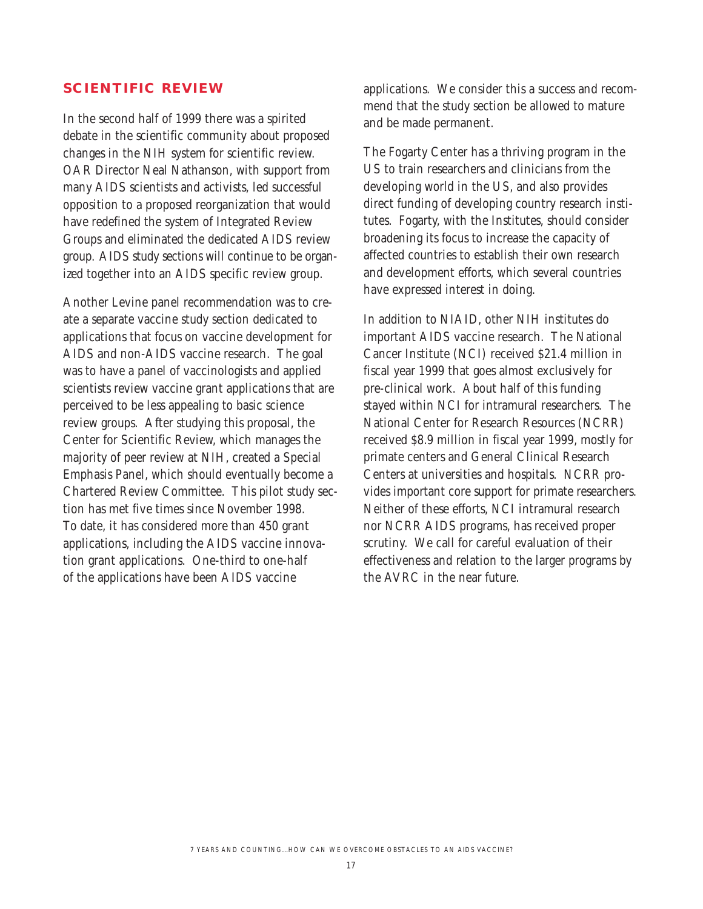## SCIENTIFIC REVIEW

In the second half of 1999 there was a spirited debate in the scientific community about proposed changes in the NIH system for scientific review. OAR Director Neal Nathanson, with support from many AIDS scientists and activists, led successful opposition to a proposed reorganization that would have redefined the system of Integrated Review Groups and eliminated the dedicated AIDS review group. AIDS study sections will continue to be organized together into an AIDS specific review group.

Another Levine panel recommendation was to create a separate vaccine study section dedicated to applications that focus on vaccine development for AIDS and non-AIDS vaccine research. The goal was to have a panel of vaccinologists and applied scientists review vaccine grant applications that are perceived to be less appealing to basic science review groups. After studying this proposal, the Center for Scientific Review, which manages the majority of peer review at NIH, created a Special Emphasis Panel, which should eventually become a Chartered Review Committee. This pilot study section has met five times since November 1998. To date, it has considered more than 450 grant applications, including the AIDS vaccine innovation grant applications. One-third to one-half of the applications have been AIDS vaccine applications. We consider this a success and recommend that the study section be allowed to mature and be made permanent.

The Fogarty Center has a thriving program in the US to train researchers and clinicians from the developing world in the US, and also provides direct funding of developing country research institutes. Fogarty, with the Institutes, should consider broadening its focus to increase the capacity of affected countries to establish their own research and development efforts, which several countries have expressed interest in doing.

In addition to NIAID, other NIH institutes do important AIDS vaccine research. The National Cancer Institute (NCI) received $21.4 million in fiscal year 1999 that goes almost exclusively for pre-clinical work. About half of this funding stayed within NCI for intramural researchers. The National Center for Research Resources (NCRR) received $8.9 million in fiscal year 1999, mostly for primate centers and General Clinical Research Centers at universities and hospitals. NCRR provides important core support for primate researchers. Neither of these efforts, NCI intramural research nor NCRR AIDS programs, has received proper scrutiny. We call for careful evaluation of their effectiveness and relation to the larger programs by the AVRC in the near future.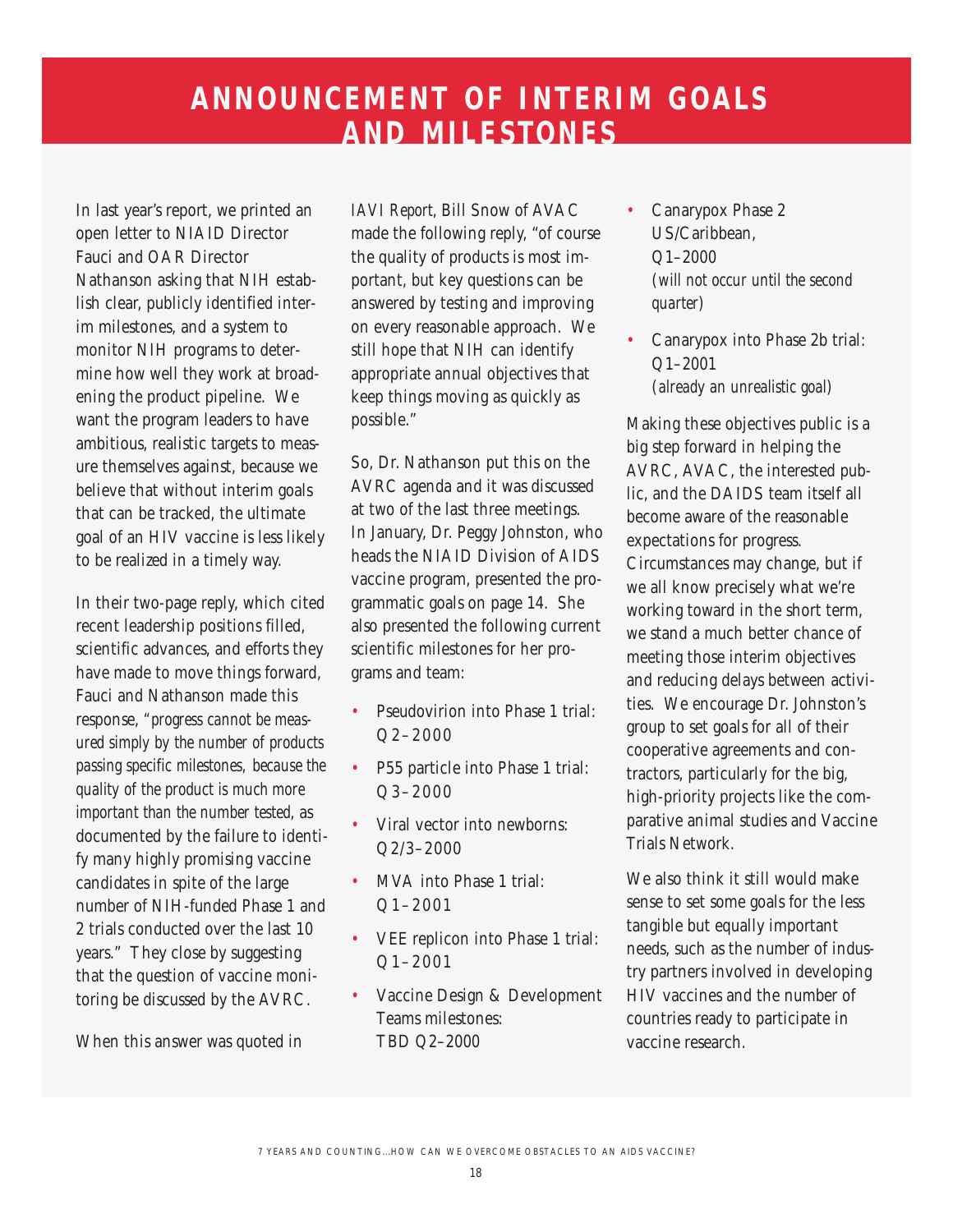# ANNOUNCEMENT OF INTERIM GOALS AND MILESTONES

In last year's report, we printed an open letter to NIAID Director Fauci and OAR Director Nathanson asking that NIH establish clear, publicly identified interim milestones, and a system to monitor NIH programs to determine how well they work at broadening the product pipeline. We want the program leaders to have ambitious, realistic targets to measure themselves against, because we believe that without interim goals that can be tracked, the ultimate goal of an HIV vaccine is less likely to be realized in a timely way.

In their two-page reply, which cited recent leadership positions filled, scientific advances, and efforts they have made to move things forward, Fauci and Nathanson made this response, *"progress cannot be measured simply by the number of products passing specific milestones, because the quality of the product is much more important than the number tested*, as documented by the failure to identify many highly promising vaccine candidates in spite of the large number of NIH-funded Phase 1 and 2 trials conducted over the last 10 years." They close by suggesting that the question of vaccine monitoring be discussed by the AVRC.

When this answer was quoted in *IAVI Report*, Bill Snow of AVAC made the following reply, "of course the quality of products is most important, but key questions can be answered by testing and improving on every reasonable approach. We still hope that NIH can identify appropriate annual objectives that keep things moving as quickly as possible."

So, Dr. Nathanson put this on the AVRC agenda and it was discussed at two of the last three meetings. In January, Dr. Peggy Johnston, who heads the NIAID Division of AIDS vaccine program, presented the programmatic goals on page 14. She also presented the following current scientific milestones for her programs and team:

- Pseudovirion into Phase 1 trial: Q2–2000
- P55 particle into Phase 1 trial: Q3–2000
- Viral vector into newborns: Q2/3–2000
- MVA into Phase 1 trial: Q1–2001
- VEE replicon into Phase 1 trial: Q1–2001
- Vaccine Design & Development Teams milestones: TBD Q2–2000
- Canarypox Phase 2 US/Caribbean, Q1–2000 *(will not occur until the second quarter)*
- Canarypox into Phase 2b trial: Q1–2001 *(already an unrealistic goal)*

Making these objectives public is a big step forward in helping the AVRC, AVAC, the interested public, and the DAIDS team itself all become aware of the reasonable expectations for progress. Circumstances may change, but if we all know precisely what we're working toward in the short term, we stand a much better chance of meeting those interim objectives and reducing delays between activities. We encourage Dr. Johnston's group to set goals for all of their cooperative agreements and contractors, particularly for the big, high-priority projects like the comparative animal studies and Vaccine Trials Network.

We also think it still would make sense to set some goals for the less tangible but equally important needs, such as the number of industry partners involved in developing HIV vaccines and the number of countries ready to participate in vaccine research.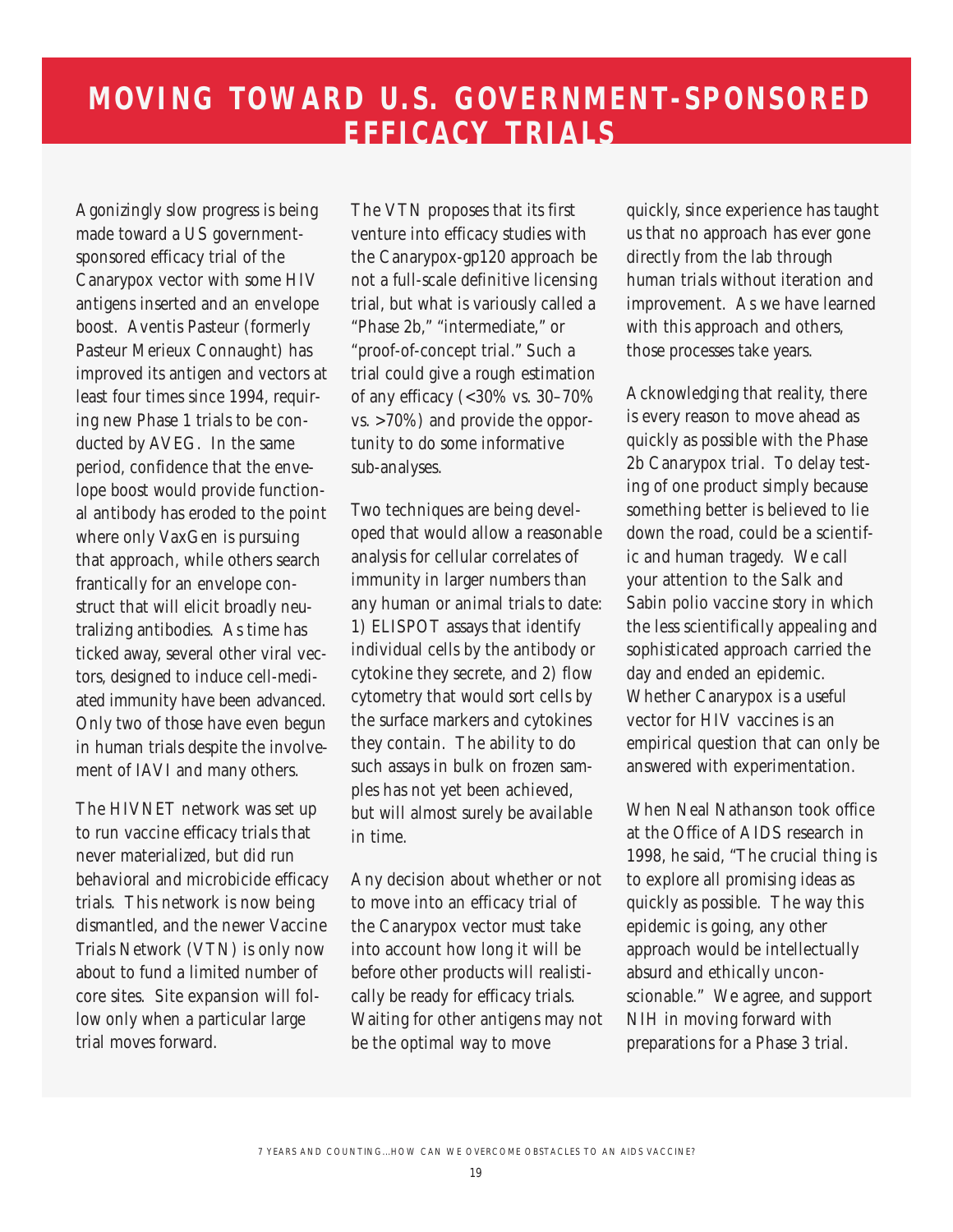# MOVING TOWARD U.S. GOVERNMENT-SPONSORED EFFICACY TRIALS

Agonizingly slow progress is being made toward a US government-sponsored efficacy trial of the Canarypox vector with some HIV antigens inserted and an envelope boost. Aventis Pasteur (formerly Pasteur Merieux Connaught) has improved its antigen and vectors at least four times since 1994, requiring new Phase 1 trials to be conducted by AVEG. In the same period, confidence that the envelope boost would provide functional antibody has eroded to the point where only VaxGen is pursuing that approach, while others search frantically for an envelope construct that will elicit broadly neutralizing antibodies. As time has ticked away, several other viral vectors, designed to induce cell-mediated immunity have been advanced. Only two of those have even begun in human trials despite the involvement of IAVI and many others.

The HIVNET network was set up to run vaccine efficacy trials that never materialized, but did run behavioral and microbicide efficacy trials. This network is now being dismantled, and the newer Vaccine Trials Network (VTN) is only now about to fund a limited number of core sites. Site expansion will follow only when a particular large trial moves forward.

The VTN proposes that its first venture into efficacy studies with the Canarypox-gp120 approach be not a full-scale definitive licensing trial, but what is variously called a "Phase 2b," "intermediate," or "proof-of-concept trial." Such a trial could give a rough estimation of any efficacy (<30% vs. 30–70% vs. >70%) and provide the opportunity to do some informative sub-analyses.

Two techniques are being developed that would allow a reasonable analysis for cellular correlates of immunity in larger numbers than any human or animal trials to date: 1) ELISPOT assays that identify individual cells by the antibody or cytokine they secrete, and 2) flow cytometry that would sort cells by the surface markers and cytokines they contain. The ability to do such assays in bulk on frozen samples has not yet been achieved, but will almost surely be available in time.

Any decision about whether or not to move into an efficacy trial of the Canarypox vector must take into account how long it will be before other products will realistically be ready for efficacy trials. Waiting for other antigens may not be the optimal way to move quickly, since experience has taught us that no approach has ever gone directly from the lab through human trials without iteration and improvement. As we have learned with this approach and others, those processes take years.

Acknowledging that reality, there is every reason to move ahead as quickly as possible with the Phase 2b Canarypox trial. To delay testing of one product simply because something better is believed to lie down the road, could be a scientific and human tragedy. We call your attention to the Salk and Sabin polio vaccine story in which the less scientifically appealing and sophisticated approach carried the day and ended an epidemic. Whether Canarypox is a useful vector for HIV vaccines is an empirical question that can only be answered with experimentation.

When Neal Nathanson took office at the Office of AIDS research in 1998, he said, "The crucial thing is to explore all promising ideas as quickly as possible. The way this epidemic is going, any other approach would be intellectually absurd and ethically unconscionable." We agree, and support NIH in moving forward with preparations for a Phase 3 trial.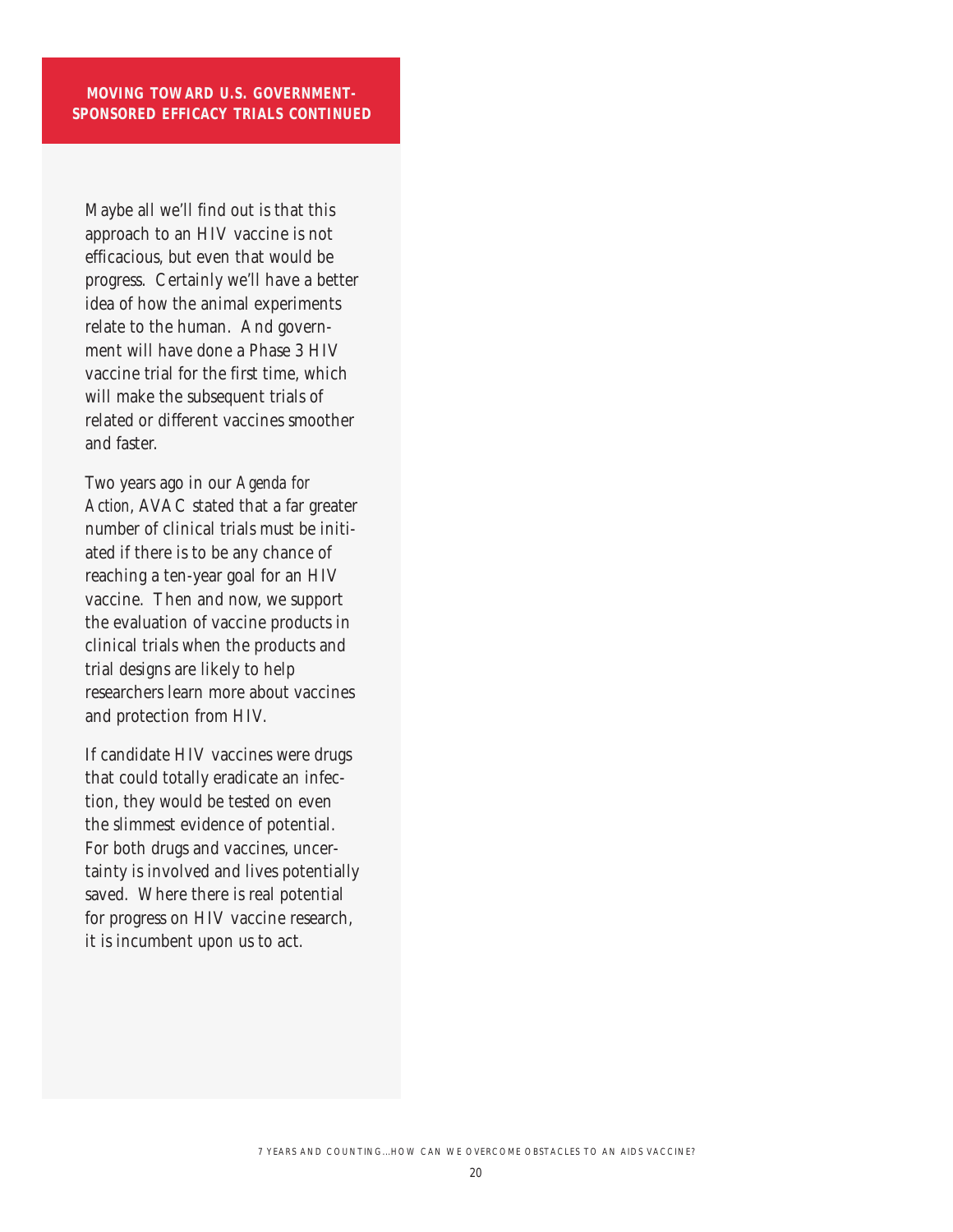## MOVING TOWARD U.S. GOVERNMENT-SPONSORED EFFICACY TRIALS CONTINUED

Maybe all we'll find out is that this approach to an HIV vaccine is not efficacious, but even that would be progress. Certainly we'll have a better idea of how the animal experiments relate to the human. And government will have done a Phase 3 HIV vaccine trial for the first time, which will make the subsequent trials of related or different vaccines smoother and faster.

Two years ago in our *Agenda for Action*, AVAC stated that a far greater number of clinical trials must be initiated if there is to be any chance of reaching a ten-year goal for an HIV vaccine. Then and now, we support the evaluation of vaccine products in clinical trials when the products and trial designs are likely to help researchers learn more about vaccines and protection from HIV.

If candidate HIV vaccines were drugs that could totally eradicate an infection, they would be tested on even the slimmest evidence of potential. For both drugs and vaccines, uncertainty is involved and lives potentially saved. Where there is real potential for progress on HIV vaccine research, it is incumbent upon us to act.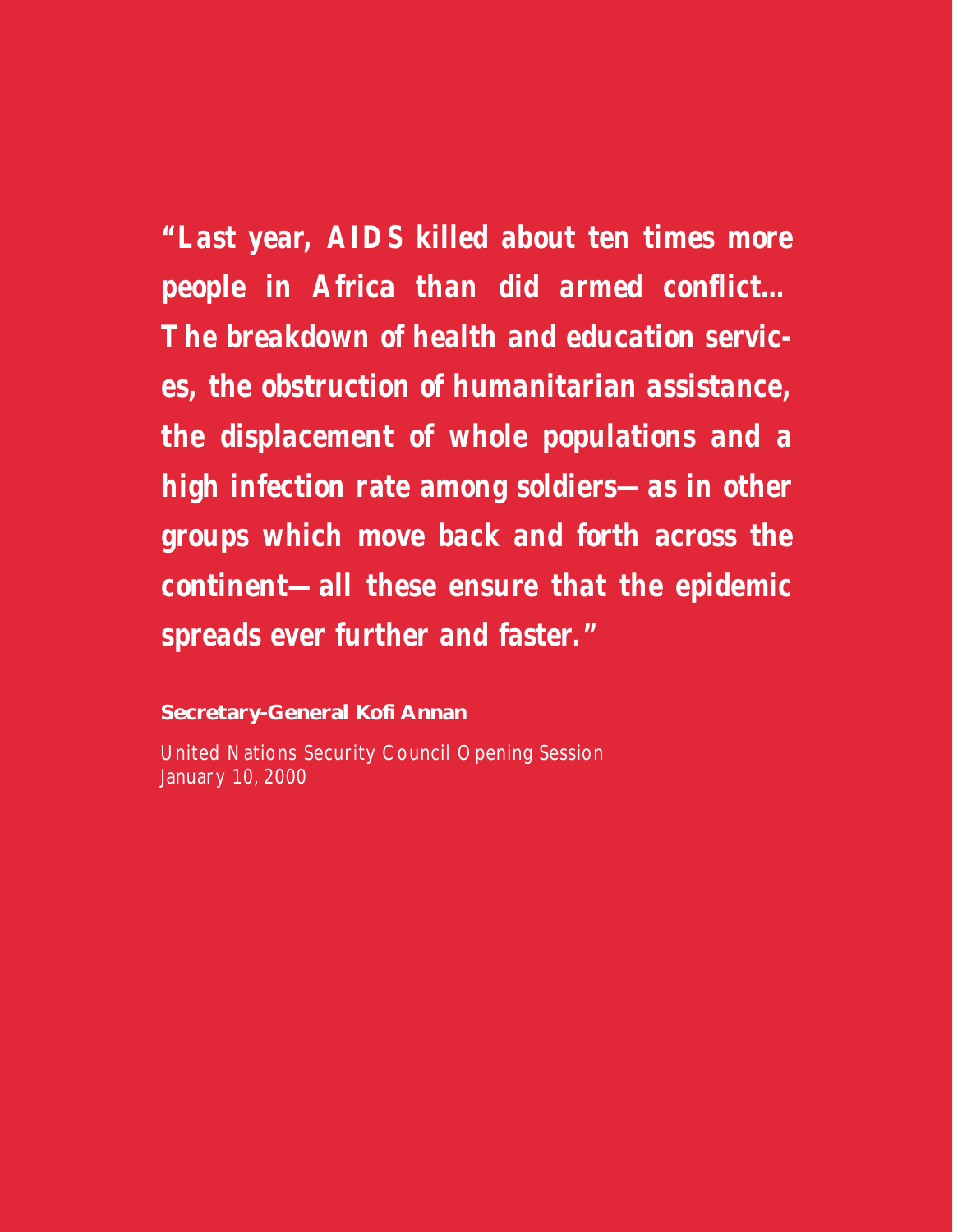***"Last year, AIDS killed about ten times more people in Africa than did armed conflict... The breakdown of health and education services, the obstruction of humanitarian assistance, the displacement of whole populations and a high infection rate among soldiers—as in other groups which move back and forth across the continent—all these ensure that the epidemic spreads ever further and faster."***

**Secretary-General Kofi Annan**

United Nations Security Council Opening Session
January 10, 2000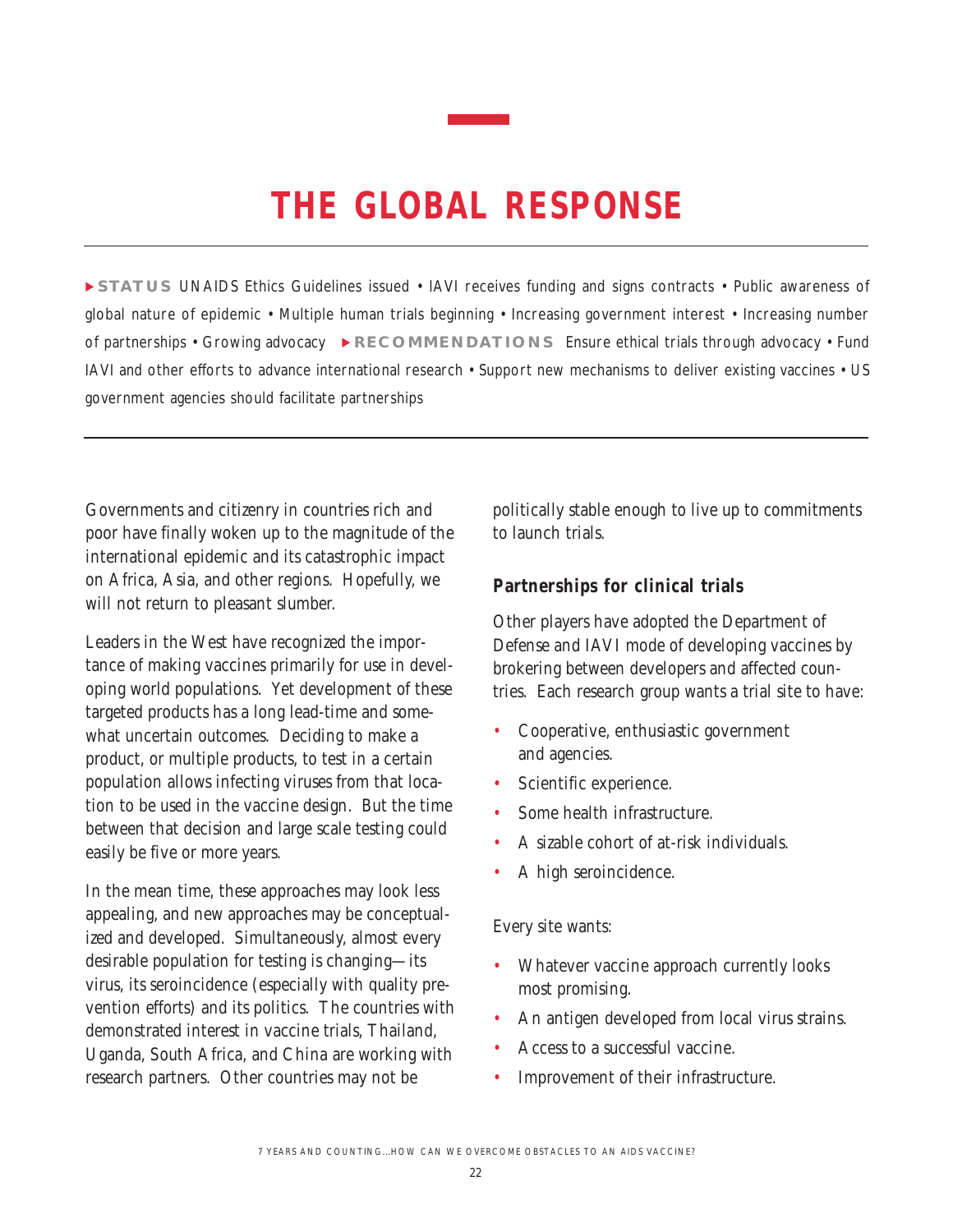# THE GLOBAL RESPONSE

▸**STATUS** UNAIDS Ethics Guidelines issued • IAVI receives funding and signs contracts • Public awareness of global nature of epidemic • Multiple human trials beginning • Increasing government interest • Increasing number of partnerships • Growing advocacy ▸**RECOMMENDATIONS** Ensure ethical trials through advocacy • Fund IAVI and other efforts to advance international research • Support new mechanisms to deliver existing vaccines • US government agencies should facilitate partnerships

Governments and citizenry in countries rich and poor have finally woken up to the magnitude of the international epidemic and its catastrophic impact on Africa, Asia, and other regions. Hopefully, we will not return to pleasant slumber.

Leaders in the West have recognized the importance of making vaccines primarily for use in developing world populations. Yet development of these targeted products has a long lead-time and somewhat uncertain outcomes. Deciding to make a product, or multiple products, to test in a certain population allows infecting viruses from that location to be used in the vaccine design. But the time between that decision and large scale testing could easily be five or more years.

In the mean time, these approaches may look less appealing, and new approaches may be conceptualized and developed. Simultaneously, almost every desirable population for testing is changing—its virus, its seroincidence (especially with quality prevention efforts) and its politics. The countries with demonstrated interest in vaccine trials, Thailand, Uganda, South Africa, and China are working with research partners. Other countries may not be politically stable enough to live up to commitments to launch trials.

## Partnerships for clinical trials

Other players have adopted the Department of Defense and IAVI mode of developing vaccines by brokering between developers and affected countries. Each research group wants a trial site to have:

- Cooperative, enthusiastic government and agencies.
- Scientific experience.
- Some health infrastructure.
- A sizable cohort of at-risk individuals.
- A high seroincidence.

Every site wants:

- Whatever vaccine approach currently looks most promising.
- An antigen developed from local virus strains.
- Access to a successful vaccine.
- Improvement of their infrastructure.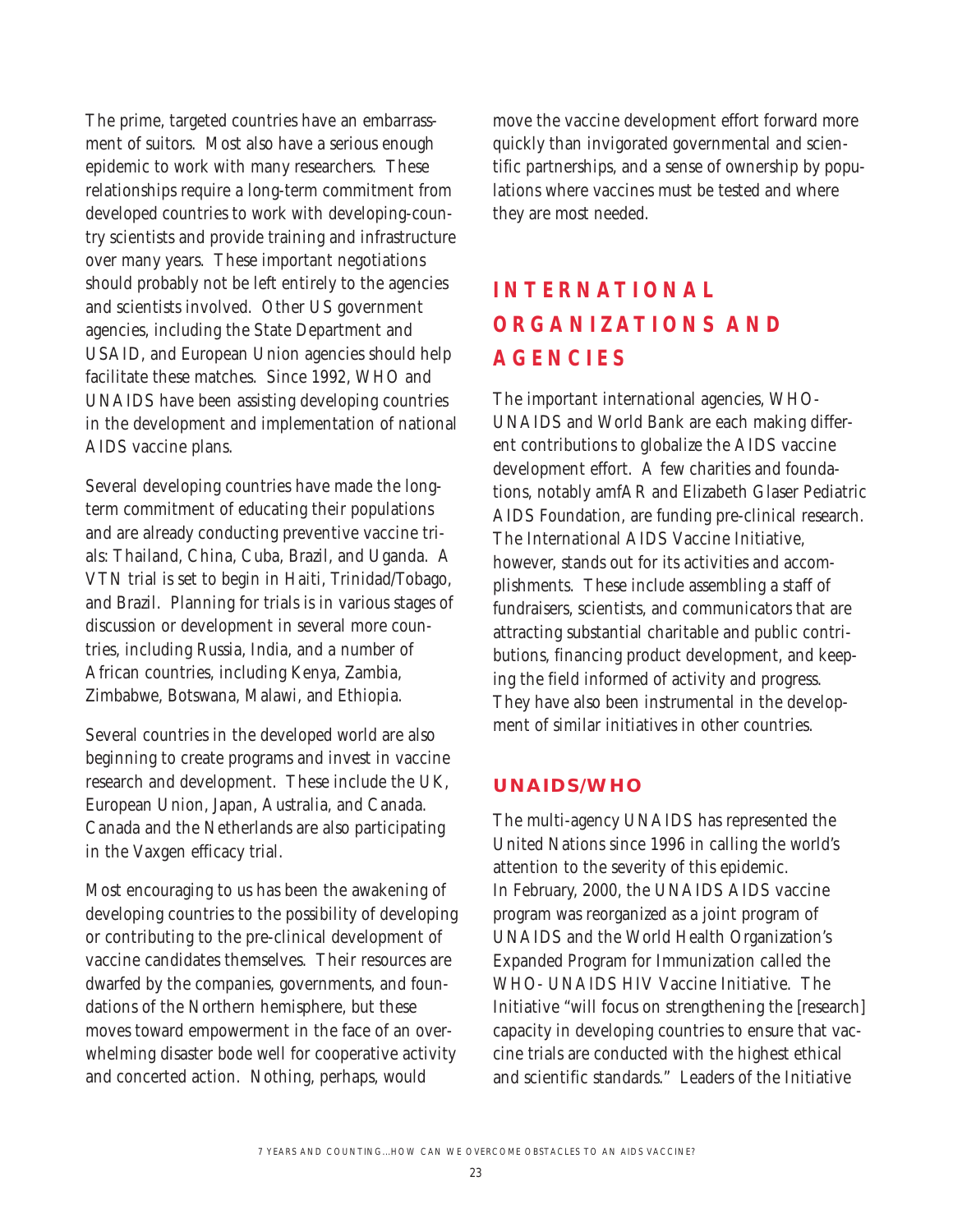The prime, targeted countries have an embarrassment of suitors. Most also have a serious enough epidemic to work with many researchers. These relationships require a long-term commitment from developed countries to work with developing-country scientists and provide training and infrastructure over many years. These important negotiations should probably not be left entirely to the agencies and scientists involved. Other US government agencies, including the State Department and USAID, and European Union agencies should help facilitate these matches. Since 1992, WHO and UNAIDS have been assisting developing countries in the development and implementation of national AIDS vaccine plans.

Several developing countries have made the long-term commitment of educating their populations and are already conducting preventive vaccine trials: Thailand, China, Cuba, Brazil, and Uganda. A VTN trial is set to begin in Haiti, Trinidad/Tobago, and Brazil. Planning for trials is in various stages of discussion or development in several more countries, including Russia, India, and a number of African countries, including Kenya, Zambia, Zimbabwe, Botswana, Malawi, and Ethiopia.

Several countries in the developed world are also beginning to create programs and invest in vaccine research and development. These include the UK, European Union, Japan, Australia, and Canada. Canada and the Netherlands are also participating in the Vaxgen efficacy trial.

Most encouraging to us has been the awakening of developing countries to the possibility of developing or contributing to the pre-clinical development of vaccine candidates themselves. Their resources are dwarfed by the companies, governments, and foundations of the Northern hemisphere, but these moves toward empowerment in the face of an overwhelming disaster bode well for cooperative activity and concerted action. Nothing, perhaps, would move the vaccine development effort forward more quickly than invigorated governmental and scientific partnerships, and a sense of ownership by populations where vaccines must be tested and where they are most needed.

## INTERNATIONAL ORGANIZATIONS AND AGENCIES

The important international agencies, WHO-UNAIDS and World Bank are each making different contributions to globalize the AIDS vaccine development effort. A few charities and foundations, notably amfAR and Elizabeth Glaser Pediatric AIDS Foundation, are funding pre-clinical research. The International AIDS Vaccine Initiative, however, stands out for its activities and accomplishments. These include assembling a staff of fundraisers, scientists, and communicators that are attracting substantial charitable and public contributions, financing product development, and keeping the field informed of activity and progress. They have also been instrumental in the development of similar initiatives in other countries.

### UNAIDS/WHO

The multi-agency UNAIDS has represented the United Nations since 1996 in calling the world's attention to the severity of this epidemic. In February, 2000, the UNAIDS AIDS vaccine program was reorganized as a joint program of UNAIDS and the World Health Organization's Expanded Program for Immunization called the WHO- UNAIDS HIV Vaccine Initiative. The Initiative "will focus on strengthening the [research] capacity in developing countries to ensure that vaccine trials are conducted with the highest ethical and scientific standards." Leaders of the Initiative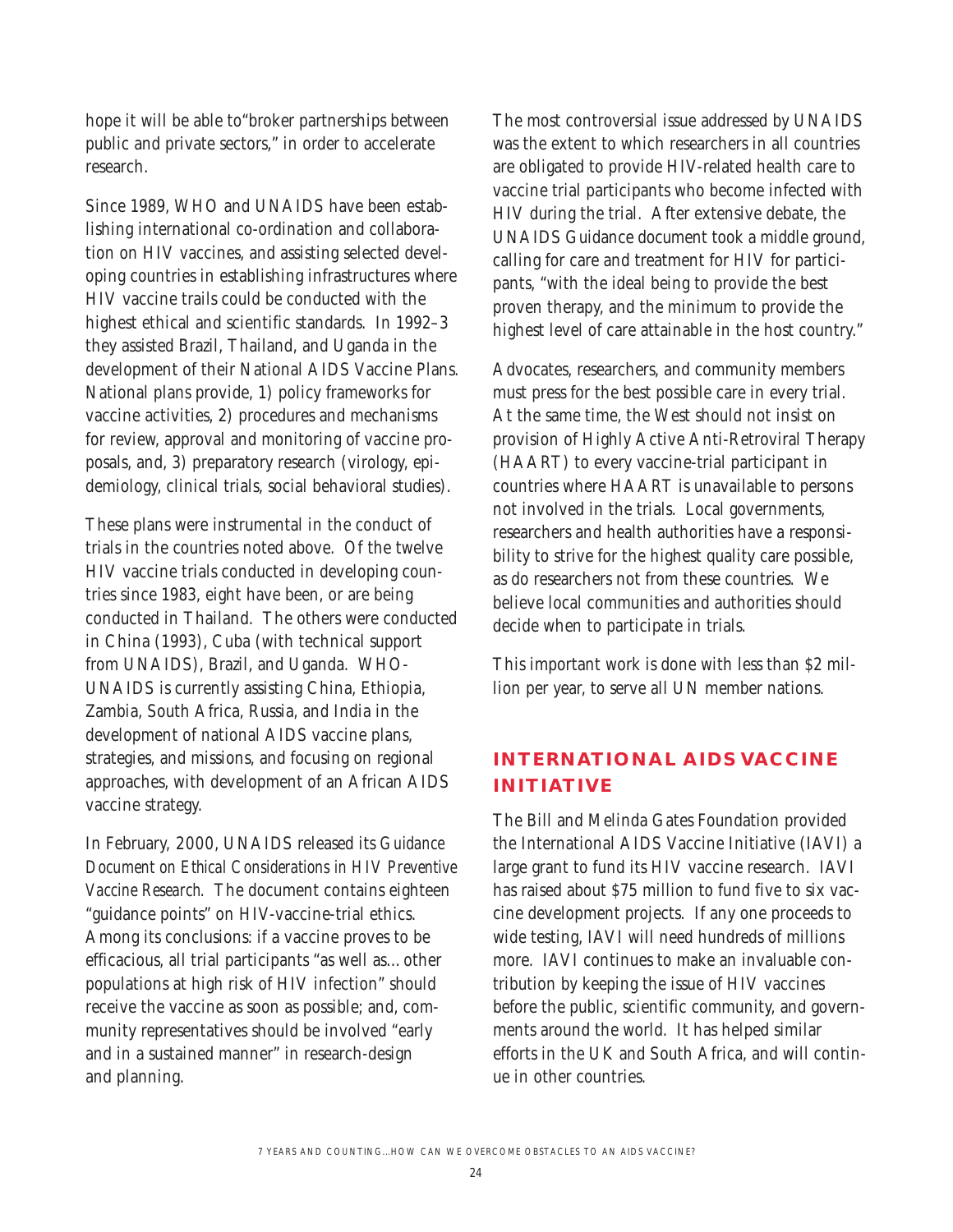hope it will be able to"broker partnerships between public and private sectors," in order to accelerate research.

Since 1989, WHO and UNAIDS have been establishing international co-ordination and collaboration on HIV vaccines, and assisting selected developing countries in establishing infrastructures where HIV vaccine trails could be conducted with the highest ethical and scientific standards. In 1992–3 they assisted Brazil, Thailand, and Uganda in the development of their National AIDS Vaccine Plans. National plans provide, 1) policy frameworks for vaccine activities, 2) procedures and mechanisms for review, approval and monitoring of vaccine proposals, and, 3) preparatory research (virology, epidemiology, clinical trials, social behavioral studies).

These plans were instrumental in the conduct of trials in the countries noted above. Of the twelve HIV vaccine trials conducted in developing countries since 1983, eight have been, or are being conducted in Thailand. The others were conducted in China (1993), Cuba (with technical support from UNAIDS), Brazil, and Uganda. WHO-UNAIDS is currently assisting China, Ethiopia, Zambia, South Africa, Russia, and India in the development of national AIDS vaccine plans, strategies, and missions, and focusing on regional approaches, with development of an African AIDS vaccine strategy.

In February, 2000, UNAIDS released its *Guidance Document on Ethical Considerations in HIV Preventive Vaccine Research.* The document contains eighteen "guidance points" on HIV-vaccine-trial ethics. Among its conclusions: if a vaccine proves to be efficacious, all trial participants "as well as…other populations at high risk of HIV infection" should receive the vaccine as soon as possible; and, community representatives should be involved "early and in a sustained manner" in research-design and planning.

The most controversial issue addressed by UNAIDS was the extent to which researchers in all countries are obligated to provide HIV-related health care to vaccine trial participants who become infected with HIV during the trial. After extensive debate, the UNAIDS Guidance document took a middle ground, calling for care and treatment for HIV for participants, "with the ideal being to provide the best proven therapy, and the minimum to provide the highest level of care attainable in the host country."

Advocates, researchers, and community members must press for the best possible care in every trial. At the same time, the West should not insist on provision of Highly Active Anti-Retroviral Therapy (HAART) to every vaccine-trial participant in countries where HAART is unavailable to persons not involved in the trials. Local governments, researchers and health authorities have a responsibility to strive for the highest quality care possible, as do researchers not from these countries. We believe local communities and authorities should decide when to participate in trials.

This important work is done with less than $2 million per year, to serve all UN member nations.

## INTERNATIONAL AIDS VACCINE INITIATIVE

The Bill and Melinda Gates Foundation provided the International AIDS Vaccine Initiative (IAVI) a large grant to fund its HIV vaccine research. IAVI has raised about $75 million to fund five to six vaccine development projects. If any one proceeds to wide testing, IAVI will need hundreds of millions more. IAVI continues to make an invaluable contribution by keeping the issue of HIV vaccines before the public, scientific community, and governments around the world. It has helped similar efforts in the UK and South Africa, and will continue in other countries.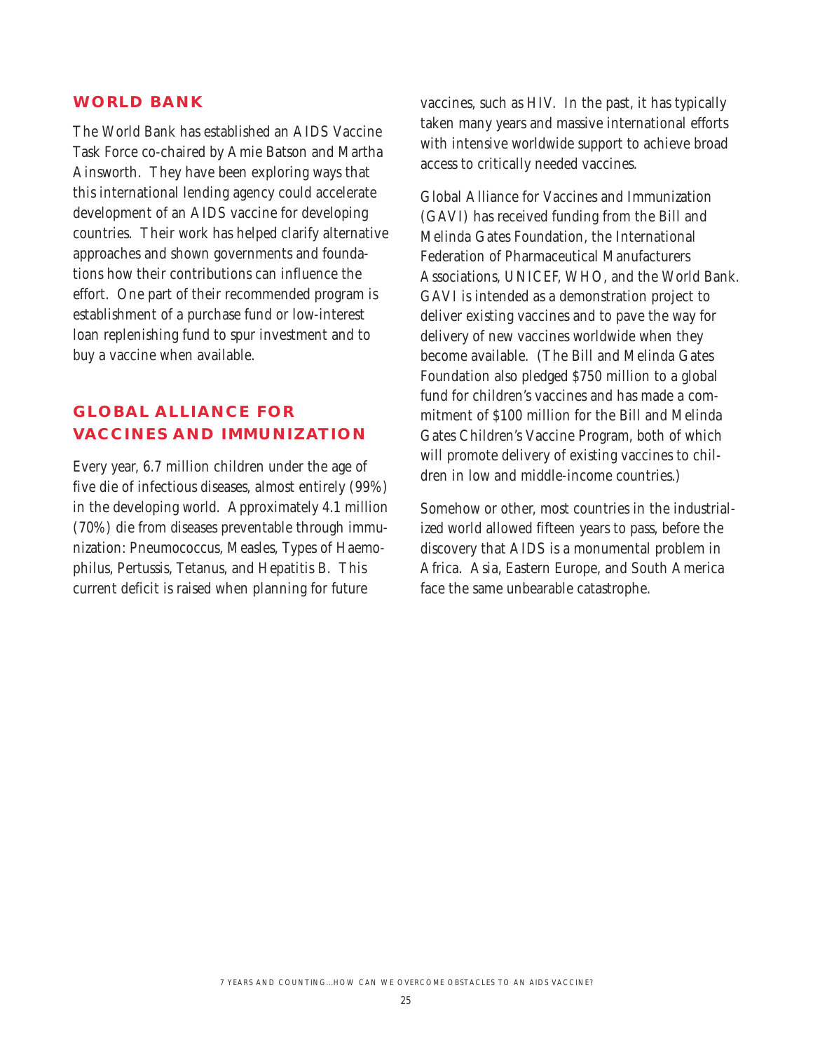## WORLD BANK

The World Bank has established an AIDS Vaccine Task Force co-chaired by Amie Batson and Martha Ainsworth. They have been exploring ways that this international lending agency could accelerate development of an AIDS vaccine for developing countries. Their work has helped clarify alternative approaches and shown governments and foundations how their contributions can influence the effort. One part of their recommended program is establishment of a purchase fund or low-interest loan replenishing fund to spur investment and to buy a vaccine when available.

## GLOBAL ALLIANCE FOR VACCINES AND IMMUNIZATION

Every year, 6.7 million children under the age of five die of infectious diseases, almost entirely (99%) in the developing world. Approximately 4.1 million (70%) die from diseases preventable through immunization: Pneumococcus, Measles, Types of Haemophilus, Pertussis, Tetanus, and Hepatitis B. This current deficit is raised when planning for future vaccines, such as HIV. In the past, it has typically taken many years and massive international efforts with intensive worldwide support to achieve broad access to critically needed vaccines.

Global Alliance for Vaccines and Immunization (GAVI) has received funding from the Bill and Melinda Gates Foundation, the International Federation of Pharmaceutical Manufacturers Associations, UNICEF, WHO, and the World Bank. GAVI is intended as a demonstration project to deliver existing vaccines and to pave the way for delivery of new vaccines worldwide when they become available. (The Bill and Melinda Gates Foundation also pledged $750 million to a global fund for children's vaccines and has made a commitment of $100 million for the Bill and Melinda Gates Children's Vaccine Program, both of which will promote delivery of existing vaccines to children in low and middle-income countries.)

Somehow or other, most countries in the industrialized world allowed fifteen years to pass, before the discovery that AIDS is a monumental problem in Africa. Asia, Eastern Europe, and South America face the same unbearable catastrophe.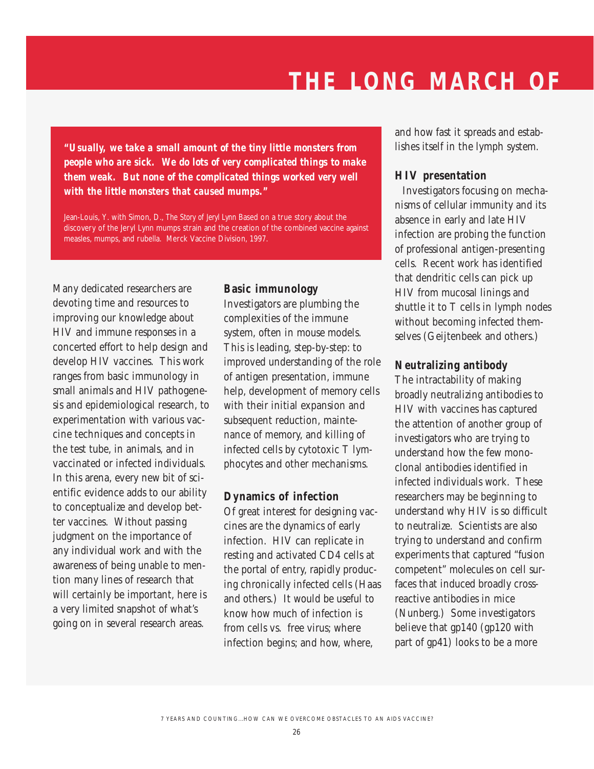# THE LONG MARCH OF

**"Usually, we take a small amount of the tiny little monsters from people who are sick. We do lots of very complicated things to make them weak. But none of the complicated things worked very well with the little monsters that caused mumps."**

Jean-Louis, Y. with Simon, D., The Story of Jeryl Lynn Based on a true story about the discovery of the Jeryl Lynn mumps strain and the creation of the combined vaccine against measles, mumps, and rubella. Merck Vaccine Division, 1997.

Many dedicated researchers are devoting time and resources to improving our knowledge about HIV and immune responses in a concerted effort to help design and develop HIV vaccines. This work ranges from basic immunology in small animals and HIV pathogenesis and epidemiological research, to experimentation with various vaccine techniques and concepts in the test tube, in animals, and in vaccinated or infected individuals. In this arena, every new bit of scientific evidence adds to our ability to conceptualize and develop better vaccines. Without passing judgment on the importance of any individual work and with the awareness of being unable to mention many lines of research that will certainly be important, here is a very limited snapshot of what's going on in several research areas.

### Basic immunology

Investigators are plumbing the complexities of the immune system, often in mouse models. This is leading, step-by-step: to improved understanding of the role of antigen presentation, immune help, development of memory cells with their initial expansion and subsequent reduction, maintenance of memory, and killing of infected cells by cytotoxic T lymphocytes and other mechanisms.

### Dynamics of infection

Of great interest for designing vaccines are the dynamics of early infection. HIV can replicate in resting and activated CD4 cells at the portal of entry, rapidly producing chronically infected cells (Haas and others.) It would be useful to know how much of infection is from cells vs. free virus; where infection begins; and how, where, and how fast it spreads and establishes itself in the lymph system.

### HIV presentation

Investigators focusing on mechanisms of cellular immunity and its absence in early and late HIV infection are probing the function of professional antigen-presenting cells. Recent work has identified that dendritic cells can pick up HIV from mucosal linings and shuttle it to T cells in lymph nodes without becoming infected themselves (Geijtenbeek and others.)

### Neutralizing antibody

The intractability of making broadly neutralizing antibodies to HIV with vaccines has captured the attention of another group of investigators who are trying to understand how the few monoclonal antibodies identified in infected individuals work. These researchers may be beginning to understand why HIV is so difficult to neutralize. Scientists are also trying to understand and confirm experiments that captured "fusion competent" molecules on cell surfaces that induced broadly cross-reactive antibodies in mice (Nunberg.) Some investigators believe that gp140 (gp120 with part of gp41) looks to be a more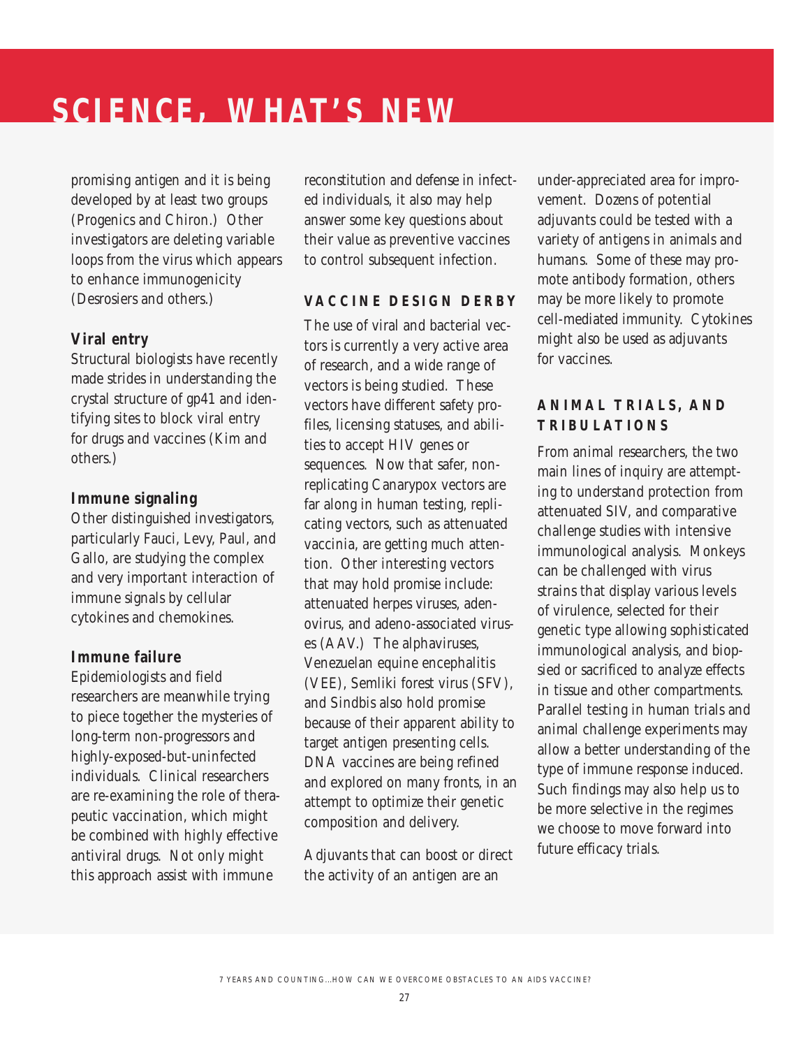# SCIENCE, WHAT'S NEW

promising antigen and it is being developed by at least two groups (Progenics and Chiron.) Other investigators are deleting variable loops from the virus which appears to enhance immunogenicity (Desrosiers and others.)

**Viral entry**

Structural biologists have recently made strides in understanding the crystal structure of gp41 and identifying sites to block viral entry for drugs and vaccines (Kim and others.)

**Immune signaling**

Other distinguished investigators, particularly Fauci, Levy, Paul, and Gallo, are studying the complex and very important interaction of immune signals by cellular cytokines and chemokines.

**Immune failure**

Epidemiologists and field researchers are meanwhile trying to piece together the mysteries of long-term non-progressors and highly-exposed-but-uninfected individuals. Clinical researchers are re-examining the role of therapeutic vaccination, which might be combined with highly effective antiviral drugs. Not only might this approach assist with immune reconstitution and defense in infected individuals, it also may help answer some key questions about their value as preventive vaccines to control subsequent infection.

## VACCINE DESIGN DERBY

The use of viral and bacterial vectors is currently a very active area of research, and a wide range of vectors is being studied. These vectors have different safety profiles, licensing statuses, and abilities to accept HIV genes or sequences. Now that safer, non-replicating Canarypox vectors are far along in human testing, replicating vectors, such as attenuated vaccinia, are getting much attention. Other interesting vectors that may hold promise include: attenuated herpes viruses, adenovirus, and adeno-associated viruses (AAV.) The alphaviruses, Venezuelan equine encephalitis (VEE), Semliki forest virus (SFV), and Sindbis also hold promise because of their apparent ability to target antigen presenting cells. DNA vaccines are being refined and explored on many fronts, in an attempt to optimize their genetic composition and delivery.

Adjuvants that can boost or direct the activity of an antigen are an under-appreciated area for improvement. Dozens of potential adjuvants could be tested with a variety of antigens in animals and humans. Some of these may promote antibody formation, others may be more likely to promote cell-mediated immunity. Cytokines might also be used as adjuvants for vaccines.

## ANIMAL TRIALS, AND TRIBULATIONS

From animal researchers, the two main lines of inquiry are attempting to understand protection from attenuated SIV, and comparative challenge studies with intensive immunological analysis. Monkeys can be challenged with virus strains that display various levels of virulence, selected for their genetic type allowing sophisticated immunological analysis, and biopsied or sacrificed to analyze effects in tissue and other compartments. Parallel testing in human trials and animal challenge experiments may allow a better understanding of the type of immune response induced. Such findings may also help us to be more selective in the regimes we choose to move forward into future efficacy trials.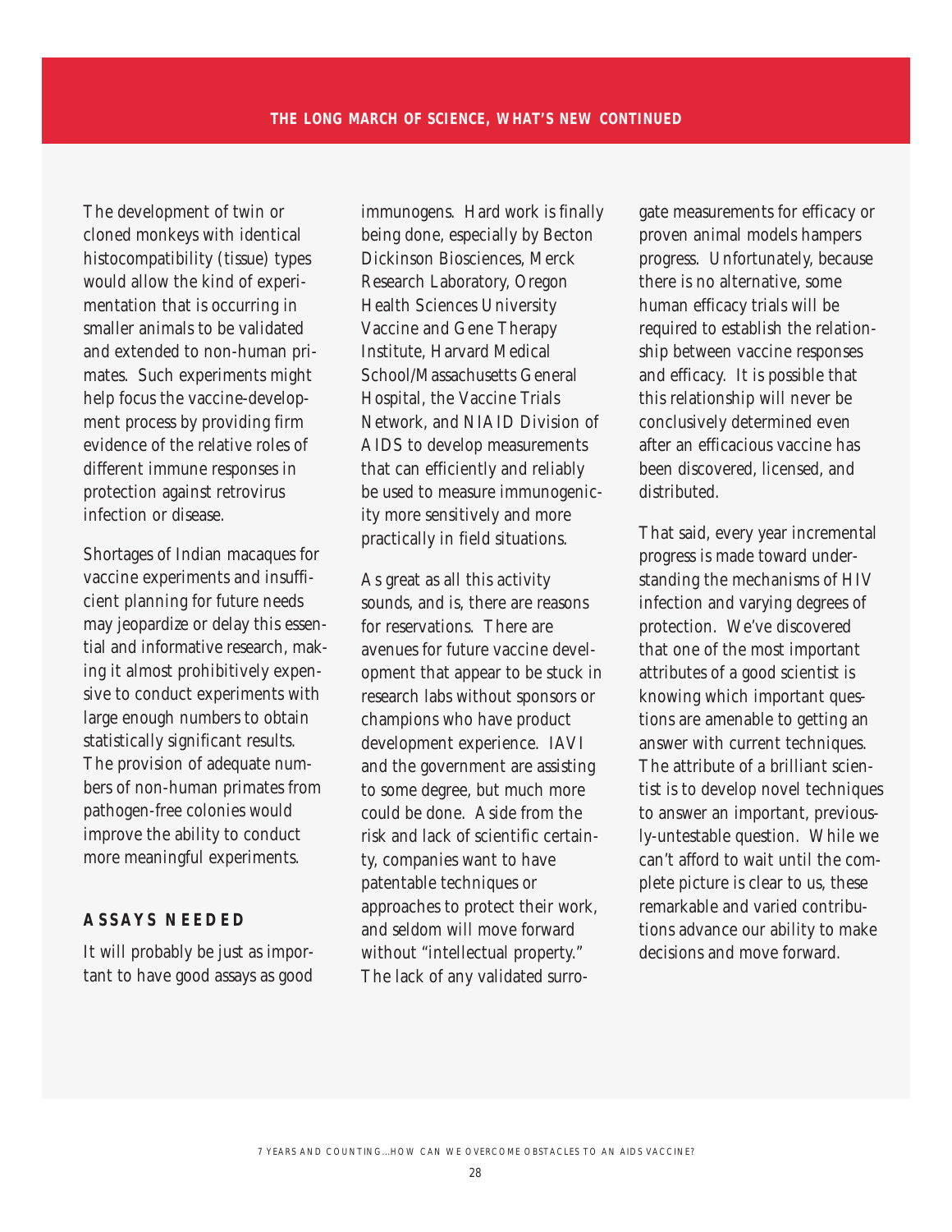The development of twin or cloned monkeys with identical histocompatibility (tissue) types would allow the kind of experimentation that is occurring in smaller animals to be validated and extended to non-human primates. Such experiments might help focus the vaccine-development process by providing firm evidence of the relative roles of different immune responses in protection against retrovirus infection or disease.

Shortages of Indian macaques for vaccine experiments and insufficient planning for future needs may jeopardize or delay this essential and informative research, making it almost prohibitively expensive to conduct experiments with large enough numbers to obtain statistically significant results. The provision of adequate numbers of non-human primates from pathogen-free colonies would improve the ability to conduct more meaningful experiments.

### ASSAYS NEEDED

It will probably be just as important to have good assays as good immunogens. Hard work is finally being done, especially by Becton Dickinson Biosciences, Merck Research Laboratory, Oregon Health Sciences University Vaccine and Gene Therapy Institute, Harvard Medical School/Massachusetts General Hospital, the Vaccine Trials Network, and NIAID Division of AIDS to develop measurements that can efficiently and reliably be used to measure immunogenicity more sensitively and more practically in field situations.

As great as all this activity sounds, and is, there are reasons for reservations. There are avenues for future vaccine development that appear to be stuck in research labs without sponsors or champions who have product development experience. IAVI and the government are assisting to some degree, but much more could be done. Aside from the risk and lack of scientific certainty, companies want to have patentable techniques or approaches to protect their work, and seldom will move forward without "intellectual property." The lack of any validated surrogate measurements for efficacy or proven animal models hampers progress. Unfortunately, because there is no alternative, some human efficacy trials will be required to establish the relationship between vaccine responses and efficacy. It is possible that this relationship will never be conclusively determined even after an efficacious vaccine has been discovered, licensed, and distributed.

That said, every year incremental progress is made toward understanding the mechanisms of HIV infection and varying degrees of protection. We've discovered that one of the most important attributes of a good scientist is knowing which important questions are amenable to getting an answer with current techniques. The attribute of a brilliant scientist is to develop novel techniques to answer an important, previously-untestable question. While we can't afford to wait until the complete picture is clear to us, these remarkable and varied contributions advance our ability to make decisions and move forward.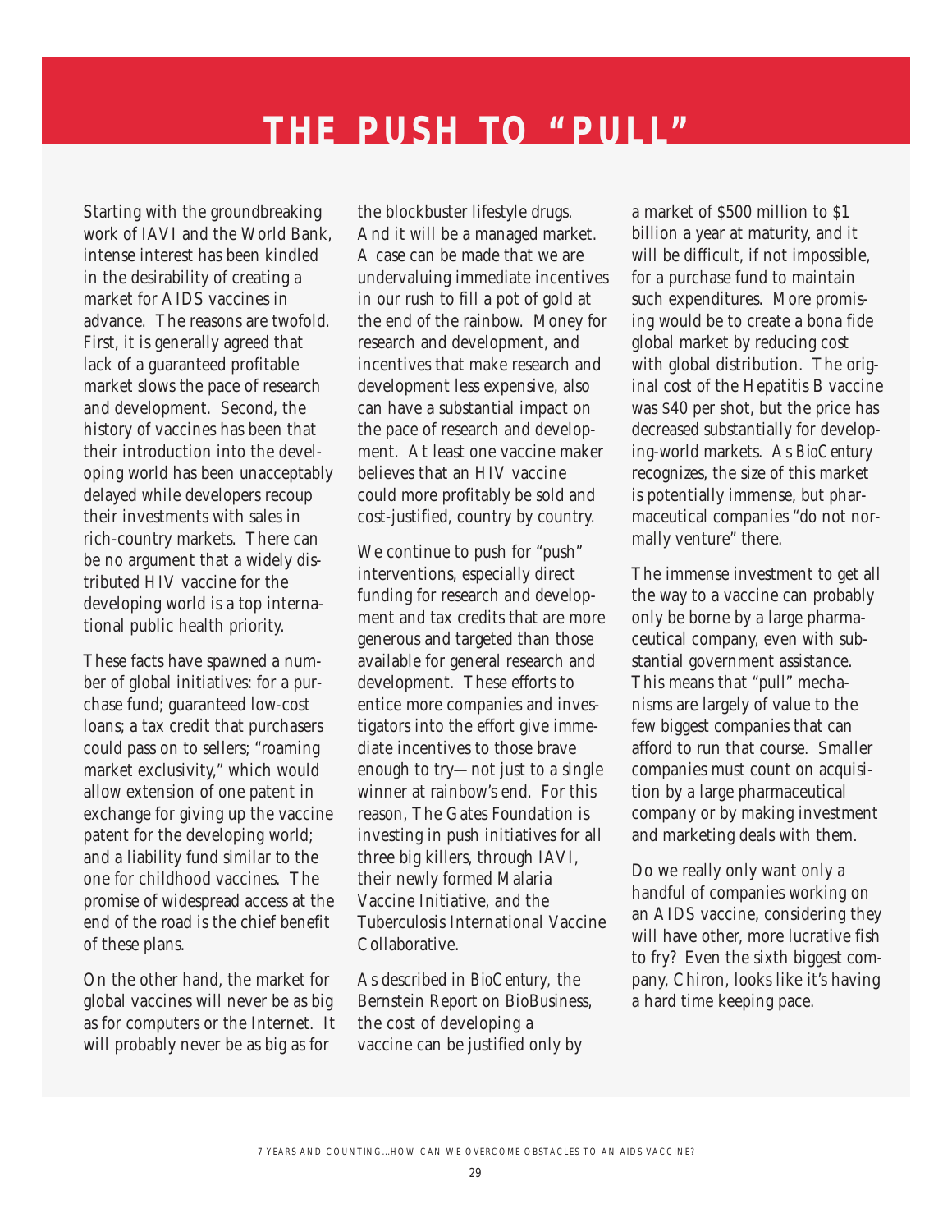# THE PUSH TO "PULL"

Starting with the groundbreaking work of IAVI and the World Bank, intense interest has been kindled in the desirability of creating a market for AIDS vaccines in advance. The reasons are twofold. First, it is generally agreed that lack of a guaranteed profitable market slows the pace of research and development. Second, the history of vaccines has been that their introduction into the developing world has been unacceptably delayed while developers recoup their investments with sales in rich-country markets. There can be no argument that a widely distributed HIV vaccine for the developing world is a top international public health priority.

These facts have spawned a number of global initiatives: for a purchase fund; guaranteed low-cost loans; a tax credit that purchasers could pass on to sellers; "roaming market exclusivity," which would allow extension of one patent in exchange for giving up the vaccine patent for the developing world; and a liability fund similar to the one for childhood vaccines. The promise of widespread access at the end of the road is the chief benefit of these plans.

On the other hand, the market for global vaccines will never be as big as for computers or the Internet. It will probably never be as big as for the blockbuster lifestyle drugs. And it will be a managed market. A case can be made that we are undervaluing immediate incentives in our rush to fill a pot of gold at the end of the rainbow. Money for research and development, and incentives that make research and development less expensive, also can have a substantial impact on the pace of research and development. At least one vaccine maker believes that an HIV vaccine could more profitably be sold and cost-justified, country by country.

We continue to push for "push" interventions, especially direct funding for research and development and tax credits that are more generous and targeted than those available for general research and development. These efforts to entice more companies and investigators into the effort give immediate incentives to those brave enough to try—not just to a single winner at rainbow's end. For this reason, The Gates Foundation is investing in push initiatives for all three big killers, through IAVI, their newly formed Malaria Vaccine Initiative, and the Tuberculosis International Vaccine Collaborative.

As described in *BioCentury,* the Bernstein Report on BioBusiness, the cost of developing a vaccine can be justified only by a market of $500 million to $1 billion a year at maturity, and it will be difficult, if not impossible, for a purchase fund to maintain such expenditures. More promising would be to create a bona fide global market by reducing cost with global distribution. The original cost of the Hepatitis B vaccine was $40 per shot, but the price has decreased substantially for developing-world markets. As *BioCentury* recognizes, the size of this market is potentially immense, but pharmaceutical companies "do not normally venture" there.

The immense investment to get all the way to a vaccine can probably only be borne by a large pharmaceutical company, even with substantial government assistance. This means that "pull" mechanisms are largely of value to the few biggest companies that can afford to run that course. Smaller companies must count on acquisition by a large pharmaceutical company or by making investment and marketing deals with them.

Do we really only want only a handful of companies working on an AIDS vaccine, considering they will have other, more lucrative fish to fry? Even the sixth biggest company, Chiron, looks like it's having a hard time keeping pace.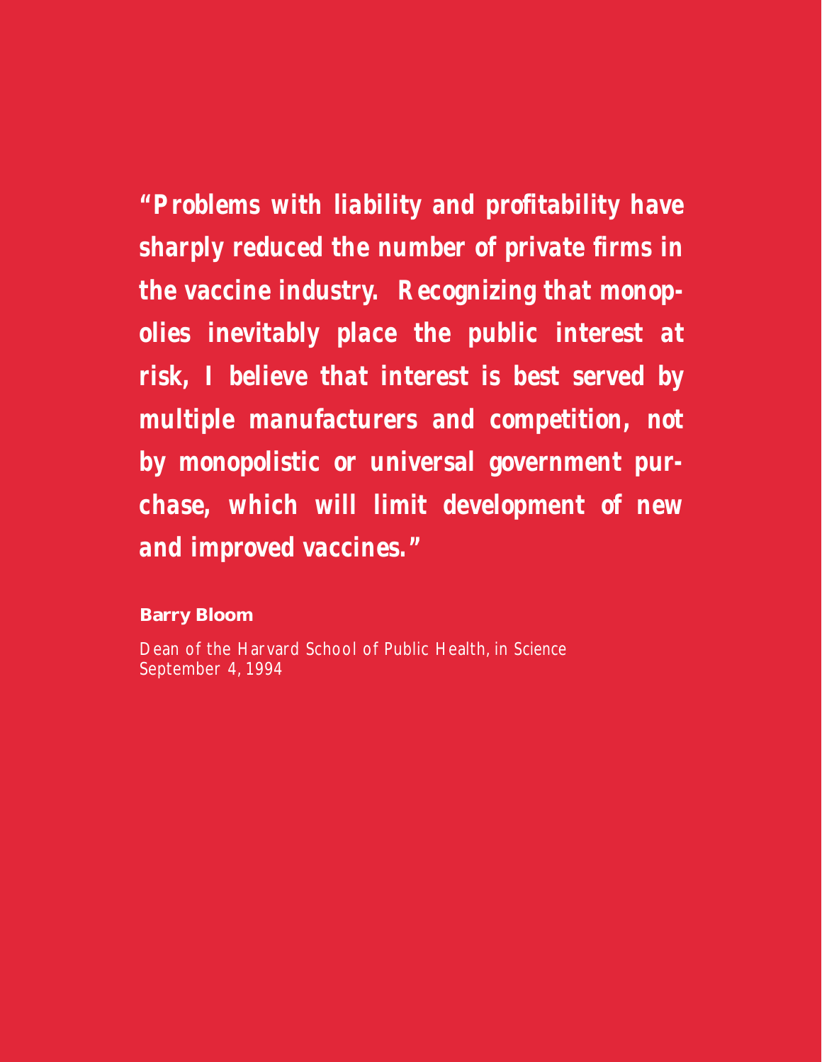***"Problems with liability and profitability have sharply reduced the number of private firms in the vaccine industry. Recognizing that monopolies inevitably place the public interest at risk, I believe that interest is best served by multiple manufacturers and competition, not by monopolistic or universal government purchase, which will limit development of new and improved vaccines."***

**Barry Bloom**

Dean of the Harvard School of Public Health, in Science
September 4, 1994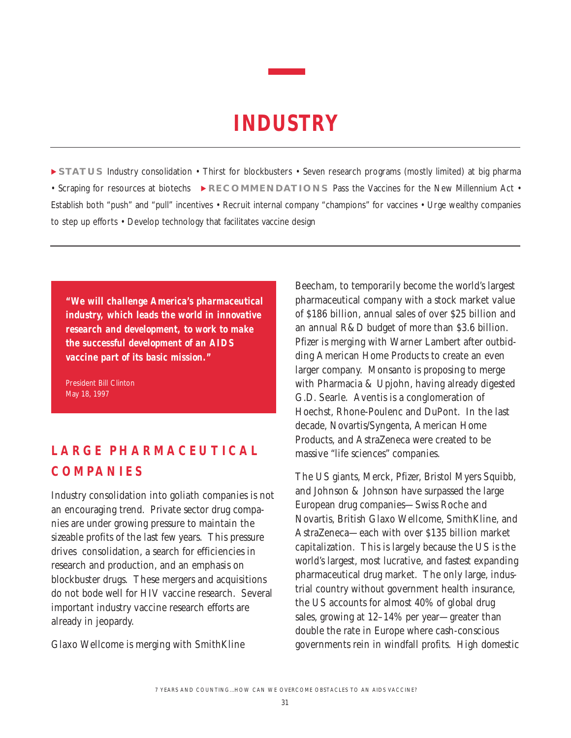# INDUSTRY

▶ **STATUS** Industry consolidation • Thirst for blockbusters • Seven research programs (mostly limited) at big pharma • Scraping for resources at biotechs ▶ **RECOMMENDATIONS** Pass the Vaccines for the New Millennium Act • Establish both "push" and "pull" incentives • Recruit internal company "champions" for vaccines • Urge wealthy companies to step up efforts • Develop technology that facilitates vaccine design

> ***"We will challenge America's pharmaceutical industry, which leads the world in innovative research and development, to work to make the successful development of an AIDS vaccine part of its basic mission."***
>
> President Bill Clinton
> May 18, 1997

## LARGE PHARMACEUTICAL COMPANIES

Industry consolidation into goliath companies is not an encouraging trend. Private sector drug companies are under growing pressure to maintain the sizeable profits of the last few years. This pressure drives consolidation, a search for efficiencies in research and production, and an emphasis on blockbuster drugs. These mergers and acquisitions do not bode well for HIV vaccine research. Several important industry vaccine research efforts are already in jeopardy.

Glaxo Wellcome is merging with SmithKline Beecham, to temporarily become the world's largest pharmaceutical company with a stock market value of $186 billion, annual sales of over $25 billion and an annual R&D budget of more than $3.6 billion. Pfizer is merging with Warner Lambert after outbidding American Home Products to create an even larger company. Monsanto is proposing to merge with Pharmacia & Upjohn, having already digested G.D. Searle. Aventis is a conglomeration of Hoechst, Rhone-Poulenc and DuPont. In the last decade, Novartis/Syngenta, American Home Products, and AstraZeneca were created to be massive "life sciences" companies.

The US giants, Merck, Pfizer, Bristol Myers Squibb, and Johnson & Johnson have surpassed the large European drug companies—Swiss Roche and Novartis, British Glaxo Wellcome, SmithKline, and AstraZeneca—each with over $135 billion market capitalization. This is largely because the US is the world's largest, most lucrative, and fastest expanding pharmaceutical drug market. The only large, industrial country without government health insurance, the US accounts for almost 40% of global drug sales, growing at 12–14% per year—greater than double the rate in Europe where cash-conscious governments rein in windfall profits. High domestic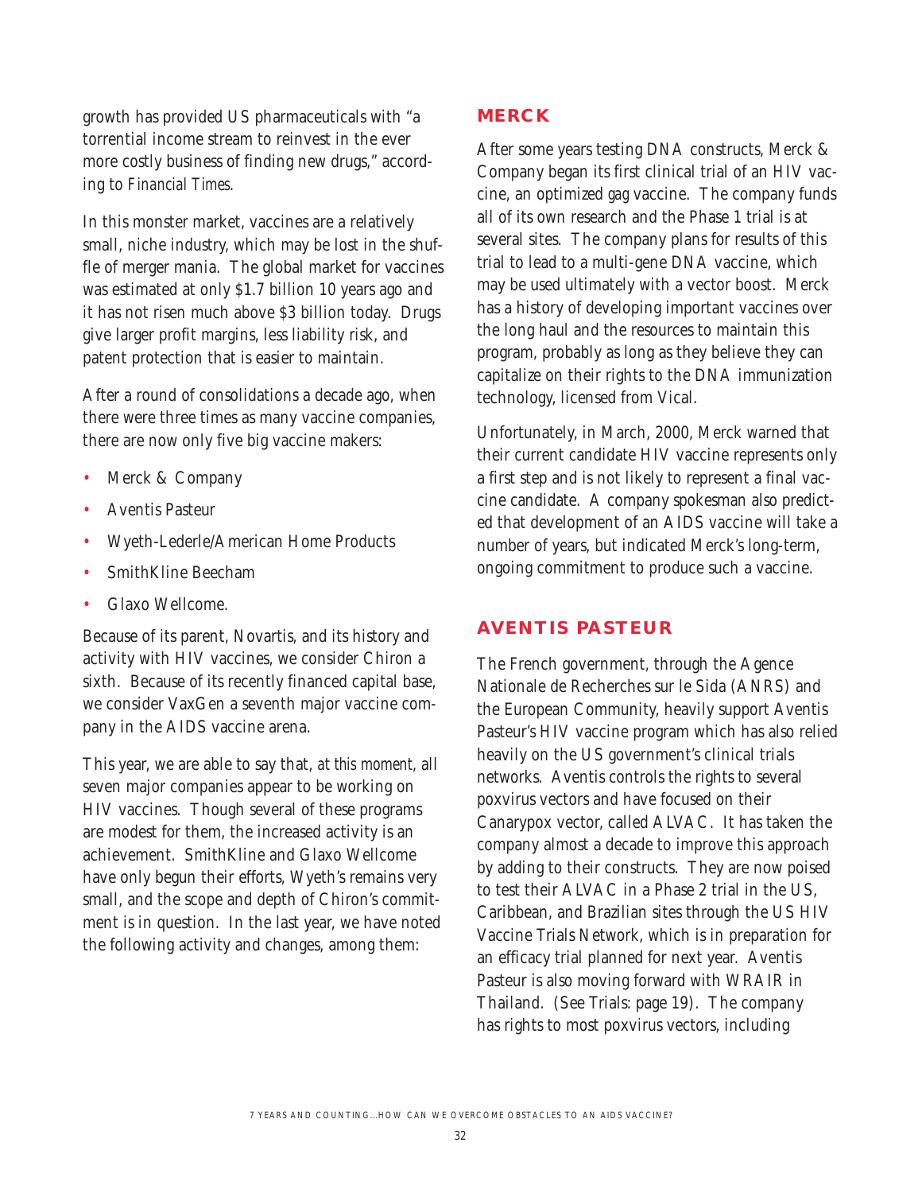growth has provided US pharmaceuticals with "a torrential income stream to reinvest in the ever more costly business of finding new drugs," according to *Financial Times*.

In this monster market, vaccines are a relatively small, niche industry, which may be lost in the shuffle of merger mania. The global market for vaccines was estimated at only $1.7 billion 10 years ago and it has not risen much above $3 billion today. Drugs give larger profit margins, less liability risk, and patent protection that is easier to maintain.

After a round of consolidations a decade ago, when there were three times as many vaccine companies, there are now only five big vaccine makers:

- Merck & Company
- Aventis Pasteur
- Wyeth-Lederle/American Home Products
- SmithKline Beecham
- Glaxo Wellcome.

Because of its parent, Novartis, and its history and activity with HIV vaccines, we consider Chiron a sixth. Because of its recently financed capital base, we consider VaxGen a seventh major vaccine company in the AIDS vaccine arena.

This year, we are able to say that, *at this moment*, all seven major companies appear to be working on HIV vaccines. Though several of these programs are modest for them, the increased activity is an achievement. SmithKline and Glaxo Wellcome have only begun their efforts, Wyeth's remains very small, and the scope and depth of Chiron's commitment is in question. In the last year, we have noted the following activity and changes, among them:

## MERCK

After some years testing DNA constructs, Merck & Company began its first clinical trial of an HIV vaccine, an optimized *gag* vaccine. The company funds all of its own research and the Phase 1 trial is at several sites. The company plans for results of this trial to lead to a multi-gene DNA vaccine, which may be used ultimately with a vector boost. Merck has a history of developing important vaccines over the long haul and the resources to maintain this program, probably as long as they believe they can capitalize on their rights to the DNA immunization technology, licensed from Vical.

Unfortunately, in March, 2000, Merck warned that their current candidate HIV vaccine represents only a first step and is not likely to represent a final vaccine candidate. A company spokesman also predicted that development of an AIDS vaccine will take a number of years, but indicated Merck's long-term, ongoing commitment to produce such a vaccine.

## AVENTIS PASTEUR

The French government, through the Agence Nationale de Recherches sur le Sida (ANRS) and the European Community, heavily support Aventis Pasteur's HIV vaccine program which has also relied heavily on the US government's clinical trials networks. Aventis controls the rights to several poxvirus vectors and have focused on their Canarypox vector, called ALVAC. It has taken the company almost a decade to improve this approach by adding to their constructs. They are now poised to test their ALVAC in a Phase 2 trial in the US, Caribbean, and Brazilian sites through the US HIV Vaccine Trials Network, which is in preparation for an efficacy trial planned for next year. Aventis Pasteur is also moving forward with WRAIR in Thailand. (See Trials: page 19). The company has rights to most poxvirus vectors, including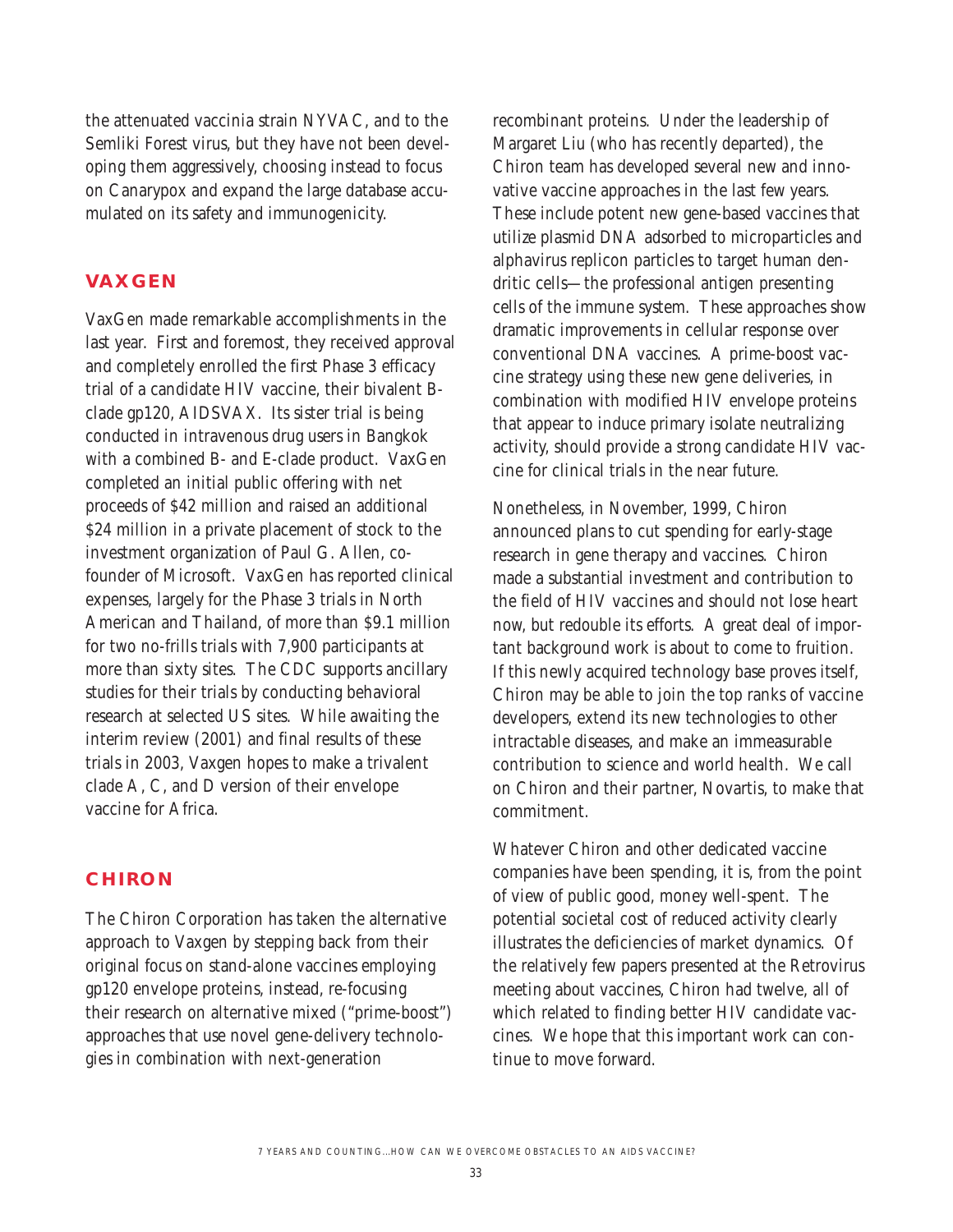the attenuated vaccinia strain NYVAC, and to the Semliki Forest virus, but they have not been developing them aggressively, choosing instead to focus on Canarypox and expand the large database accumulated on its safety and immunogenicity.

## VAXGEN

VaxGen made remarkable accomplishments in the last year. First and foremost, they received approval and completely enrolled the first Phase 3 efficacy trial of a candidate HIV vaccine, their bivalent B-clade gp120, AIDSVAX. Its sister trial is being conducted in intravenous drug users in Bangkok with a combined B- and E-clade product. VaxGen completed an initial public offering with net proceeds of $42 million and raised an additional $24 million in a private placement of stock to the investment organization of Paul G. Allen, co-founder of Microsoft. VaxGen has reported clinical expenses, largely for the Phase 3 trials in North American and Thailand, of more than $9.1 million for two no-frills trials with 7,900 participants at more than sixty sites. The CDC supports ancillary studies for their trials by conducting behavioral research at selected US sites. While awaiting the interim review (2001) and final results of these trials in 2003, Vaxgen hopes to make a trivalent clade A, C, and D version of their envelope vaccine for Africa.

## CHIRON

The Chiron Corporation has taken the alternative approach to Vaxgen by stepping back from their original focus on stand-alone vaccines employing gp120 envelope proteins, instead, re-focusing their research on alternative mixed ("prime-boost") approaches that use novel gene-delivery technologies in combination with next-generation recombinant proteins. Under the leadership of Margaret Liu (who has recently departed), the Chiron team has developed several new and innovative vaccine approaches in the last few years. These include potent new gene-based vaccines that utilize plasmid DNA adsorbed to microparticles and alphavirus replicon particles to target human dendritic cells—the professional antigen presenting cells of the immune system. These approaches show dramatic improvements in cellular response over conventional DNA vaccines. A prime-boost vaccine strategy using these new gene deliveries, in combination with modified HIV envelope proteins that appear to induce primary isolate neutralizing activity, should provide a strong candidate HIV vaccine for clinical trials in the near future.

Nonetheless, in November, 1999, Chiron announced plans to cut spending for early-stage research in gene therapy and vaccines. Chiron made a substantial investment and contribution to the field of HIV vaccines and should not lose heart now, but redouble its efforts. A great deal of important background work is about to come to fruition. If this newly acquired technology base proves itself, Chiron may be able to join the top ranks of vaccine developers, extend its new technologies to other intractable diseases, and make an immeasurable contribution to science and world health. We call on Chiron and their partner, Novartis, to make that commitment.

Whatever Chiron and other dedicated vaccine companies have been spending, it is, from the point of view of public good, money well-spent. The potential societal cost of reduced activity clearly illustrates the deficiencies of market dynamics. Of the relatively few papers presented at the Retrovirus meeting about vaccines, Chiron had twelve, all of which related to finding better HIV candidate vaccines. We hope that this important work can continue to move forward.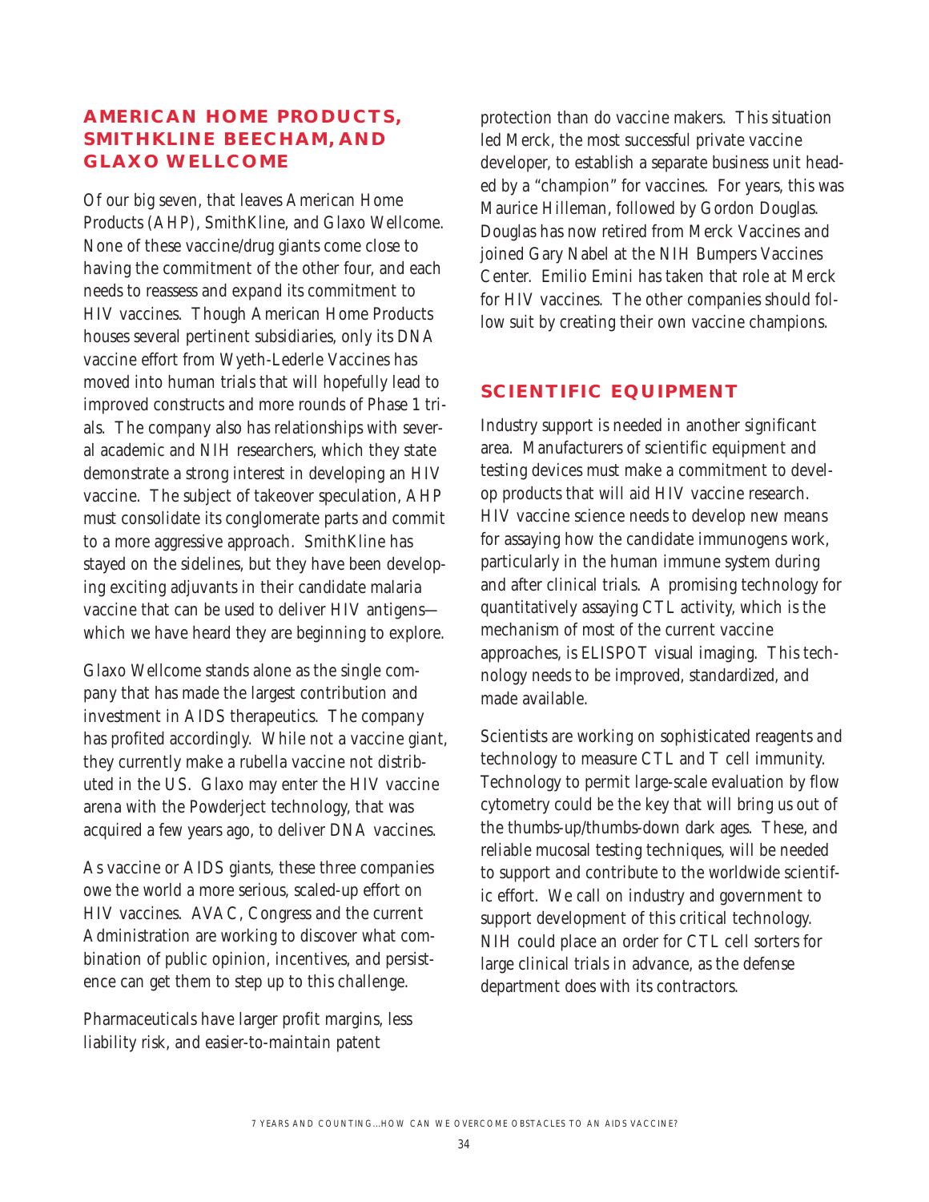## AMERICAN HOME PRODUCTS, SMITHKLINE BEECHAM, AND GLAXO WELLCOME

Of our big seven, that leaves American Home Products (AHP), SmithKline, and Glaxo Wellcome. None of these vaccine/drug giants come close to having the commitment of the other four, and each needs to reassess and expand its commitment to HIV vaccines. Though American Home Products houses several pertinent subsidiaries, only its DNA vaccine effort from Wyeth-Lederle Vaccines has moved into human trials that will hopefully lead to improved constructs and more rounds of Phase 1 trials. The company also has relationships with several academic and NIH researchers, which they state demonstrate a strong interest in developing an HIV vaccine. The subject of takeover speculation, AHP must consolidate its conglomerate parts and commit to a more aggressive approach. SmithKline has stayed on the sidelines, but they have been developing exciting adjuvants in their candidate malaria vaccine that can be used to deliver HIV antigens—which we have heard they are beginning to explore.

Glaxo Wellcome stands alone as the single company that has made the largest contribution and investment in AIDS therapeutics. The company has profited accordingly. While not a vaccine giant, they currently make a rubella vaccine not distributed in the US. Glaxo may enter the HIV vaccine arena with the Powderject technology, that was acquired a few years ago, to deliver DNA vaccines.

As vaccine or AIDS giants, these three companies owe the world a more serious, scaled-up effort on HIV vaccines. AVAC, Congress and the current Administration are working to discover what combination of public opinion, incentives, and persistence can get them to step up to this challenge.

Pharmaceuticals have larger profit margins, less liability risk, and easier-to-maintain patent protection than do vaccine makers. This situation led Merck, the most successful private vaccine developer, to establish a separate business unit headed by a "champion" for vaccines. For years, this was Maurice Hilleman, followed by Gordon Douglas. Douglas has now retired from Merck Vaccines and joined Gary Nabel at the NIH Bumpers Vaccines Center. Emilio Emini has taken that role at Merck for HIV vaccines. The other companies should follow suit by creating their own vaccine champions.

## SCIENTIFIC EQUIPMENT

Industry support is needed in another significant area. Manufacturers of scientific equipment and testing devices must make a commitment to develop products that will aid HIV vaccine research. HIV vaccine science needs to develop new means for assaying how the candidate immunogens work, particularly in the human immune system during and after clinical trials. A promising technology for quantitatively assaying CTL activity, which is the mechanism of most of the current vaccine approaches, is ELISPOT visual imaging. This technology needs to be improved, standardized, and made available.

Scientists are working on sophisticated reagents and technology to measure CTL and T cell immunity. Technology to permit large-scale evaluation by flow cytometry could be the key that will bring us out of the thumbs-up/thumbs-down dark ages. These, and reliable mucosal testing techniques, will be needed to support and contribute to the worldwide scientific effort. We call on industry and government to support development of this critical technology. NIH could place an order for CTL cell sorters for large clinical trials in advance, as the defense department does with its contractors.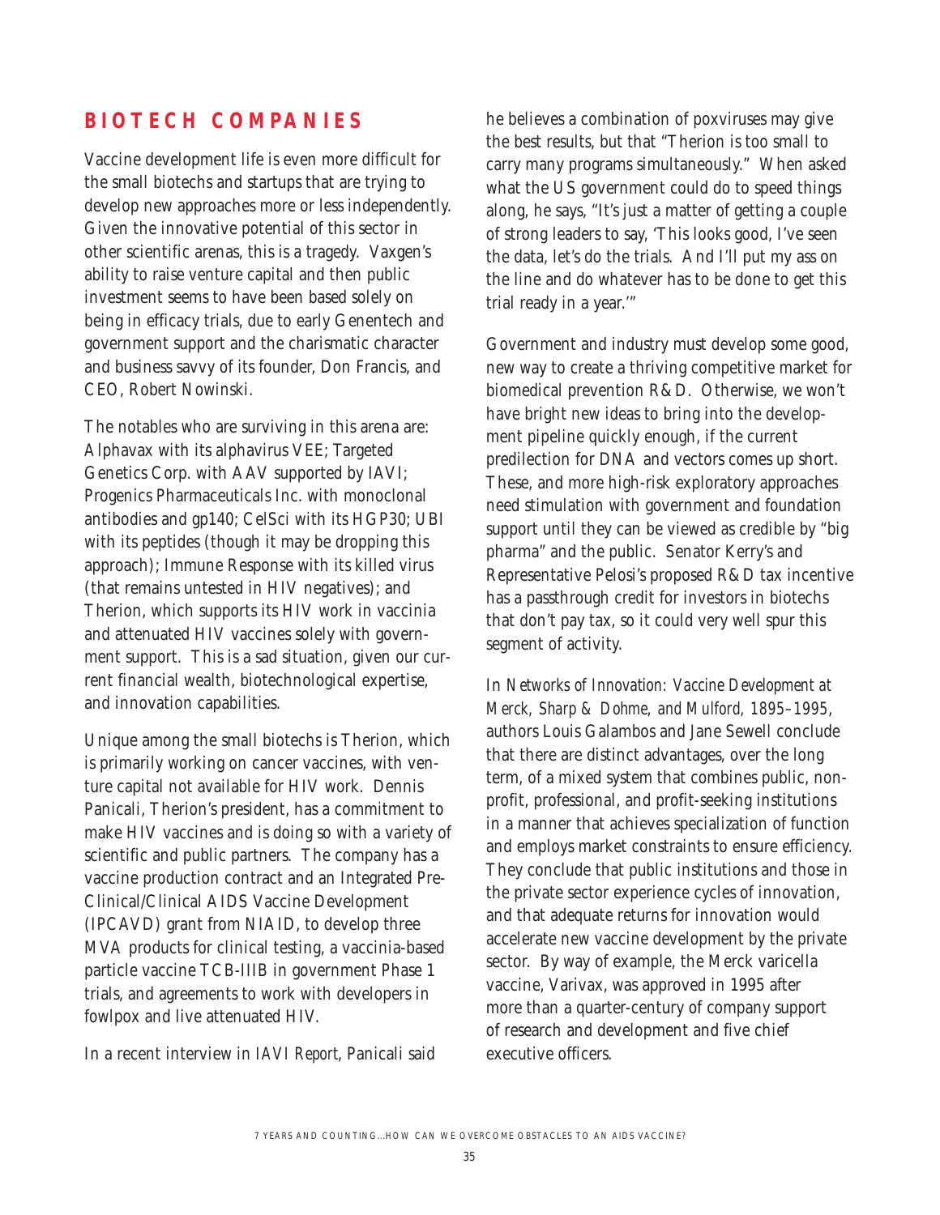## BIOTECH COMPANIES

Vaccine development life is even more difficult for the small biotechs and startups that are trying to develop new approaches more or less independently. Given the innovative potential of this sector in other scientific arenas, this is a tragedy. Vaxgen's ability to raise venture capital and then public investment seems to have been based solely on being in efficacy trials, due to early Genentech and government support and the charismatic character and business savvy of its founder, Don Francis, and CEO, Robert Nowinski.

The notables who are surviving in this arena are: Alphavax with its alphavirus VEE; Targeted Genetics Corp. with AAV supported by IAVI; Progenics Pharmaceuticals Inc. with monoclonal antibodies and gp140; CelSci with its HGP30; UBI with its peptides (though it may be dropping this approach); Immune Response with its killed virus (that remains untested in HIV negatives); and Therion, which supports its HIV work in vaccinia and attenuated HIV vaccines solely with government support. This is a sad situation, given our current financial wealth, biotechnological expertise, and innovation capabilities.

Unique among the small biotechs is Therion, which is primarily working on cancer vaccines, with venture capital not available for HIV work. Dennis Panicali, Therion's president, has a commitment to make HIV vaccines and is doing so with a variety of scientific and public partners. The company has a vaccine production contract and an Integrated Pre-Clinical/Clinical AIDS Vaccine Development (IPCAVD) grant from NIAID, to develop three MVA products for clinical testing, a vaccinia-based particle vaccine TCB-IIIB in government Phase 1 trials, and agreements to work with developers in fowlpox and live attenuated HIV.

In a recent interview in *IAVI Report*, Panicali said he believes a combination of poxviruses may give the best results, but that "Therion is too small to carry many programs simultaneously." When asked what the US government could do to speed things along, he says, "It's just a matter of getting a couple of strong leaders to say, 'This looks good, I've seen the data, let's do the trials. And I'll put my ass on the line and do whatever has to be done to get this trial ready in a year.'"

Government and industry must develop some good, new way to create a thriving competitive market for biomedical prevention R&D. Otherwise, we won't have bright new ideas to bring into the development pipeline quickly enough, if the current predilection for DNA and vectors comes up short. These, and more high-risk exploratory approaches need stimulation with government and foundation support until they can be viewed as credible by "big pharma" and the public. Senator Kerry's and Representative Pelosi's proposed R&D tax incentive has a passthrough credit for investors in biotechs that don't pay tax, so it could very well spur this segment of activity.

In *Networks of Innovation: Vaccine Development at Merck, Sharp & Dohme, and Mulford, 1895–1995*, authors Louis Galambos and Jane Sewell conclude that there are distinct advantages, over the long term, of a mixed system that combines public, nonprofit, professional, and profit-seeking institutions in a manner that achieves specialization of function and employs market constraints to ensure efficiency. They conclude that public institutions and those in the private sector experience cycles of innovation, and that adequate returns for innovation would accelerate new vaccine development by the private sector. By way of example, the Merck varicella vaccine, Varivax, was approved in 1995 after more than a quarter-century of company support of research and development and five chief executive officers.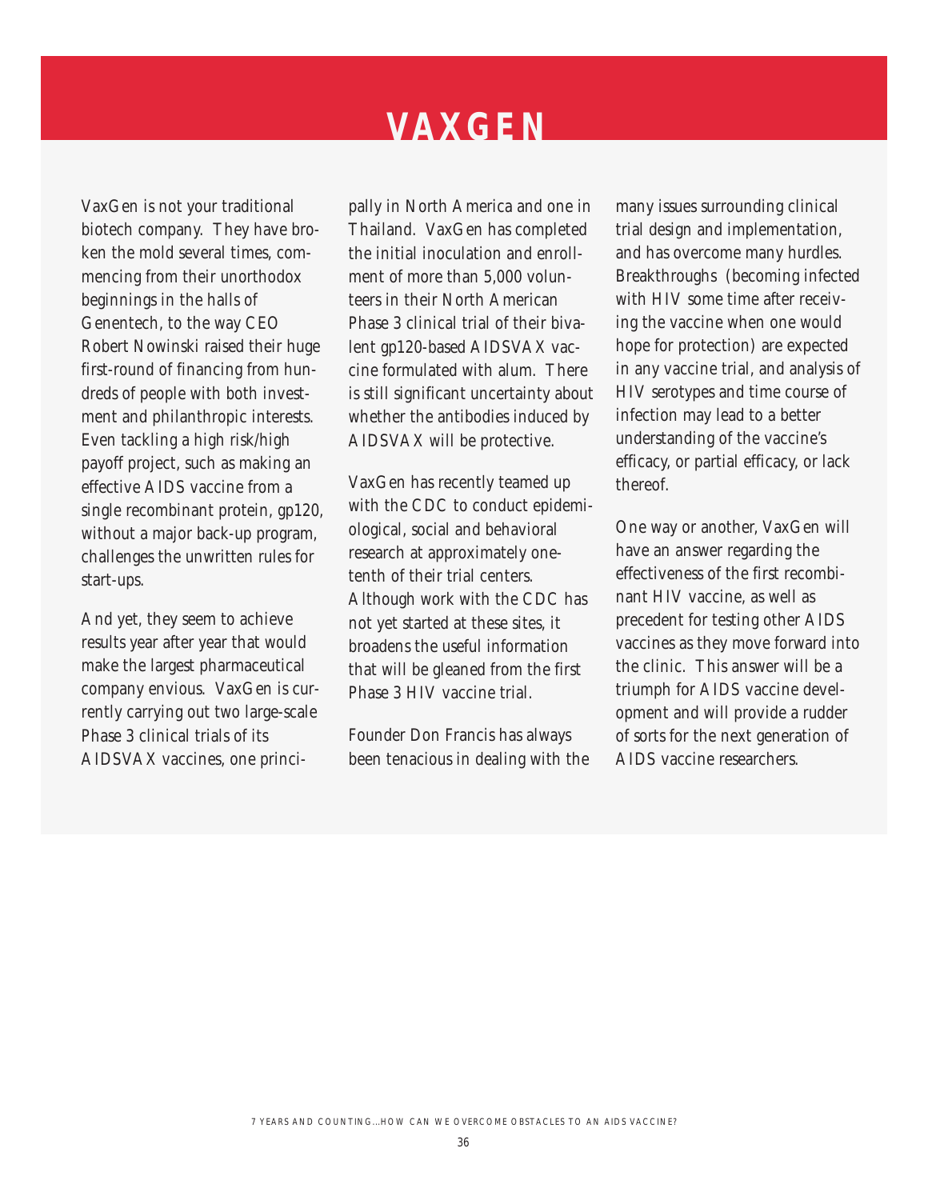# VAXGEN

VaxGen is not your traditional biotech company. They have broken the mold several times, commencing from their unorthodox beginnings in the halls of Genentech, to the way CEO Robert Nowinski raised their huge first-round of financing from hundreds of people with both investment and philanthropic interests. Even tackling a high risk/high payoff project, such as making an effective AIDS vaccine from a single recombinant protein, gp120, without a major back-up program, challenges the unwritten rules for start-ups.

And yet, they seem to achieve results year after year that would make the largest pharmaceutical company envious. VaxGen is currently carrying out two large-scale Phase 3 clinical trials of its AIDSVAX vaccines, one principally in North America and one in Thailand. VaxGen has completed the initial inoculation and enrollment of more than 5,000 volunteers in their North American Phase 3 clinical trial of their bivalent gp120-based AIDSVAX vaccine formulated with alum. There is still significant uncertainty about whether the antibodies induced by AIDSVAX will be protective.

VaxGen has recently teamed up with the CDC to conduct epidemiological, social and behavioral research at approximately one-tenth of their trial centers. Although work with the CDC has not yet started at these sites, it broadens the useful information that will be gleaned from the first Phase 3 HIV vaccine trial.

Founder Don Francis has always been tenacious in dealing with the many issues surrounding clinical trial design and implementation, and has overcome many hurdles. Breakthroughs (becoming infected with HIV some time after receiving the vaccine when one would hope for protection) are expected in any vaccine trial, and analysis of HIV serotypes and time course of infection may lead to a better understanding of the vaccine's efficacy, or partial efficacy, or lack thereof.

One way or another, VaxGen will have an answer regarding the effectiveness of the first recombinant HIV vaccine, as well as precedent for testing other AIDS vaccines as they move forward into the clinic. This answer will be a triumph for AIDS vaccine development and will provide a rudder of sorts for the next generation of AIDS vaccine researchers.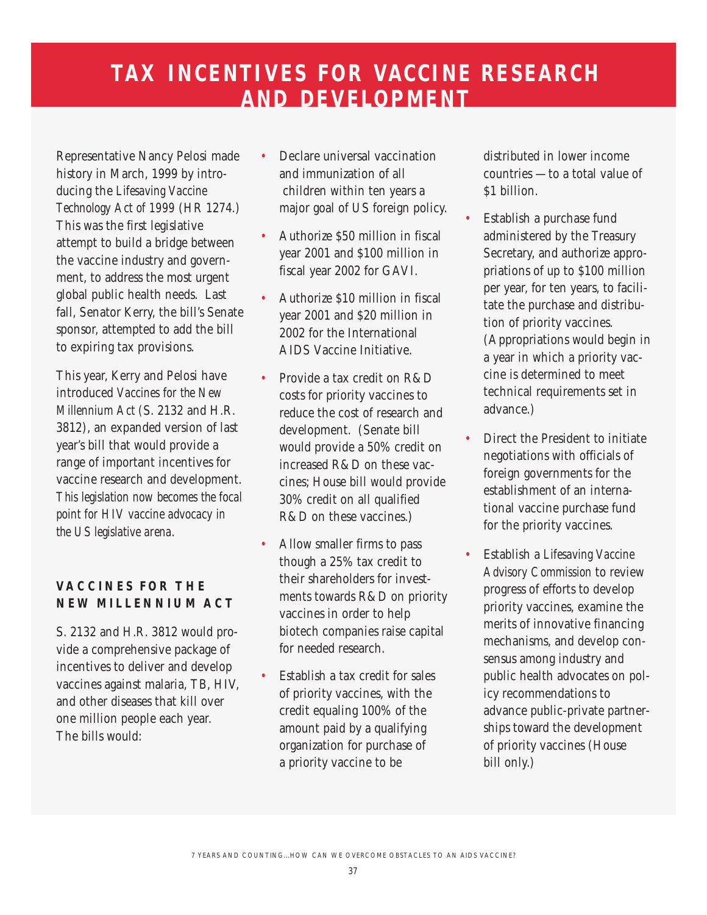# TAX INCENTIVES FOR VACCINE RESEARCH AND DEVELOPMENT

Representative Nancy Pelosi made history in March, 1999 by introducing the *Lifesaving Vaccine Technology Act of 1999* (HR 1274.) This was the first legislative attempt to build a bridge between the vaccine industry and government, to address the most urgent global public health needs. Last fall, Senator Kerry, the bill's Senate sponsor, attempted to add the bill to expiring tax provisions.

This year, Kerry and Pelosi have introduced *Vaccines for the New Millennium Act* (S. 2132 and H.R. 3812), an expanded version of last year's bill that would provide a range of important incentives for vaccine research and development. *This legislation now becomes the focal point for HIV vaccine advocacy in the US legislative arena*.

### VACCINES FOR THE NEW MILLENNIUM ACT

S. 2132 and H.R. 3812 would provide a comprehensive package of incentives to deliver and develop vaccines against malaria, TB, HIV, and other diseases that kill over one million people each year. The bills would:

- Declare universal vaccination and immunization of all children within ten years a major goal of US foreign policy.
- Authorize $50 million in fiscal year 2001 and $100 million in fiscal year 2002 for GAVI.
- Authorize $10 million in fiscal year 2001 and $20 million in 2002 for the International AIDS Vaccine Initiative.
- Provide a tax credit on R&D costs for priority vaccines to reduce the cost of research and development. (Senate bill would provide a 50% credit on increased R&D on these vaccines; House bill would provide 30% credit on all qualified R&D on these vaccines.)
- Allow smaller firms to pass though a 25% tax credit to their shareholders for investments towards R&D on priority vaccines in order to help biotech companies raise capital for needed research.
- Establish a tax credit for sales of priority vaccines, with the credit equaling 100% of the amount paid by a qualifying organization for purchase of a priority vaccine to be distributed in lower income countries — to a total value of $1 billion.
- Establish a purchase fund administered by the Treasury Secretary, and authorize appropriations of up to $100 million per year, for ten years, to facilitate the purchase and distribution of priority vaccines. (Appropriations would begin in a year in which a priority vaccine is determined to meet technical requirements set in advance.)
- Direct the President to initiate negotiations with officials of foreign governments for the establishment of an international vaccine purchase fund for the priority vaccines.
- Establish a *Lifesaving Vaccine Advisory Commission* to review progress of efforts to develop priority vaccines, examine the merits of innovative financing mechanisms, and develop consensus among industry and public health advocates on policy recommendations to advance public-private partnerships toward the development of priority vaccines (House bill only.)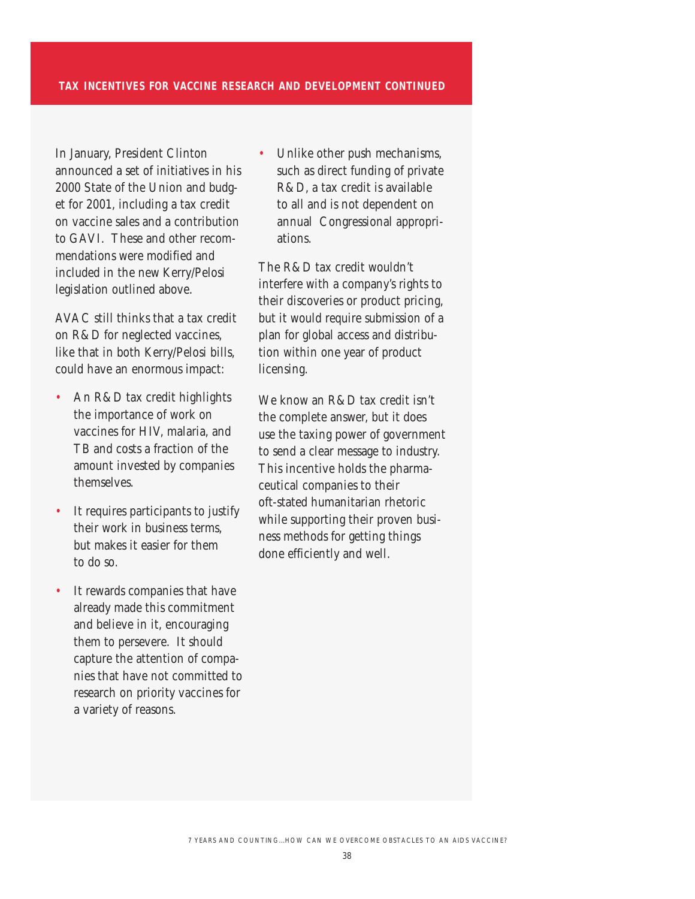## TAX INCENTIVES FOR VACCINE RESEARCH AND DEVELOPMENT CONTINUED

In January, President Clinton announced a set of initiatives in his 2000 State of the Union and budget for 2001, including a tax credit on vaccine sales and a contribution to GAVI. These and other recommendations were modified and included in the new Kerry/Pelosi legislation outlined above.

AVAC still thinks that a tax credit on R&D for neglected vaccines, like that in both Kerry/Pelosi bills, could have an enormous impact:

- An R&D tax credit highlights the importance of work on vaccines for HIV, malaria, and TB and costs a fraction of the amount invested by companies themselves.
- It requires participants to justify their work in business terms, but makes it easier for them to do so.
- It rewards companies that have already made this commitment and believe in it, encouraging them to persevere. It should capture the attention of companies that have not committed to research on priority vaccines for a variety of reasons.
- Unlike other push mechanisms, such as direct funding of private R&D, a tax credit is available to all and is not dependent on annual Congressional appropriations.

The R&D tax credit wouldn't interfere with a company's rights to their discoveries or product pricing, but it would require submission of a plan for global access and distribution within one year of product licensing.

We know an R&D tax credit isn't the complete answer, but it does use the taxing power of government to send a clear message to industry. This incentive holds the pharmaceutical companies to their oft-stated humanitarian rhetoric while supporting their proven business methods for getting things done efficiently and well.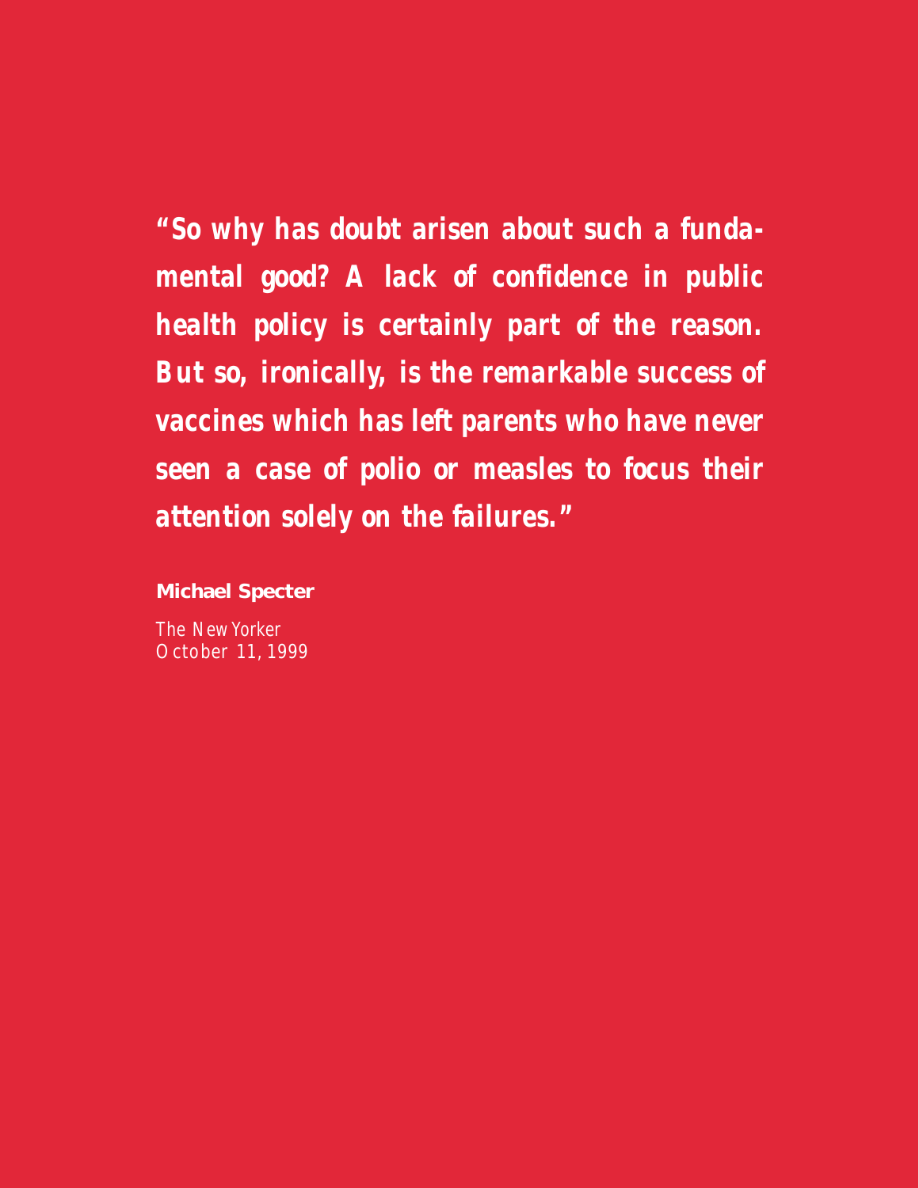***"So why has doubt arisen about such a fundamental good? A lack of confidence in public health policy is certainly part of the reason. But so, ironically, is the remarkable success of vaccines which has left parents who have never seen a case of polio or measles to focus their attention solely on the failures."***

**Michael Specter**

*The New Yorker*
*October 11, 1999*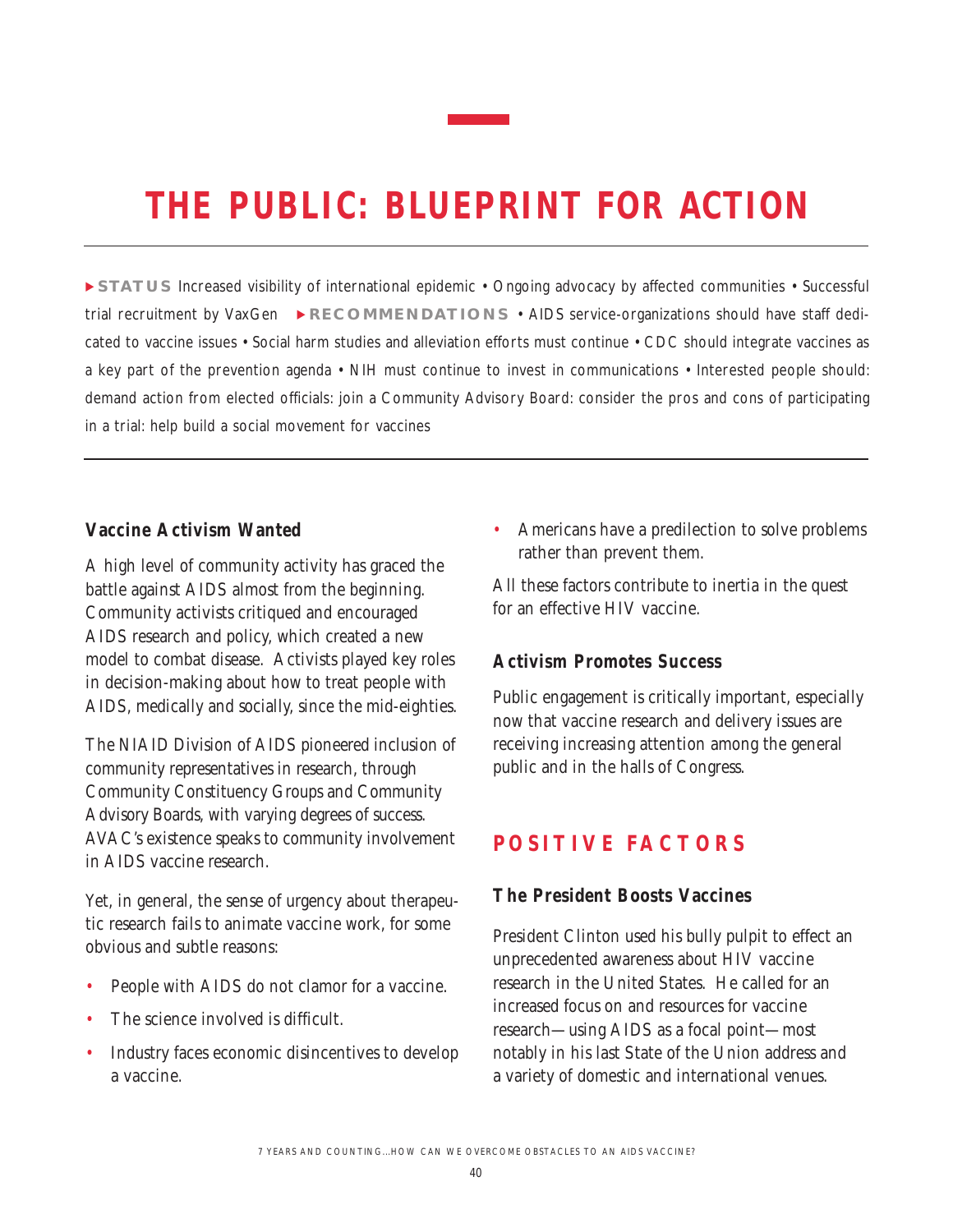# THE PUBLIC: BLUEPRINT FOR ACTION

▶ **STATUS** Increased visibility of international epidemic • Ongoing advocacy by affected communities • Successful trial recruitment by VaxGen ▶ **RECOMMENDATIONS** • AIDS service-organizations should have staff dedicated to vaccine issues • Social harm studies and alleviation efforts must continue • CDC should integrate vaccines as a key part of the prevention agenda • NIH must continue to invest in communications • Interested people should: demand action from elected officials: join a Community Advisory Board: consider the pros and cons of participating in a trial: help build a social movement for vaccines

### Vaccine Activism Wanted

A high level of community activity has graced the battle against AIDS almost from the beginning. Community activists critiqued and encouraged AIDS research and policy, which created a new model to combat disease. Activists played key roles in decision-making about how to treat people with AIDS, medically and socially, since the mid-eighties.

The NIAID Division of AIDS pioneered inclusion of community representatives in research, through Community Constituency Groups and Community Advisory Boards, with varying degrees of success. AVAC's existence speaks to community involvement in AIDS vaccine research.

Yet, in general, the sense of urgency about therapeutic research fails to animate vaccine work, for some obvious and subtle reasons:

- People with AIDS do not clamor for a vaccine.
- The science involved is difficult.
- Industry faces economic disincentives to develop a vaccine.
- Americans have a predilection to solve problems rather than prevent them.

All these factors contribute to inertia in the quest for an effective HIV vaccine.

### Activism Promotes Success

Public engagement is critically important, especially now that vaccine research and delivery issues are receiving increasing attention among the general public and in the halls of Congress.

## POSITIVE FACTORS

### The President Boosts Vaccines

President Clinton used his bully pulpit to effect an unprecedented awareness about HIV vaccine research in the United States. He called for an increased focus on and resources for vaccine research—using AIDS as a focal point—most notably in his last State of the Union address and a variety of domestic and international venues.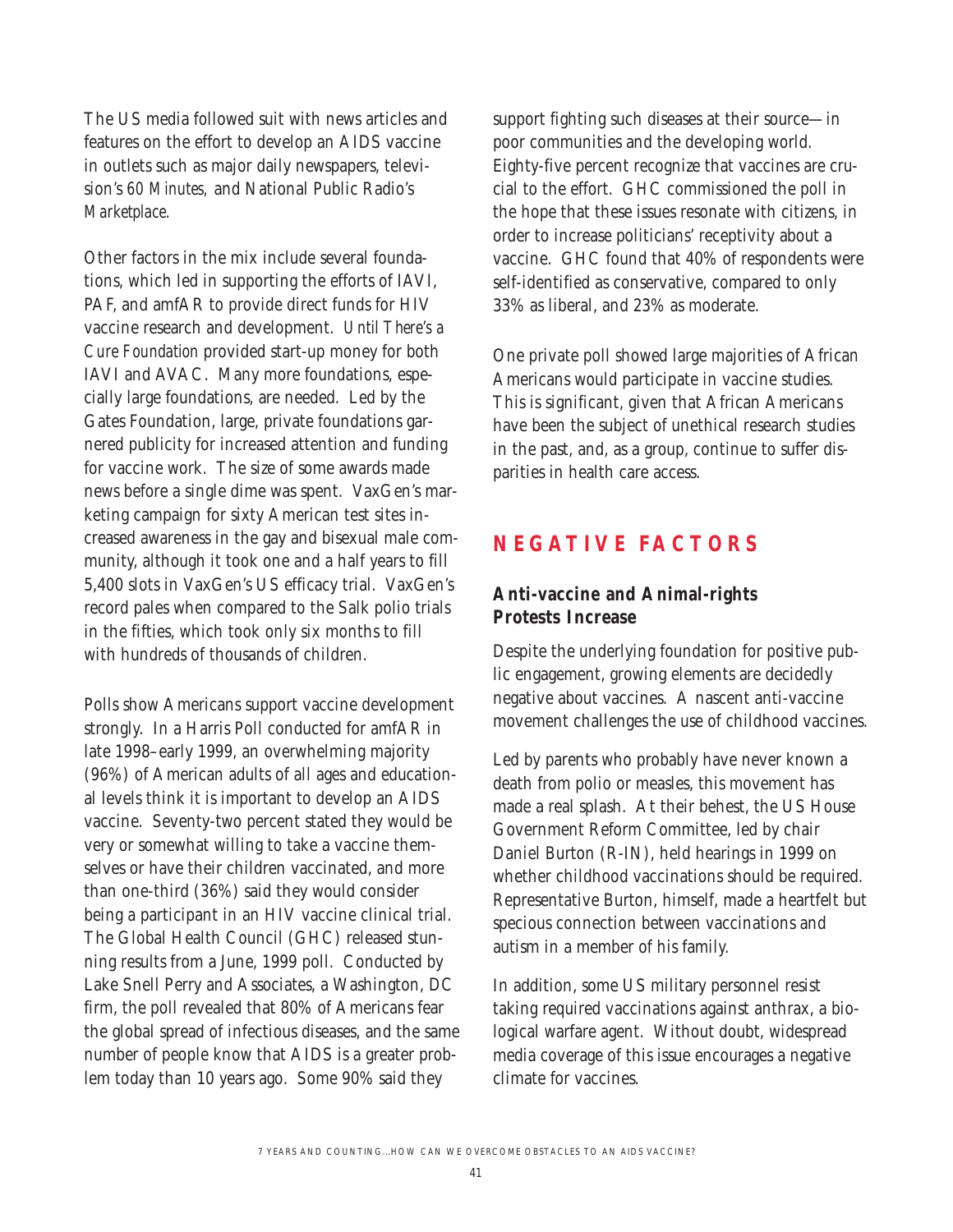The US media followed suit with news articles and features on the effort to develop an AIDS vaccine in outlets such as major daily newspapers, television's *60 Minutes*, and National Public Radio's *Marketplace*.

Other factors in the mix include several foundations, which led in supporting the efforts of IAVI, PAF, and amfAR to provide direct funds for HIV vaccine research and development. *Until There's a Cure Foundation* provided start-up money for both IAVI and AVAC. Many more foundations, especially large foundations, are needed. Led by the Gates Foundation, large, private foundations garnered publicity for increased attention and funding for vaccine work. The size of some awards made news before a single dime was spent. VaxGen's marketing campaign for sixty American test sites increased awareness in the gay and bisexual male community, although it took one and a half years to fill 5,400 slots in VaxGen's US efficacy trial. VaxGen's record pales when compared to the Salk polio trials in the fifties, which took only six months to fill with hundreds of thousands of children.

Polls show Americans support vaccine development strongly. In a Harris Poll conducted for amfAR in late 1998–early 1999, an overwhelming majority (96%) of American adults of all ages and educational levels think it is important to develop an AIDS vaccine. Seventy-two percent stated they would be very or somewhat willing to take a vaccine themselves or have their children vaccinated, and more than one-third (36%) said they would consider being a participant in an HIV vaccine clinical trial. The Global Health Council (GHC) released stunning results from a June, 1999 poll. Conducted by Lake Snell Perry and Associates, a Washington, DC firm, the poll revealed that 80% of Americans fear the global spread of infectious diseases, and the same number of people know that AIDS is a greater problem today than 10 years ago. Some 90% said they support fighting such diseases at their source—in poor communities and the developing world. Eighty-five percent recognize that vaccines are crucial to the effort. GHC commissioned the poll in the hope that these issues resonate with citizens, in order to increase politicians' receptivity about a vaccine. GHC found that 40% of respondents were self-identified as conservative, compared to only 33% as liberal, and 23% as moderate.

One private poll showed large majorities of African Americans would participate in vaccine studies. This is significant, given that African Americans have been the subject of unethical research studies in the past, and, as a group, continue to suffer disparities in health care access.

## NEGATIVE FACTORS

### Anti-vaccine and Animal-rights Protests Increase

Despite the underlying foundation for positive public engagement, growing elements are decidedly negative about vaccines. A nascent anti-vaccine movement challenges the use of childhood vaccines.

Led by parents who probably have never known a death from polio or measles, this movement has made a real splash. At their behest, the US House Government Reform Committee, led by chair Daniel Burton (R-IN), held hearings in 1999 on whether childhood vaccinations should be required. Representative Burton, himself, made a heartfelt but specious connection between vaccinations and autism in a member of his family.

In addition, some US military personnel resist taking required vaccinations against anthrax, a biological warfare agent. Without doubt, widespread media coverage of this issue encourages a negative climate for vaccines.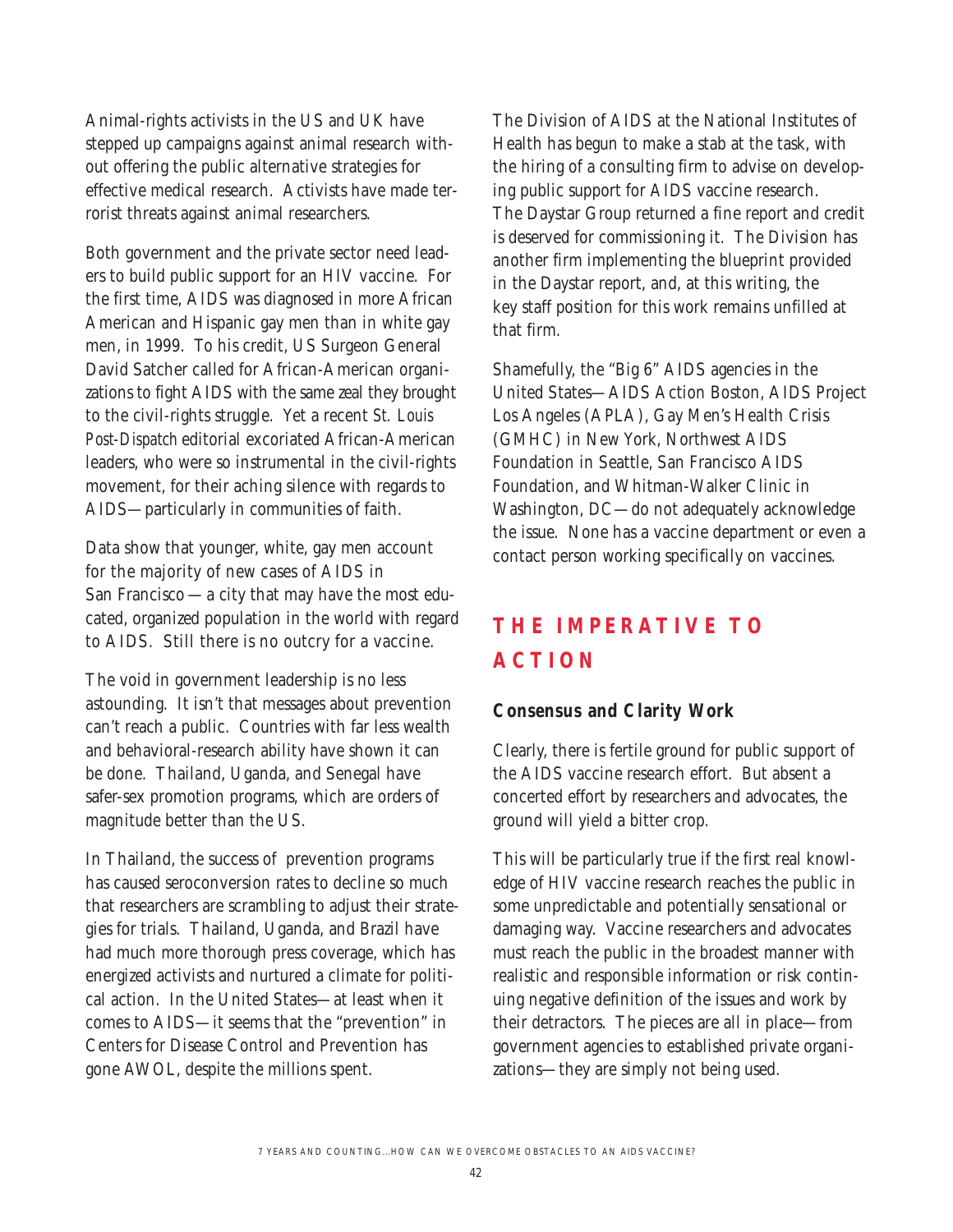Animal-rights activists in the US and UK have stepped up campaigns against animal research without offering the public alternative strategies for effective medical research. Activists have made terrorist threats against animal researchers.

Both government and the private sector need leaders to build public support for an HIV vaccine. For the first time, AIDS was diagnosed in more African American and Hispanic gay men than in white gay men, in 1999. To his credit, US Surgeon General David Satcher called for African-American organizations to fight AIDS with the same zeal they brought to the civil-rights struggle. Yet a recent *St. Louis Post-Dispatch* editorial excoriated African-American leaders, who were so instrumental in the civil-rights movement, for their aching silence with regards to AIDS—particularly in communities of faith.

Data show that younger, white, gay men account for the majority of new cases of AIDS in San Francisco—a city that may have the most educated, organized population in the world with regard to AIDS. Still there is no outcry for a vaccine.

The void in government leadership is no less astounding. It isn't that messages about prevention can't reach a public. Countries with far less wealth and behavioral-research ability have shown it can be done. Thailand, Uganda, and Senegal have safer-sex promotion programs, which are orders of magnitude better than the US.

In Thailand, the success of prevention programs has caused seroconversion rates to decline so much that researchers are scrambling to adjust their strategies for trials. Thailand, Uganda, and Brazil have had much more thorough press coverage, which has energized activists and nurtured a climate for political action. In the United States—at least when it comes to AIDS—it seems that the "prevention" in Centers for Disease Control and Prevention has gone AWOL, despite the millions spent.

The Division of AIDS at the National Institutes of Health has begun to make a stab at the task, with the hiring of a consulting firm to advise on developing public support for AIDS vaccine research. The Daystar Group returned a fine report and credit is deserved for commissioning it. The Division has another firm implementing the blueprint provided in the Daystar report, and, at this writing, the key staff position for this work remains unfilled at that firm.

Shamefully, the "Big 6" AIDS agencies in the United States—AIDS Action Boston, AIDS Project Los Angeles (APLA), Gay Men's Health Crisis (GMHC) in New York, Northwest AIDS Foundation in Seattle, San Francisco AIDS Foundation, and Whitman-Walker Clinic in Washington, DC—do not adequately acknowledge the issue. None has a vaccine department or even a contact person working specifically on vaccines.

## THE IMPERATIVE TO ACTION

### Consensus and Clarity Work

Clearly, there is fertile ground for public support of the AIDS vaccine research effort. But absent a concerted effort by researchers and advocates, the ground will yield a bitter crop.

This will be particularly true if the first real knowledge of HIV vaccine research reaches the public in some unpredictable and potentially sensational or damaging way. Vaccine researchers and advocates must reach the public in the broadest manner with realistic and responsible information or risk continuing negative definition of the issues and work by their detractors. The pieces are all in place—from government agencies to established private organizations—they are simply not being used.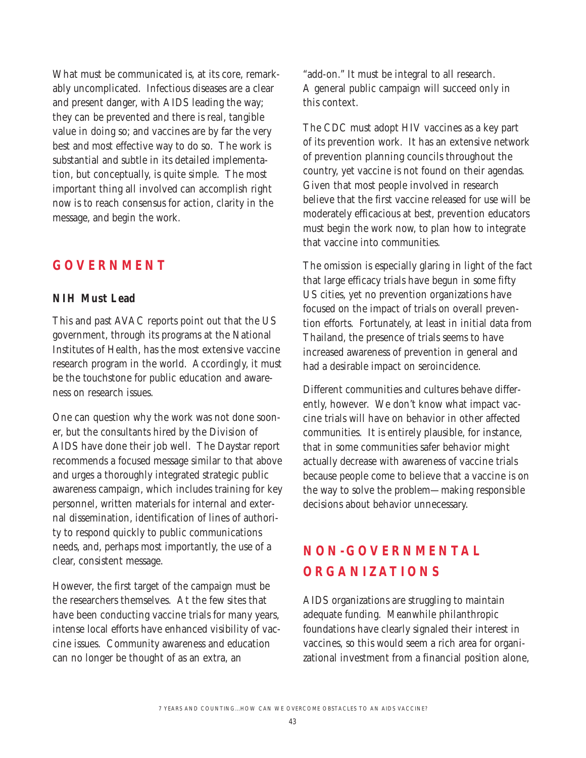What must be communicated is, at its core, remarkably uncomplicated. Infectious diseases are a clear and present danger, with AIDS leading the way; they can be prevented and there is real, tangible value in doing so; and vaccines are by far the very best and most effective way to do so. The work is substantial and subtle in its detailed implementation, but conceptually, is quite simple. The most important thing all involved can accomplish right now is to reach consensus for action, clarity in the message, and begin the work.

## GOVERNMENT

### NIH Must Lead

This and past AVAC reports point out that the US government, through its programs at the National Institutes of Health, has the most extensive vaccine research program in the world. Accordingly, it must be the touchstone for public education and awareness on research issues.

One can question why the work was not done sooner, but the consultants hired by the Division of AIDS have done their job well. The Daystar report recommends a focused message similar to that above and urges a thoroughly integrated strategic public awareness campaign, which includes training for key personnel, written materials for internal and external dissemination, identification of lines of authority to respond quickly to public communications needs, and, perhaps most importantly, the use of a clear, consistent message.

However, the first target of the campaign must be the researchers themselves. At the few sites that have been conducting vaccine trials for many years, intense local efforts have enhanced visibility of vaccine issues. Community awareness and education can no longer be thought of as an extra, an "add-on." It must be integral to all research. A general public campaign will succeed only in this context.

The CDC must adopt HIV vaccines as a key part of its prevention work. It has an extensive network of prevention planning councils throughout the country, yet vaccine is not found on their agendas. Given that most people involved in research believe that the first vaccine released for use will be moderately efficacious at best, prevention educators must begin the work now, to plan how to integrate that vaccine into communities.

The omission is especially glaring in light of the fact that large efficacy trials have begun in some fifty US cities, yet no prevention organizations have focused on the impact of trials on overall prevention efforts. Fortunately, at least in initial data from Thailand, the presence of trials seems to have increased awareness of prevention in general and had a desirable impact on seroincidence.

Different communities and cultures behave differently, however. We don't know what impact vaccine trials will have on behavior in other affected communities. It is entirely plausible, for instance, that in some communities safer behavior might actually decrease with awareness of vaccine trials because people come to believe that a vaccine is on the way to solve the problem—making responsible decisions about behavior unnecessary.

## NON-GOVERNMENTAL ORGANIZATIONS

AIDS organizations are struggling to maintain adequate funding. Meanwhile philanthropic foundations have clearly signaled their interest in vaccines, so this would seem a rich area for organizational investment from a financial position alone,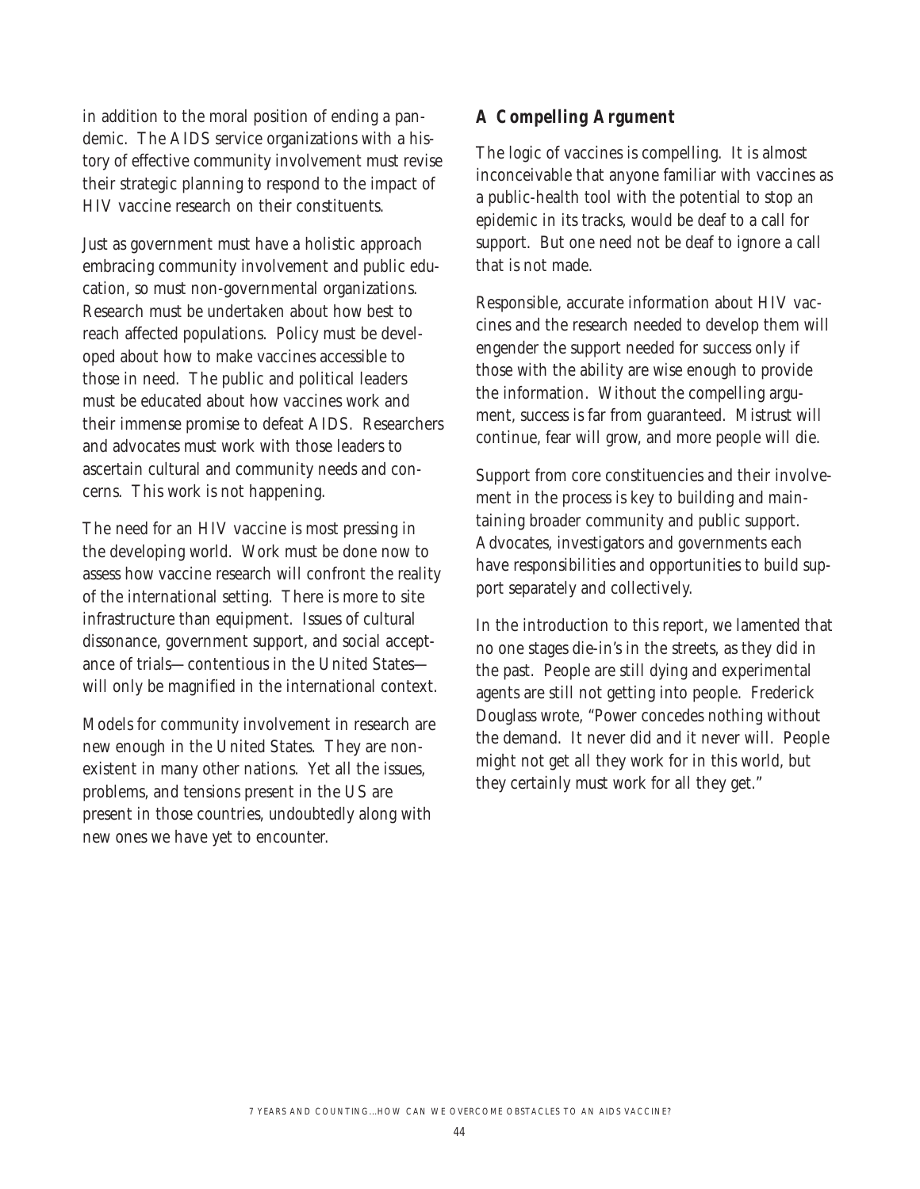in addition to the moral position of ending a pandemic. The AIDS service organizations with a history of effective community involvement must revise their strategic planning to respond to the impact of HIV vaccine research on their constituents.

Just as government must have a holistic approach embracing community involvement and public education, so must non-governmental organizations. Research must be undertaken about how best to reach affected populations. Policy must be developed about how to make vaccines accessible to those in need. The public and political leaders must be educated about how vaccines work and their immense promise to defeat AIDS. Researchers and advocates must work with those leaders to ascertain cultural and community needs and concerns. This work is not happening.

The need for an HIV vaccine is most pressing in the developing world. Work must be done now to assess how vaccine research will confront the reality of the international setting. There is more to site infrastructure than equipment. Issues of cultural dissonance, government support, and social acceptance of trials—contentious in the United States—will only be magnified in the international context.

Models for community involvement in research are new enough in the United States. They are nonexistent in many other nations. Yet all the issues, problems, and tensions present in the US are present in those countries, undoubtedly along with new ones we have yet to encounter.

### A Compelling Argument

The logic of vaccines is compelling. It is almost inconceivable that anyone familiar with vaccines as a public-health tool with the potential to stop an epidemic in its tracks, would be deaf to a call for support. But one need not be deaf to ignore a call that is not made.

Responsible, accurate information about HIV vaccines and the research needed to develop them will engender the support needed for success only if those with the ability are wise enough to provide the information. Without the compelling argument, success is far from guaranteed. Mistrust will continue, fear will grow, and more people will die.

Support from core constituencies and their involvement in the process is key to building and maintaining broader community and public support. Advocates, investigators and governments each have responsibilities and opportunities to build support separately and collectively.

In the introduction to this report, we lamented that no one stages die-in's in the streets, as they did in the past. People are still dying and experimental agents are still not getting into people. Frederick Douglass wrote, "Power concedes nothing without the demand. It never did and it never will. People might not get all they work for in this world, but they certainly must work for all they get."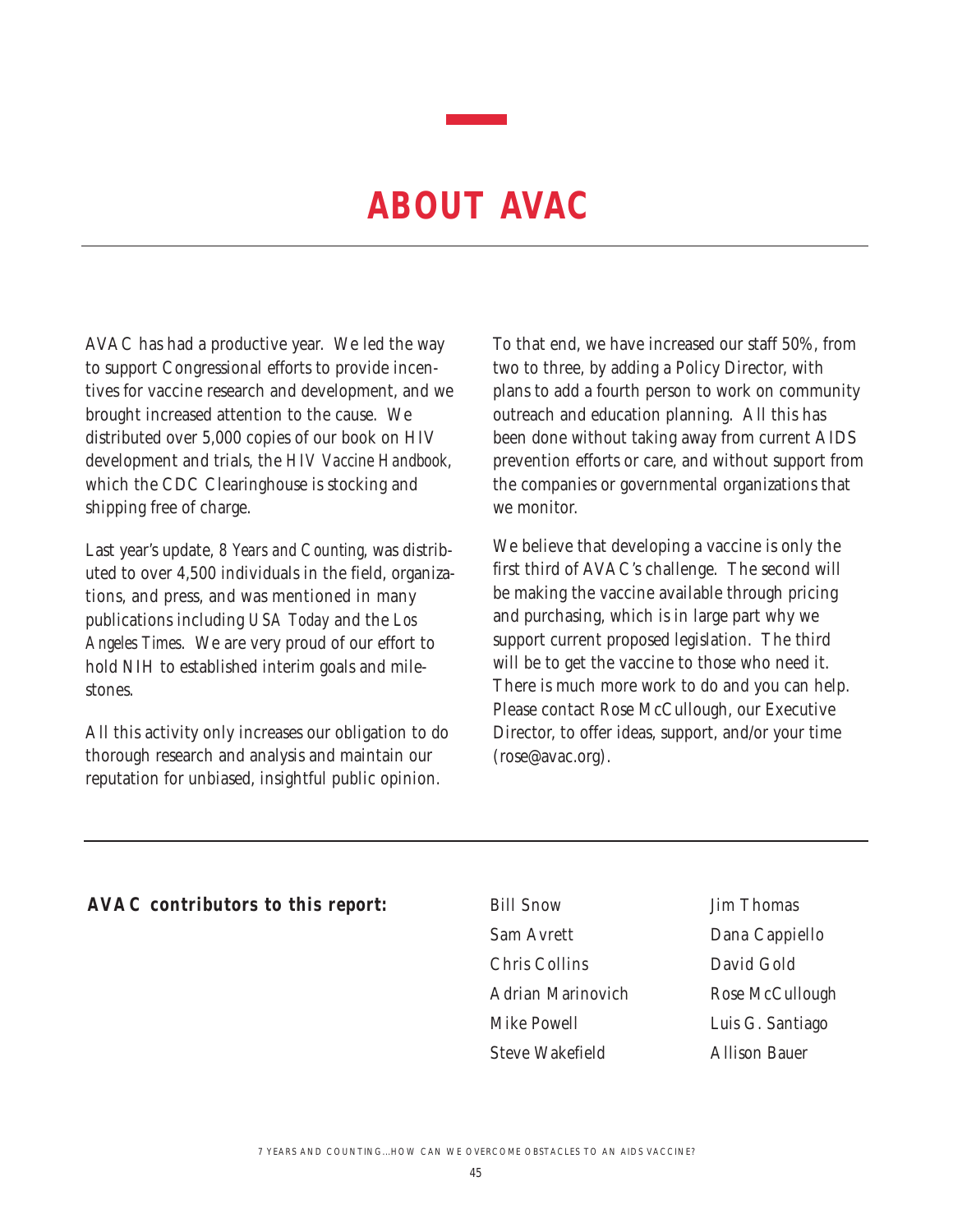# ABOUT AVAC

AVAC has had a productive year. We led the way to support Congressional efforts to provide incentives for vaccine research and development, and we brought increased attention to the cause. We distributed over 5,000 copies of our book on HIV development and trials, the *HIV Vaccine Handbook*, which the CDC Clearinghouse is stocking and shipping free of charge.

Last year's update, *8 Years and Counting*, was distributed to over 4,500 individuals in the field, organizations, and press, and was mentioned in many publications including *USA Today* and the *Los Angeles Times*. We are very proud of our effort to hold NIH to established interim goals and milestones.

All this activity only increases our obligation to do thorough research and analysis and maintain our reputation for unbiased, insightful public opinion.

To that end, we have increased our staff 50%, from two to three, by adding a Policy Director, with plans to add a fourth person to work on community outreach and education planning. All this has been done without taking away from current AIDS prevention efforts or care, and without support from the companies or governmental organizations that we monitor.

We believe that developing a vaccine is only the first third of AVAC's challenge. The second will be making the vaccine available through pricing and purchasing, which is in large part why we support current proposed legislation. The third will be to get the vaccine to those who need it. There is much more work to do and you can help. Please contact Rose McCullough, our Executive Director, to offer ideas, support, and/or your time (rose@avac.org).

**AVAC contributors to this report:**

Bill Snow
Sam Avrett
Chris Collins
Adrian Marinovich
Mike Powell
Steve Wakefield
Jim Thomas
Dana Cappiello
David Gold
Rose McCullough
Luis G. Santiago
Allison Bauer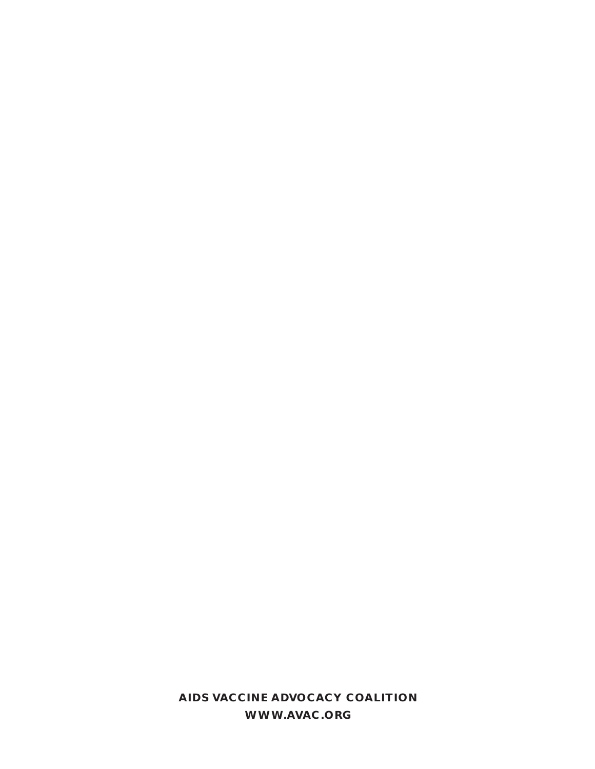**AIDS VACCINE ADVOCACY COALITION**

**WWW.AVAC.ORG**